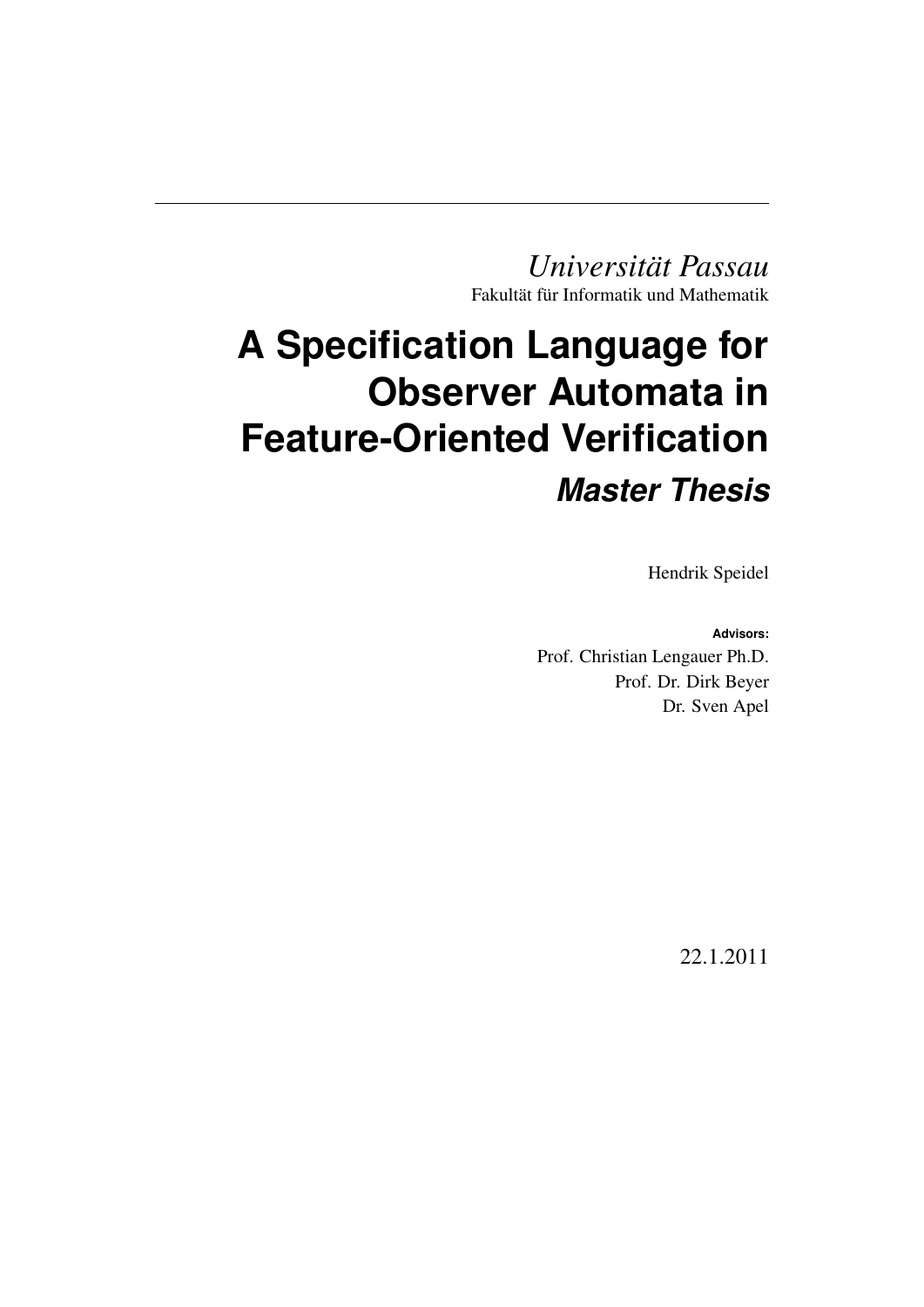*Universität Passau*

Fakultät für Informatik und Mathematik

# A Specification Language for Observer Automata in Feature-Oriented Verification

## *Master Thesis*

Hendrik Speidel

**Advisors:**

Prof. Christian Lengauer Ph.D.

Prof. Dr. Dirk Beyer

Dr. Sven Apel

22.1.2011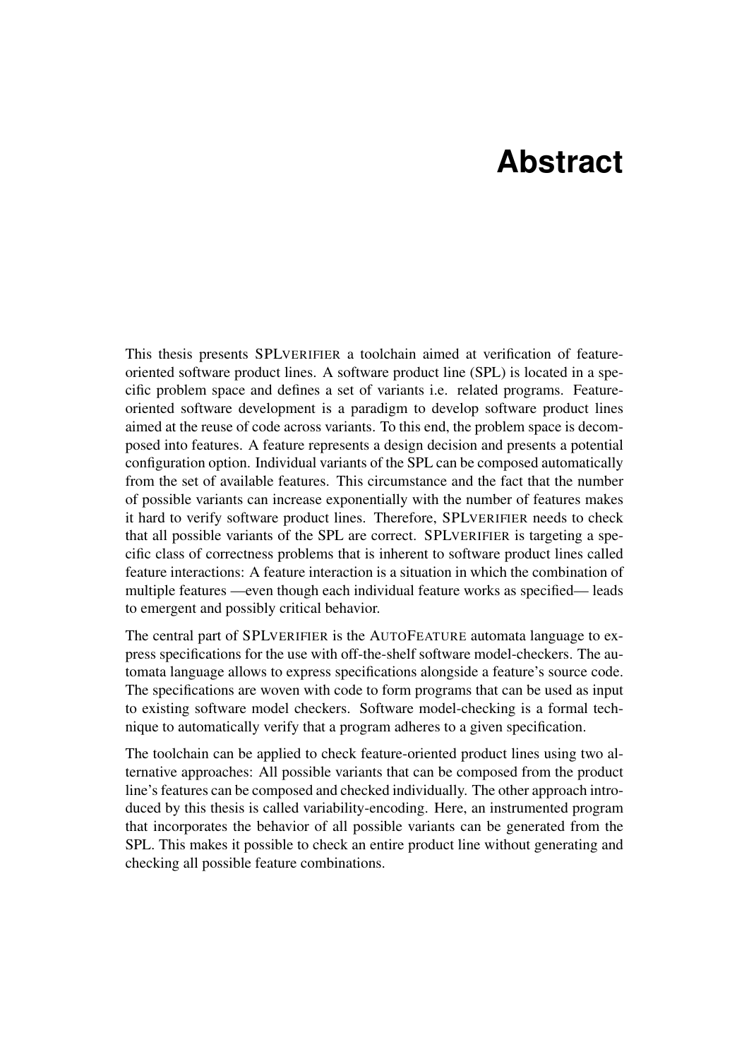# Abstract

This thesis presents SPLVERIFIER a toolchain aimed at verification of feature-oriented software product lines. A software product line (SPL) is located in a specific problem space and defines a set of variants i.e. related programs. Feature-oriented software development is a paradigm to develop software product lines aimed at the reuse of code across variants. To this end, the problem space is decomposed into features. A feature represents a design decision and presents a potential configuration option. Individual variants of the SPL can be composed automatically from the set of available features. This circumstance and the fact that the number of possible variants can increase exponentially with the number of features makes it hard to verify software product lines. Therefore, SPLVERIFIER needs to check that all possible variants of the SPL are correct. SPLVERIFIER is targeting a specific class of correctness problems that is inherent to software product lines called feature interactions: A feature interaction is a situation in which the combination of multiple features —even though each individual feature works as specified— leads to emergent and possibly critical behavior.

The central part of SPLVERIFIER is the AUTOFEATURE automata language to express specifications for the use with off-the-shelf software model-checkers. The automata language allows to express specifications alongside a feature's source code. The specifications are woven with code to form programs that can be used as input to existing software model checkers. Software model-checking is a formal technique to automatically verify that a program adheres to a given specification.

The toolchain can be applied to check feature-oriented product lines using two alternative approaches: All possible variants that can be composed from the product line's features can be composed and checked individually. The other approach introduced by this thesis is called variability-encoding. Here, an instrumented program that incorporates the behavior of all possible variants can be generated from the SPL. This makes it possible to check an entire product line without generating and checking all possible feature combinations.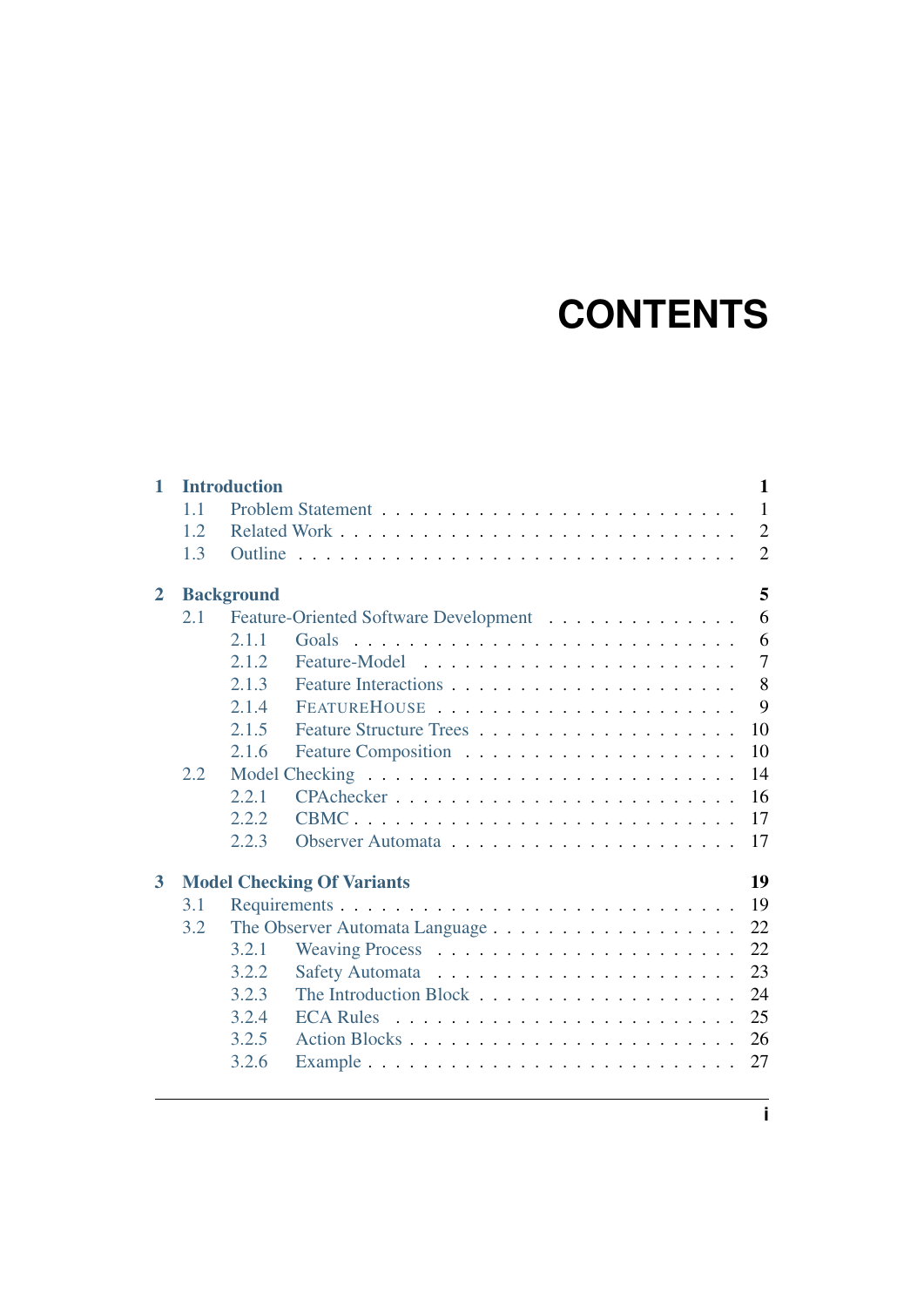# CONTENTS

**1 Introduction** **1**
- 1.1 Problem Statement . . . . . . . . . . . . . . . . . . . . . . . . . 1
- 1.2 Related Work . . . . . . . . . . . . . . . . . . . . . . . . . . 2
- 1.3 Outline . . . . . . . . . . . . . . . . . . . . . . . . . . . . 2

**2 Background** **5**
- 2.1 Feature-Oriented Software Development . . . . . . . . . . . . . 6
  - 2.1.1 Goals . . . . . . . . . . . . . . . . . . . . . . . . . 6
  - 2.1.2 Feature-Model . . . . . . . . . . . . . . . . . . . . . 7
  - 2.1.3 Feature Interactions . . . . . . . . . . . . . . . . . . 8
  - 2.1.4 FEATUREHOUSE . . . . . . . . . . . . . . . . . . . . 9
  - 2.1.5 Feature Structure Trees . . . . . . . . . . . . . . . . 10
  - 2.1.6 Feature Composition . . . . . . . . . . . . . . . . . 10
- 2.2 Model Checking . . . . . . . . . . . . . . . . . . . . . . . . 14
  - 2.2.1 CPAchecker . . . . . . . . . . . . . . . . . . . . . . 16
  - 2.2.2 CBMC . . . . . . . . . . . . . . . . . . . . . . . . 17
  - 2.2.3 Observer Automata . . . . . . . . . . . . . . . . . . 17

**3 Model Checking Of Variants** **19**
- 3.1 Requirements . . . . . . . . . . . . . . . . . . . . . . . . . 19
- 3.2 The Observer Automata Language . . . . . . . . . . . . . . . . 22
  - 3.2.1 Weaving Process . . . . . . . . . . . . . . . . . . . . 22
  - 3.2.2 Safety Automata . . . . . . . . . . . . . . . . . . . . 23
  - 3.2.3 The Introduction Block . . . . . . . . . . . . . . . . . 24
  - 3.2.4 ECA Rules . . . . . . . . . . . . . . . . . . . . . . 25
  - 3.2.5 Action Blocks . . . . . . . . . . . . . . . . . . . . . 26
  - 3.2.6 Example . . . . . . . . . . . . . . . . . . . . . . . 27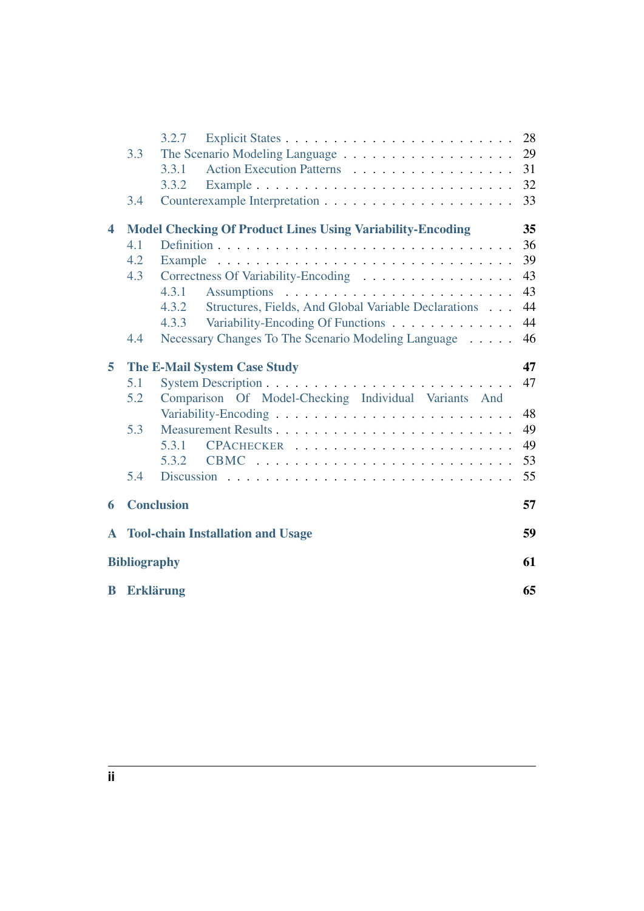3.2.7 Explicit States . . . . . . . . . . . . . . . . . . . . . . . 28
3.3 The Scenario Modeling Language . . . . . . . . . . . . . . . . . . 29
3.3.1 Action Execution Patterns . . . . . . . . . . . . . . . . . 31
3.3.2 Example . . . . . . . . . . . . . . . . . . . . . . . . . . 32
3.4 Counterexample Interpretation . . . . . . . . . . . . . . . . . . . 33

**4 Model Checking Of Product Lines Using Variability-Encoding 35**
4.1 Definition . . . . . . . . . . . . . . . . . . . . . . . . . . . . . 36
4.2 Example . . . . . . . . . . . . . . . . . . . . . . . . . . . . . . 39
4.3 Correctness Of Variability-Encoding . . . . . . . . . . . . . . . . 43
4.3.1 Assumptions . . . . . . . . . . . . . . . . . . . . . . . . 43
4.3.2 Structures, Fields, And Global Variable Declarations . . . 44
4.3.3 Variability-Encoding Of Functions . . . . . . . . . . . . . 44
4.4 Necessary Changes To The Scenario Modeling Language . . . . . 46

**5 The E-Mail System Case Study 47**
5.1 System Description . . . . . . . . . . . . . . . . . . . . . . . . . 47
5.2 Comparison Of Model-Checking Individual Variants And Variability-Encoding . . . . . . . . . . . . . . . . . . . . . . . 48
5.3 Measurement Results . . . . . . . . . . . . . . . . . . . . . . . . 49
5.3.1 CPAchecker . . . . . . . . . . . . . . . . . . . . . . . . 49
5.3.2 CBMC . . . . . . . . . . . . . . . . . . . . . . . . . . . 53
5.4 Discussion . . . . . . . . . . . . . . . . . . . . . . . . . . . . . 55

**6 Conclusion 57**

**A Tool-chain Installation and Usage 59**

**Bibliography 61**

**B Erklärung 65**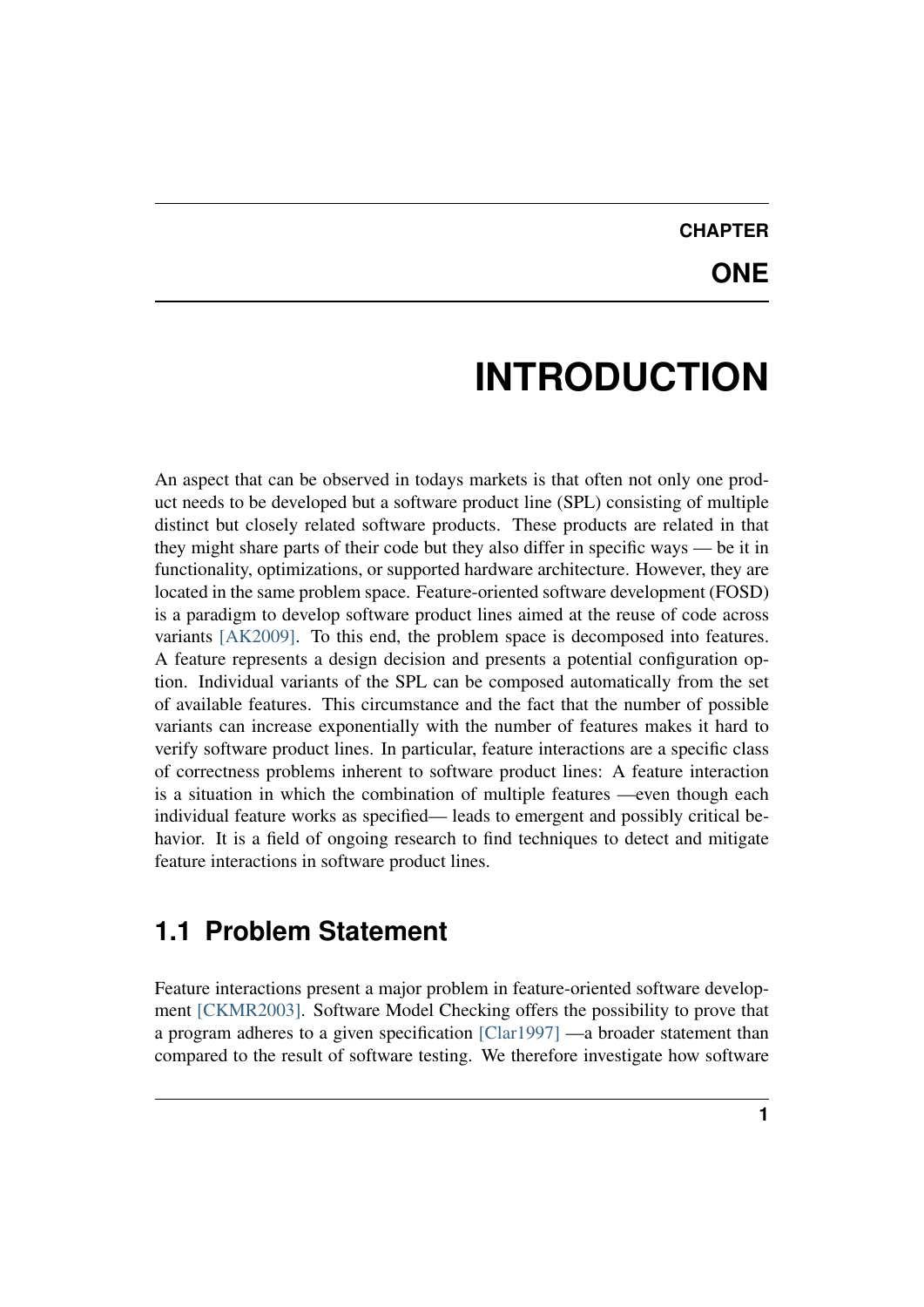# CHAPTER ONE

# INTRODUCTION

An aspect that can be observed in todays markets is that often not only one product needs to be developed but a software product line (SPL) consisting of multiple distinct but closely related software products. These products are related in that they might share parts of their code but they also differ in specific ways — be it in functionality, optimizations, or supported hardware architecture. However, they are located in the same problem space. Feature-oriented software development (FOSD) is a paradigm to develop software product lines aimed at the reuse of code across variants [AK2009]. To this end, the problem space is decomposed into features. A feature represents a design decision and presents a potential configuration option. Individual variants of the SPL can be composed automatically from the set of available features. This circumstance and the fact that the number of possible variants can increase exponentially with the number of features makes it hard to verify software product lines. In particular, feature interactions are a specific class of correctness problems inherent to software product lines: A feature interaction is a situation in which the combination of multiple features —even though each individual feature works as specified— leads to emergent and possibly critical behavior. It is a field of ongoing research to find techniques to detect and mitigate feature interactions in software product lines.

## 1.1 Problem Statement

Feature interactions present a major problem in feature-oriented software development [CKMR2003]. Software Model Checking offers the possibility to prove that a program adheres to a given specification [Clar1997] —a broader statement than compared to the result of software testing. We therefore investigate how software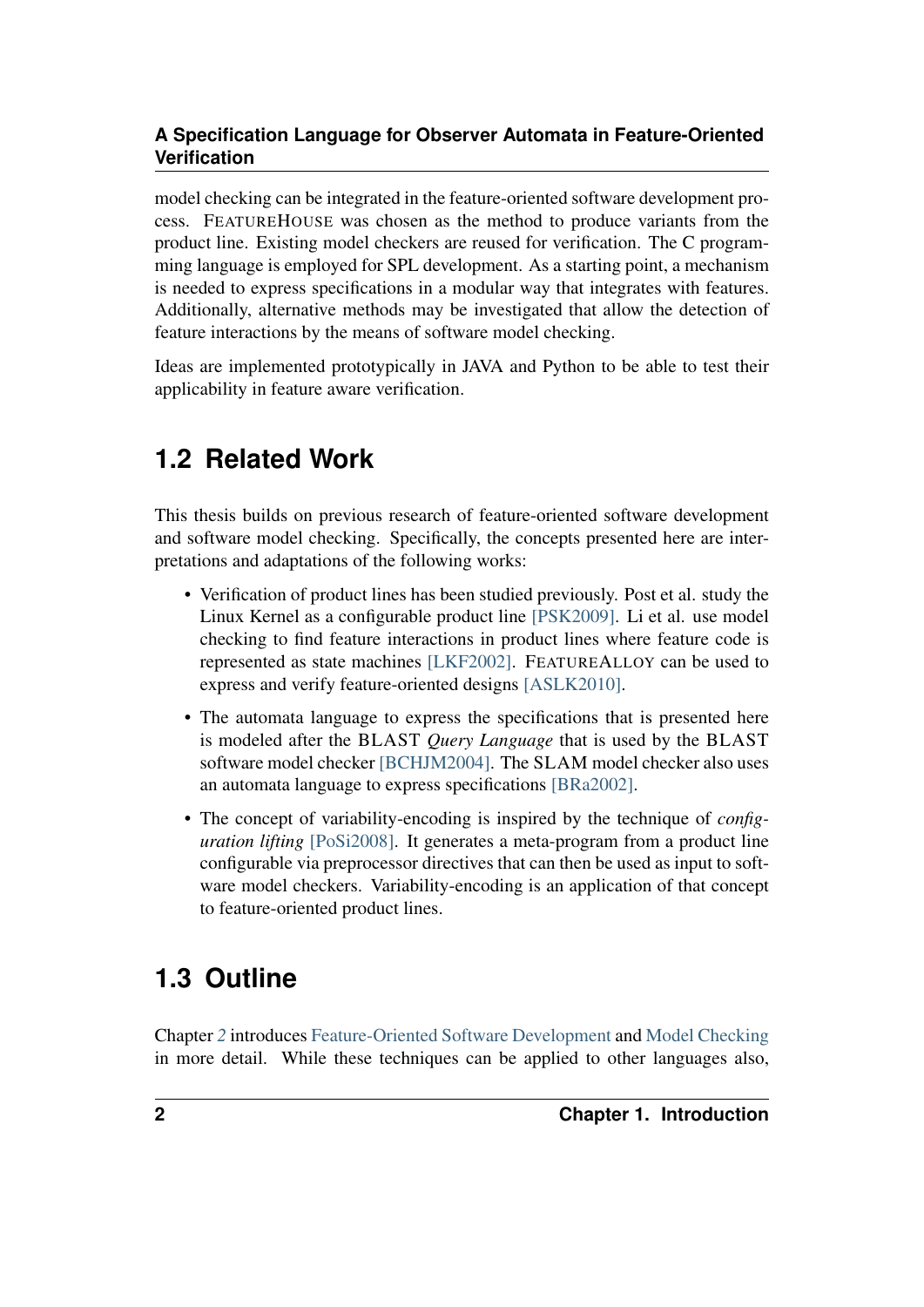model checking can be integrated in the feature-oriented software development process. FEATUREHOUSE was chosen as the method to produce variants from the product line. Existing model checkers are reused for verification. The C programming language is employed for SPL development. As a starting point, a mechanism is needed to express specifications in a modular way that integrates with features. Additionally, alternative methods may be investigated that allow the detection of feature interactions by the means of software model checking.

Ideas are implemented prototypically in JAVA and Python to be able to test their applicability in feature aware verification.

## 1.2 Related Work

This thesis builds on previous research of feature-oriented software development and software model checking. Specifically, the concepts presented here are interpretations and adaptations of the following works:

- Verification of product lines has been studied previously. Post et al. study the Linux Kernel as a configurable product line [PSK2009]. Li et al. use model checking to find feature interactions in product lines where feature code is represented as state machines [LKF2002]. FEATUREALLOY can be used to express and verify feature-oriented designs [ASLK2010].
- The automata language to express the specifications that is presented here is modeled after the BLAST *Query Language* that is used by the BLAST software model checker [BCHJM2004]. The SLAM model checker also uses an automata language to express specifications [BRa2002].
- The concept of variability-encoding is inspired by the technique of *configuration lifting* [PoSi2008]. It generates a meta-program from a product line configurable via preprocessor directives that can then be used as input to software model checkers. Variability-encoding is an application of that concept to feature-oriented product lines.

## 1.3 Outline

Chapter *2* introduces Feature-Oriented Software Development and Model Checking in more detail. While these techniques can be applied to other languages also,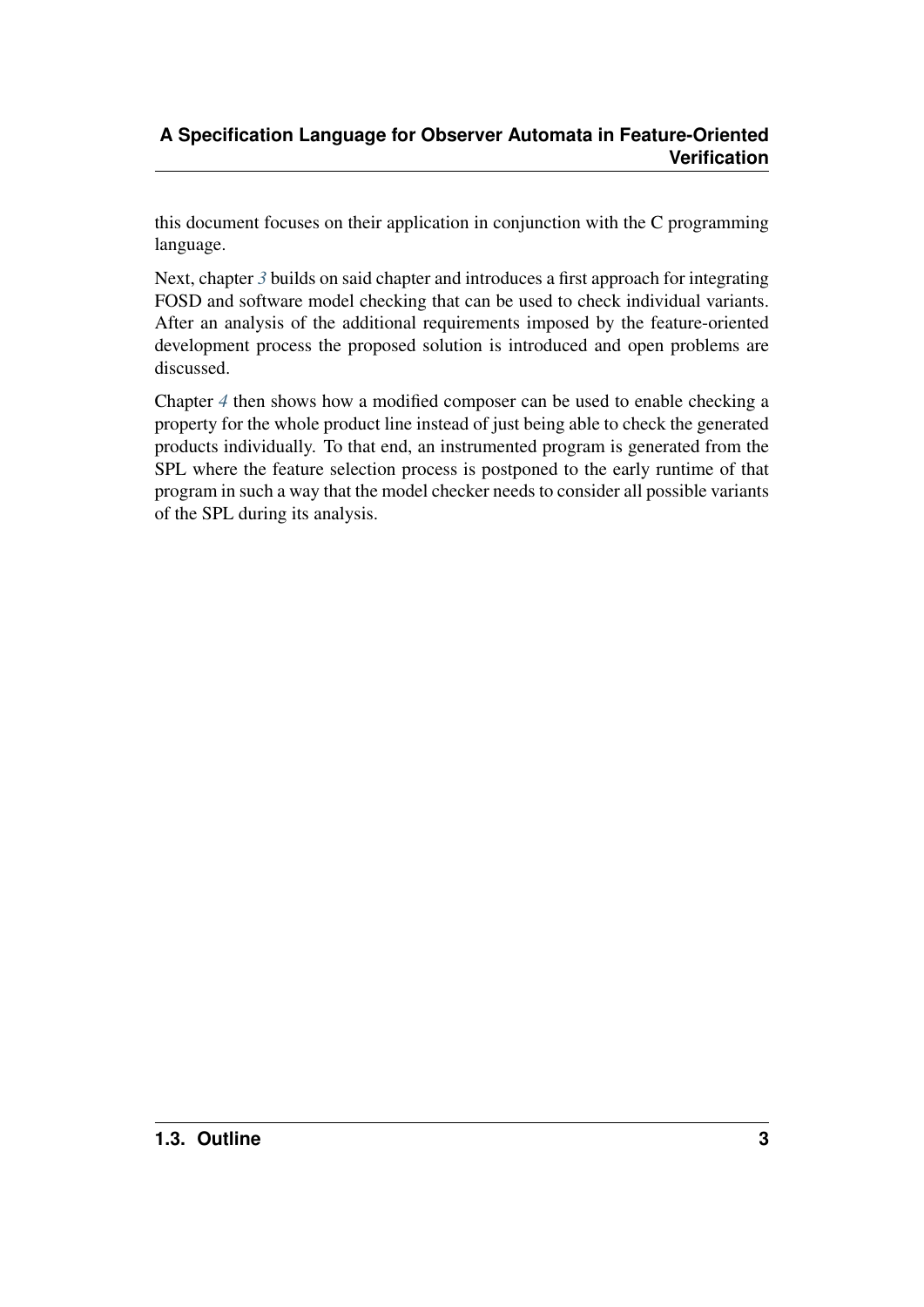this document focuses on their application in conjunction with the C programming language.

Next, chapter 3 builds on said chapter and introduces a first approach for integrating FOSD and software model checking that can be used to check individual variants. After an analysis of the additional requirements imposed by the feature-oriented development process the proposed solution is introduced and open problems are discussed.

Chapter 4 then shows how a modified composer can be used to enable checking a property for the whole product line instead of just being able to check the generated products individually. To that end, an instrumented program is generated from the SPL where the feature selection process is postponed to the early runtime of that program in such a way that the model checker needs to consider all possible variants of the SPL during its analysis.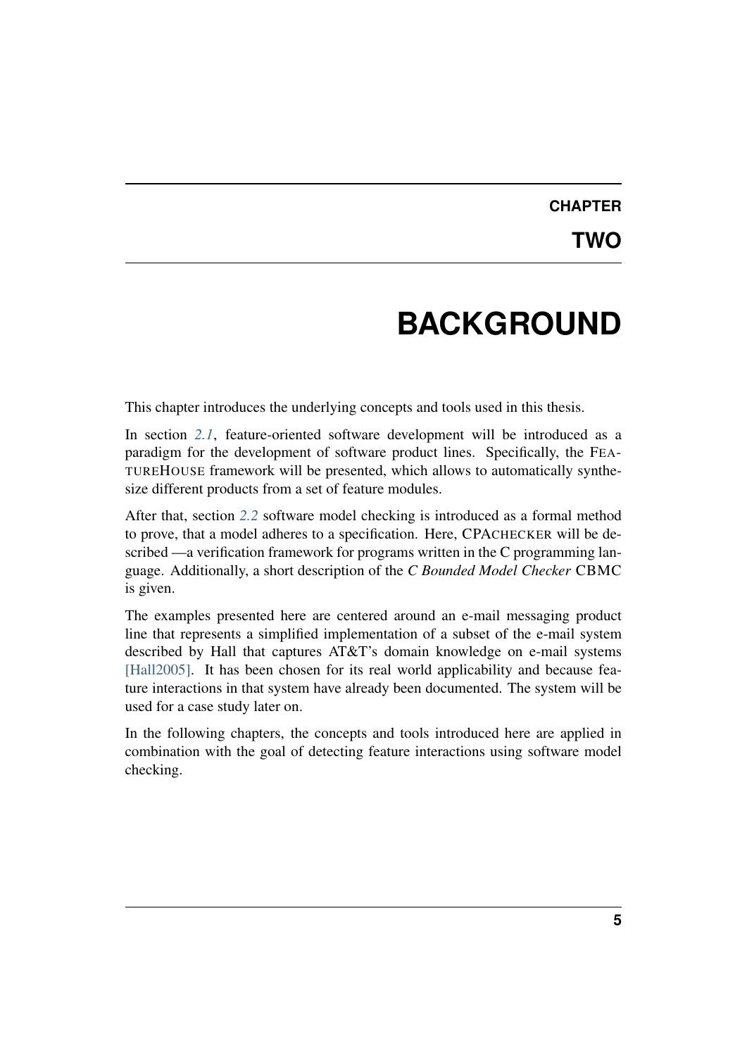# CHAPTER TWO

# BACKGROUND

This chapter introduces the underlying concepts and tools used in this thesis.

In section *2.1*, feature-oriented software development will be introduced as a paradigm for the development of software product lines. Specifically, the FEATUREHOUSE framework will be presented, which allows to automatically synthesize different products from a set of feature modules.

After that, section *2.2* software model checking is introduced as a formal method to prove, that a model adheres to a specification. Here, CPACHECKER will be described —a verification framework for programs written in the C programming language. Additionally, a short description of the *C Bounded Model Checker* CBMC is given.

The examples presented here are centered around an e-mail messaging product line that represents a simplified implementation of a subset of the e-mail system described by Hall that captures AT&T's domain knowledge on e-mail systems [Hall2005]. It has been chosen for its real world applicability and because feature interactions in that system have already been documented. The system will be used for a case study later on.

In the following chapters, the concepts and tools introduced here are applied in combination with the goal of detecting feature interactions using software model checking.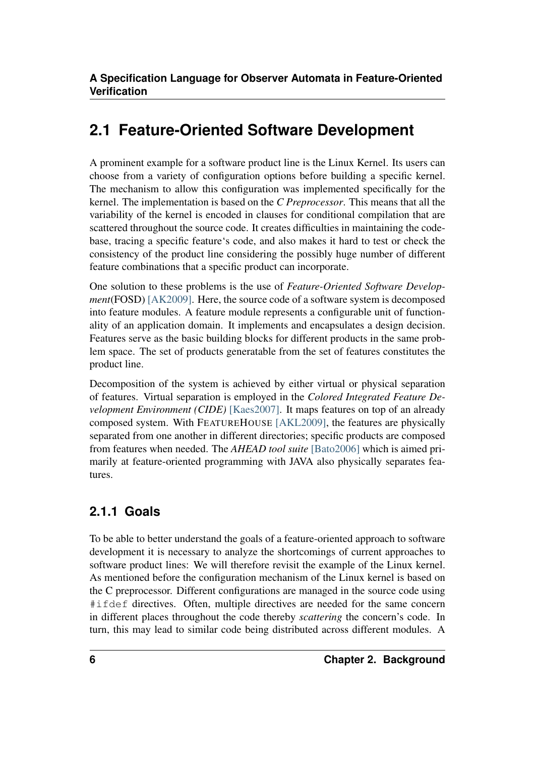## 2.1 Feature-Oriented Software Development

A prominent example for a software product line is the Linux Kernel. Its users can choose from a variety of configuration options before building a specific kernel. The mechanism to allow this configuration was implemented specifically for the kernel. The implementation is based on the *C Preprocessor*. This means that all the variability of the kernel is encoded in clauses for conditional compilation that are scattered throughout the source code. It creates difficulties in maintaining the codebase, tracing a specific feature‘s code, and also makes it hard to test or check the consistency of the product line considering the possibly huge number of different feature combinations that a specific product can incorporate.

One solution to these problems is the use of *Feature-Oriented Software Development*(FOSD) [AK2009]. Here, the source code of a software system is decomposed into feature modules. A feature module represents a configurable unit of functionality of an application domain. It implements and encapsulates a design decision. Features serve as the basic building blocks for different products in the same problem space. The set of products generatable from the set of features constitutes the product line.

Decomposition of the system is achieved by either virtual or physical separation of features. Virtual separation is employed in the *Colored Integrated Feature Development Environment (CIDE)* [Kaes2007]. It maps features on top of an already composed system. With FEATUREHOUSE [AKL2009], the features are physically separated from one another in different directories; specific products are composed from features when needed. The *AHEAD tool suite* [Bato2006] which is aimed primarily at feature-oriented programming with JAVA also physically separates features.

### 2.1.1 Goals

To be able to better understand the goals of a feature-oriented approach to software development it is necessary to analyze the shortcomings of current approaches to software product lines: We will therefore revisit the example of the Linux kernel. As mentioned before the configuration mechanism of the Linux kernel is based on the C preprocessor. Different configurations are managed in the source code using `#ifdef` directives. Often, multiple directives are needed for the same concern in different places throughout the code thereby *scattering* the concern's code. In turn, this may lead to similar code being distributed across different modules. A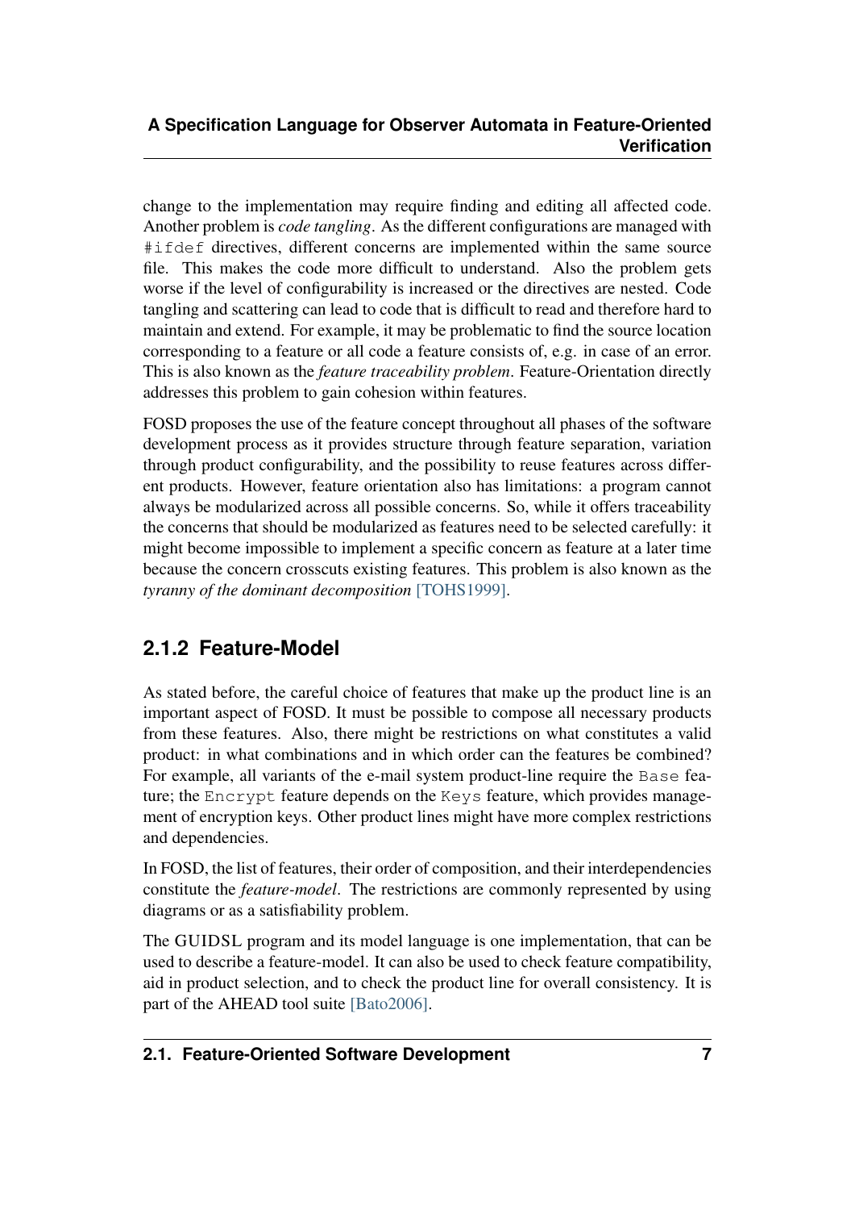change to the implementation may require finding and editing all affected code. Another problem is *code tangling*. As the different configurations are managed with `#ifdef` directives, different concerns are implemented within the same source file. This makes the code more difficult to understand. Also the problem gets worse if the level of configurability is increased or the directives are nested. Code tangling and scattering can lead to code that is difficult to read and therefore hard to maintain and extend. For example, it may be problematic to find the source location corresponding to a feature or all code a feature consists of, e.g. in case of an error. This is also known as the *feature traceability problem*. Feature-Orientation directly addresses this problem to gain cohesion within features.

FOSD proposes the use of the feature concept throughout all phases of the software development process as it provides structure through feature separation, variation through product configurability, and the possibility to reuse features across different products. However, feature orientation also has limitations: a program cannot always be modularized across all possible concerns. So, while it offers traceability the concerns that should be modularized as features need to be selected carefully: it might become impossible to implement a specific concern as feature at a later time because the concern crosscuts existing features. This problem is also known as the *tyranny of the dominant decomposition* [TOHS1999].

### 2.1.2 Feature-Model

As stated before, the careful choice of features that make up the product line is an important aspect of FOSD. It must be possible to compose all necessary products from these features. Also, there might be restrictions on what constitutes a valid product: in what combinations and in which order can the features be combined? For example, all variants of the e-mail system product-line require the `Base` feature; the `Encrypt` feature depends on the `Keys` feature, which provides management of encryption keys. Other product lines might have more complex restrictions and dependencies.

In FOSD, the list of features, their order of composition, and their interdependencies constitute the *feature-model*. The restrictions are commonly represented by using diagrams or as a satisfiability problem.

The GUIDSL program and its model language is one implementation, that can be used to describe a feature-model. It can also be used to check feature compatibility, aid in product selection, and to check the product line for overall consistency. It is part of the AHEAD tool suite [Bato2006].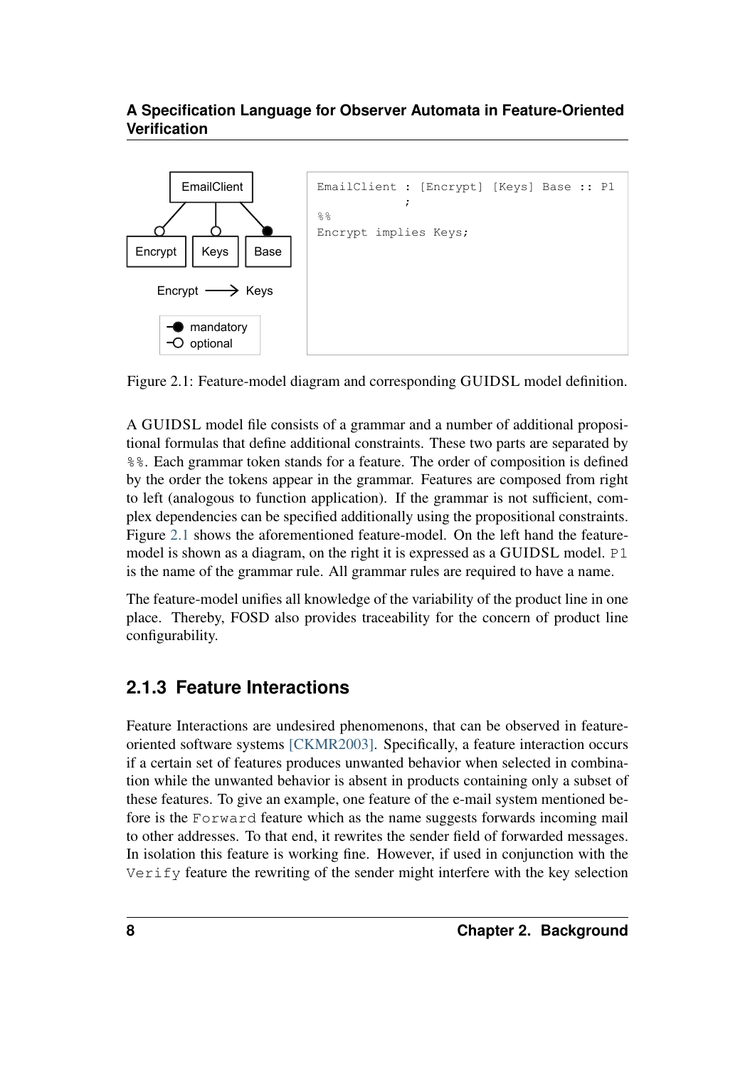```
EmailClient : [Encrypt] [Keys] Base :: P1
            ;
%%
Encrypt implies Keys;
```

Figure 2.1: Feature-model diagram and corresponding GUIDSL model definition.

A GUIDSL model file consists of a grammar and a number of additional propositional formulas that define additional constraints. These two parts are separated by %%. Each grammar token stands for a feature. The order of composition is defined by the order the tokens appear in the grammar. Features are composed from right to left (analogous to function application). If the grammar is not sufficient, complex dependencies can be specified additionally using the propositional constraints. Figure 2.1 shows the aforementioned feature-model. On the left hand the feature-model is shown as a diagram, on the right it is expressed as a GUIDSL model. P1 is the name of the grammar rule. All grammar rules are required to have a name.

The feature-model unifies all knowledge of the variability of the product line in one place. Thereby, FOSD also provides traceability for the concern of product line configurability.

### 2.1.3 Feature Interactions

Feature Interactions are undesired phenomenons, that can be observed in feature-oriented software systems [CKMR2003]. Specifically, a feature interaction occurs if a certain set of features produces unwanted behavior when selected in combination while the unwanted behavior is absent in products containing only a subset of these features. To give an example, one feature of the e-mail system mentioned before is the Forward feature which as the name suggests forwards incoming mail to other addresses. To that end, it rewrites the sender field of forwarded messages. In isolation this feature is working fine. However, if used in conjunction with the Verify feature the rewriting of the sender might interfere with the key selection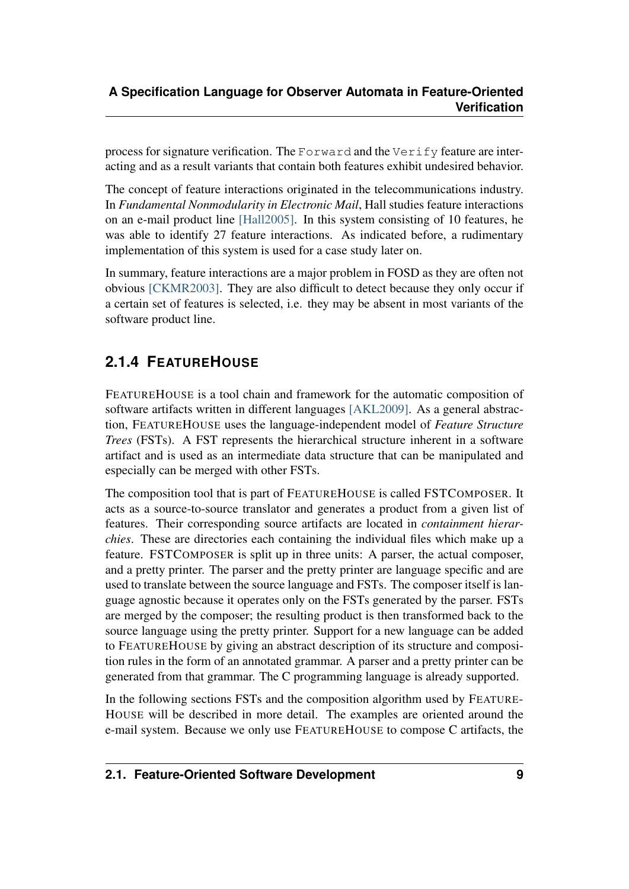process for signature verification. The `Forward` and the `Verify` feature are interacting and as a result variants that contain both features exhibit undesired behavior.

The concept of feature interactions originated in the telecommunications industry. In *Fundamental Nonmodularity in Electronic Mail*, Hall studies feature interactions on an e-mail product line [Hall2005]. In this system consisting of 10 features, he was able to identify 27 feature interactions. As indicated before, a rudimentary implementation of this system is used for a case study later on.

In summary, feature interactions are a major problem in FOSD as they are often not obvious [CKMR2003]. They are also difficult to detect because they only occur if a certain set of features is selected, i.e. they may be absent in most variants of the software product line.

### 2.1.4 FeatureHouse

FeatureHouse is a tool chain and framework for the automatic composition of software artifacts written in different languages [AKL2009]. As a general abstraction, FeatureHouse uses the language-independent model of *Feature Structure Trees* (FSTs). A FST represents the hierarchical structure inherent in a software artifact and is used as an intermediate data structure that can be manipulated and especially can be merged with other FSTs.

The composition tool that is part of FeatureHouse is called FSTComposer. It acts as a source-to-source translator and generates a product from a given list of features. Their corresponding source artifacts are located in *containment hierarchies*. These are directories each containing the individual files which make up a feature. FSTComposer is split up in three units: A parser, the actual composer, and a pretty printer. The parser and the pretty printer are language specific and are used to translate between the source language and FSTs. The composer itself is language agnostic because it operates only on the FSTs generated by the parser. FSTs are merged by the composer; the resulting product is then transformed back to the source language using the pretty printer. Support for a new language can be added to FeatureHouse by giving an abstract description of its structure and composition rules in the form of an annotated grammar. A parser and a pretty printer can be generated from that grammar. The C programming language is already supported.

In the following sections FSTs and the composition algorithm used by FeatureHouse will be described in more detail. The examples are oriented around the e-mail system. Because we only use FeatureHouse to compose C artifacts, the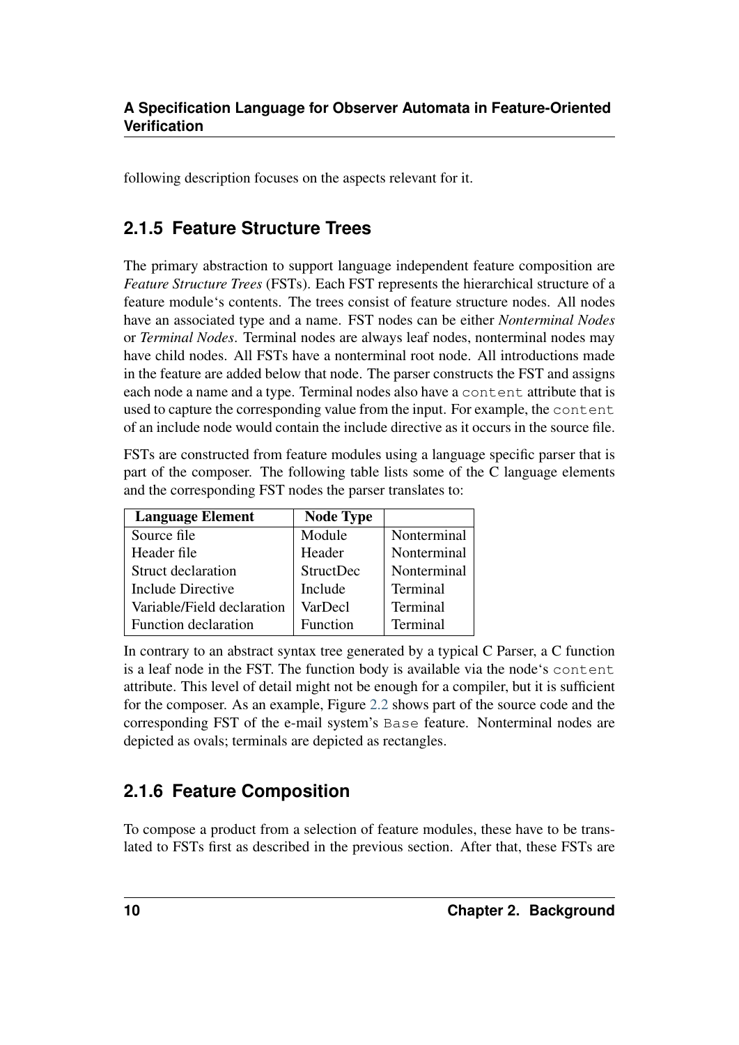following description focuses on the aspects relevant for it.

### 2.1.5 Feature Structure Trees

The primary abstraction to support language independent feature composition are *Feature Structure Trees* (FSTs). Each FST represents the hierarchical structure of a feature module‘s contents. The trees consist of feature structure nodes. All nodes have an associated type and a name. FST nodes can be either *Nonterminal Nodes* or *Terminal Nodes*. Terminal nodes are always leaf nodes, nonterminal nodes may have child nodes. All FSTs have a nonterminal root node. All introductions made in the feature are added below that node. The parser constructs the FST and assigns each node a name and a type. Terminal nodes also have a `content` attribute that is used to capture the corresponding value from the input. For example, the `content` of an include node would contain the include directive as it occurs in the source file.

FSTs are constructed from feature modules using a language specific parser that is part of the composer. The following table lists some of the C language elements and the corresponding FST nodes the parser translates to:

| **Language Element** | **Node Type** | |
|---|---|---|
| Source file | Module | Nonterminal |
| Header file | Header | Nonterminal |
| Struct declaration | StructDec | Nonterminal |
| Include Directive | Include | Terminal |
| Variable/Field declaration | VarDecl | Terminal |
| Function declaration | Function | Terminal |

In contrary to an abstract syntax tree generated by a typical C Parser, a C function is a leaf node in the FST. The function body is available via the node‘s `content` attribute. This level of detail might not be enough for a compiler, but it is sufficient for the composer. As an example, Figure 2.2 shows part of the source code and the corresponding FST of the e-mail system’s `Base` feature. Nonterminal nodes are depicted as ovals; terminals are depicted as rectangles.

### 2.1.6 Feature Composition

To compose a product from a selection of feature modules, these have to be translated to FSTs first as described in the previous section. After that, these FSTs are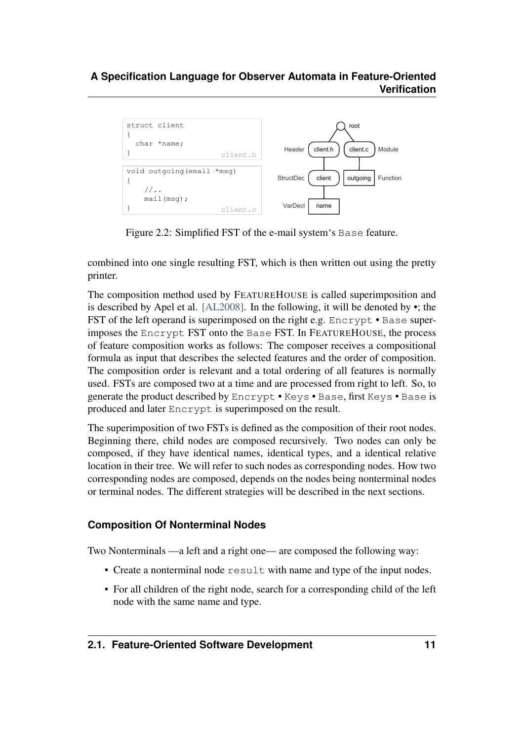```
struct client
{
  char *name;
}                                   client.h
```

```
void outgoing(email *msg)
{
    //..
    mail(msg);
}                                   client.c
```

Figure 2.2: Simplified FST of the e-mail system‘s `Base` feature.

combined into one single resulting FST, which is then written out using the pretty printer.

The composition method used by FEATUREHOUSE is called superimposition and is described by Apel et al. [AL2008]. In the following, it will be denoted by •; the FST of the left operand is superimposed on the right e.g. `Encrypt` • `Base` superimposes the `Encrypt` FST onto the `Base` FST. In FEATUREHOUSE, the process of feature composition works as follows: The composer receives a compositional formula as input that describes the selected features and the order of composition. The composition order is relevant and a total ordering of all features is normally used. FSTs are composed two at a time and are processed from right to left. So, to generate the product described by `Encrypt` • `Keys` • `Base`, first `Keys` • `Base` is produced and later `Encrypt` is superimposed on the result.

The superimposition of two FSTs is defined as the composition of their root nodes. Beginning there, child nodes are composed recursively. Two nodes can only be composed, if they have identical names, identical types, and a identical relative location in their tree. We will refer to such nodes as corresponding nodes. How two corresponding nodes are composed, depends on the nodes being nonterminal nodes or terminal nodes. The different strategies will be described in the next sections.

### Composition Of Nonterminal Nodes

Two Nonterminals —a left and a right one— are composed the following way:

- Create a nonterminal node `result` with name and type of the input nodes.
- For all children of the right node, search for a corresponding child of the left node with the same name and type.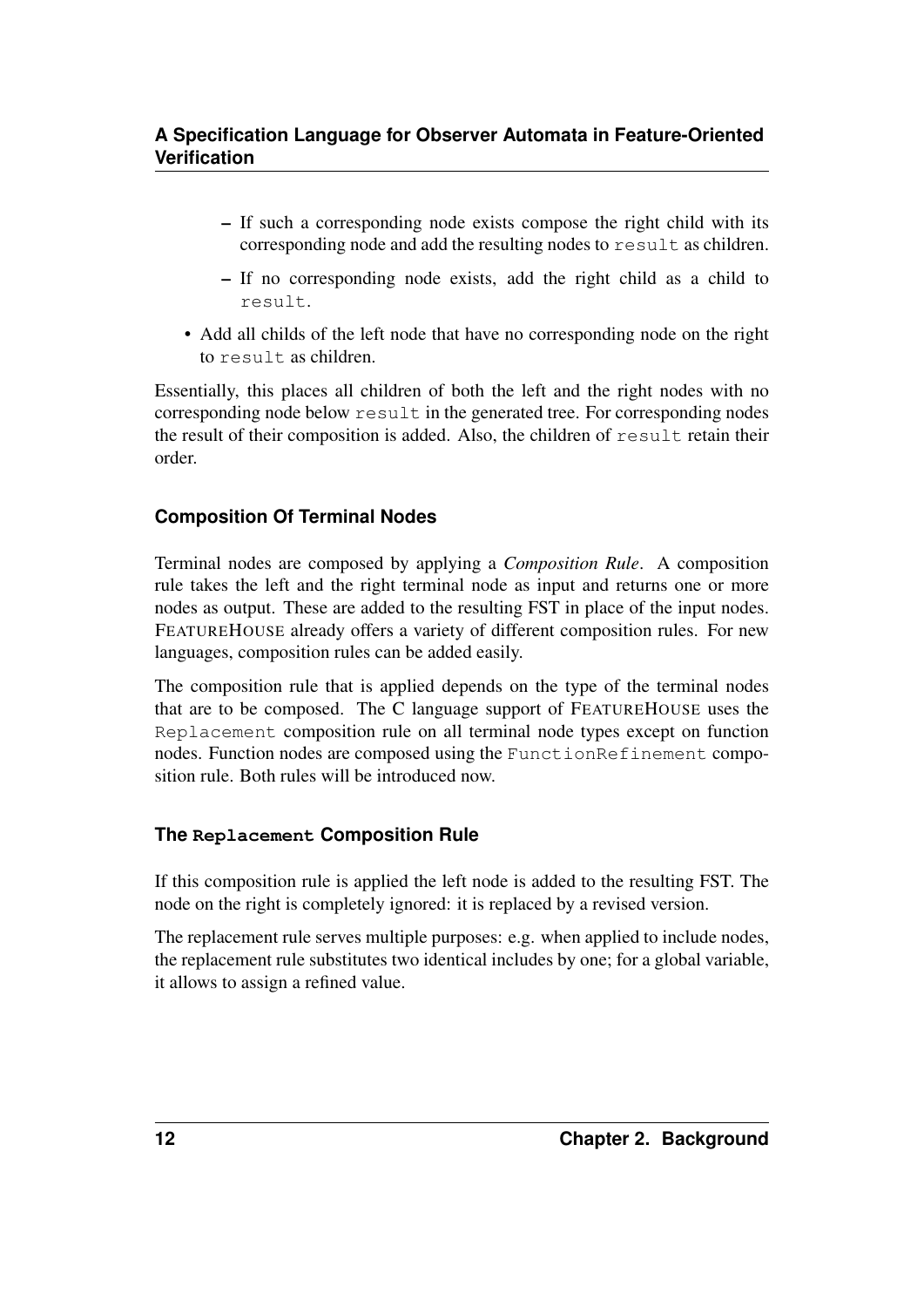- If such a corresponding node exists compose the right child with its corresponding node and add the resulting nodes to `result` as children.
  - If no corresponding node exists, add the right child as a child to `result`.
- Add all childs of the left node that have no corresponding node on the right to `result` as children.

Essentially, this places all children of both the left and the right nodes with no corresponding node below `result` in the generated tree. For corresponding nodes the result of their composition is added. Also, the children of `result` retain their order.

### Composition Of Terminal Nodes

Terminal nodes are composed by applying a *Composition Rule*. A composition rule takes the left and the right terminal node as input and returns one or more nodes as output. These are added to the resulting FST in place of the input nodes. FEATUREHOUSE already offers a variety of different composition rules. For new languages, composition rules can be added easily.

The composition rule that is applied depends on the type of the terminal nodes that are to be composed. The C language support of FEATUREHOUSE uses the `Replacement` composition rule on all terminal node types except on function nodes. Function nodes are composed using the `FunctionRefinement` composition rule. Both rules will be introduced now.

### The `Replacement` Composition Rule

If this composition rule is applied the left node is added to the resulting FST. The node on the right is completely ignored: it is replaced by a revised version.

The replacement rule serves multiple purposes: e.g. when applied to include nodes, the replacement rule substitutes two identical includes by one; for a global variable, it allows to assign a refined value.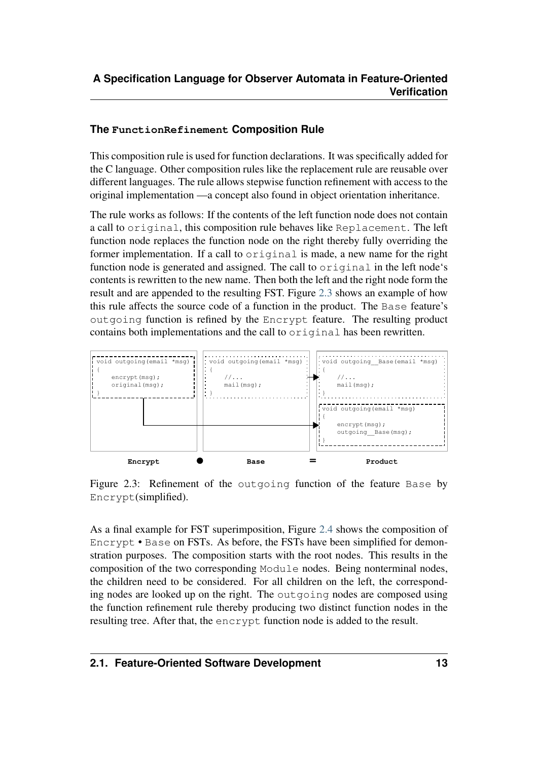### The `FunctionRefinement` Composition Rule

This composition rule is used for function declarations. It was specifically added for the C language. Other composition rules like the replacement rule are reusable over different languages. The rule allows stepwise function refinement with access to the original implementation —a concept also found in object orientation inheritance.

The rule works as follows: If the contents of the left function node does not contain a call to `original`, this composition rule behaves like `Replacement`. The left function node replaces the function node on the right thereby fully overriding the former implementation. If a call to `original` is made, a new name for the right function node is generated and assigned. The call to `original` in the left node's contents is rewritten to the new name. Then both the left and the right node form the result and are appended to the resulting FST. Figure 2.3 shows an example of how this rule affects the source code of a function in the product. The `Base` feature's `outgoing` function is refined by the `Encrypt` feature. The resulting product contains both implementations and the call to `original` has been rewritten.

```
void outgoing(email *msg)
{
    encrypt(msg);
    original(msg);
}
```

```
void outgoing(email *msg)
{
    //...
    mail(msg);
}
```

```
void outgoing__Base(email *msg)
{
    //...
    mail(msg);
}

void outgoing(email *msg)
{
    encrypt(msg);
    outgoing__Base(msg);
}
```

**Encrypt** • **Base** = **Product**

Figure 2.3: Refinement of the `outgoing` function of the feature `Base` by `Encrypt`(simplified).

As a final example for FST superimposition, Figure 2.4 shows the composition of `Encrypt` • `Base` on FSTs. As before, the FSTs have been simplified for demonstration purposes. The composition starts with the root nodes. This results in the composition of the two corresponding `Module` nodes. Being nonterminal nodes, the children need to be considered. For all children on the left, the corresponding nodes are looked up on the right. The `outgoing` nodes are composed using the function refinement rule thereby producing two distinct function nodes in the resulting tree. After that, the `encrypt` function node is added to the result.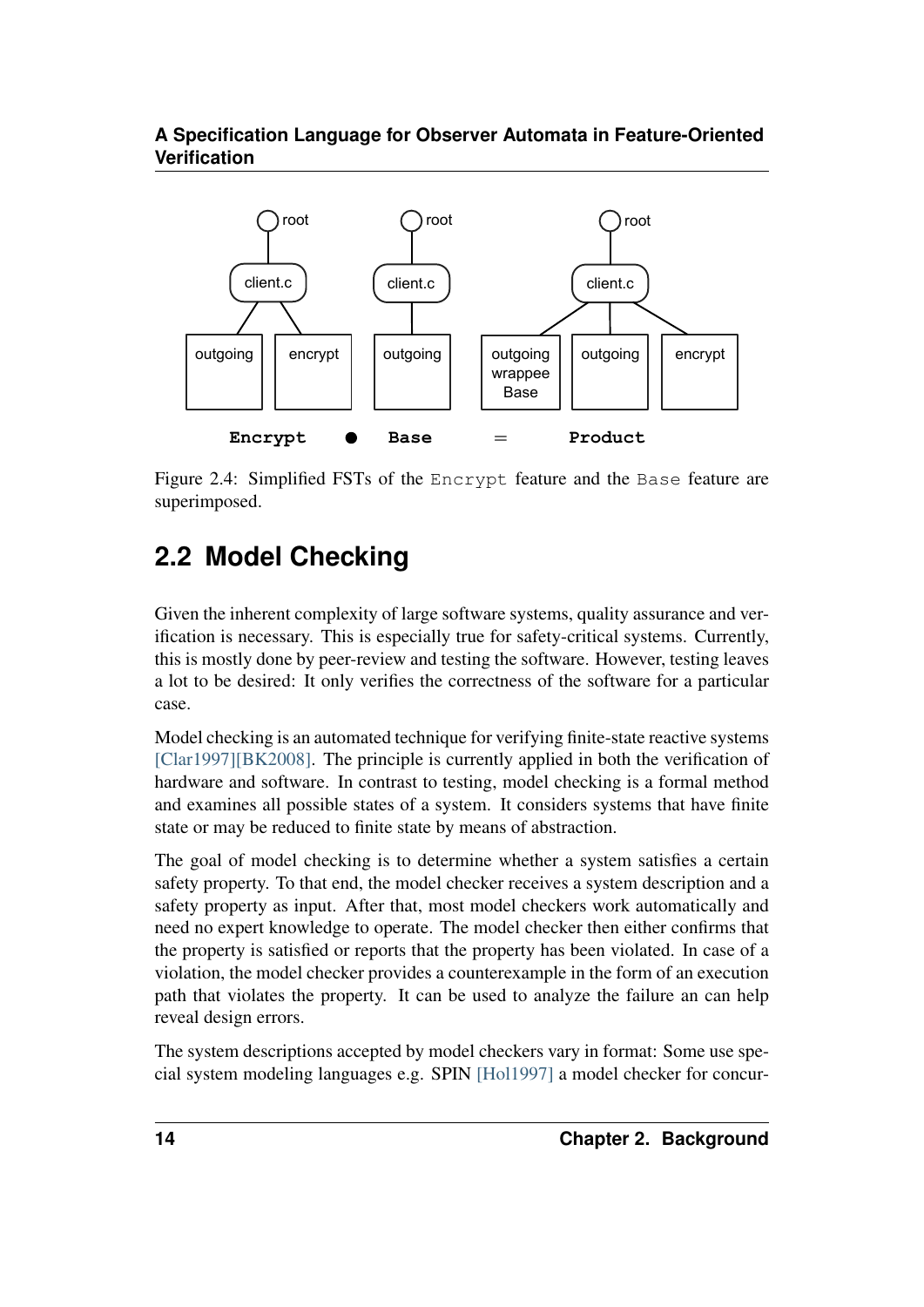Figure 2.4: Simplified FSTs of the `Encrypt` feature and the `Base` feature are superimposed.

## 2.2 Model Checking

Given the inherent complexity of large software systems, quality assurance and verification is necessary. This is especially true for safety-critical systems. Currently, this is mostly done by peer-review and testing the software. However, testing leaves a lot to be desired: It only verifies the correctness of the software for a particular case.

Model checking is an automated technique for verifying finite-state reactive systems [Clar1997][BK2008]. The principle is currently applied in both the verification of hardware and software. In contrast to testing, model checking is a formal method and examines all possible states of a system. It considers systems that have finite state or may be reduced to finite state by means of abstraction.

The goal of model checking is to determine whether a system satisfies a certain safety property. To that end, the model checker receives a system description and a safety property as input. After that, most model checkers work automatically and need no expert knowledge to operate. The model checker then either confirms that the property is satisfied or reports that the property has been violated. In case of a violation, the model checker provides a counterexample in the form of an execution path that violates the property. It can be used to analyze the failure an can help reveal design errors.

The system descriptions accepted by model checkers vary in format: Some use special system modeling languages e.g. SPIN [Hol1997] a model checker for concur-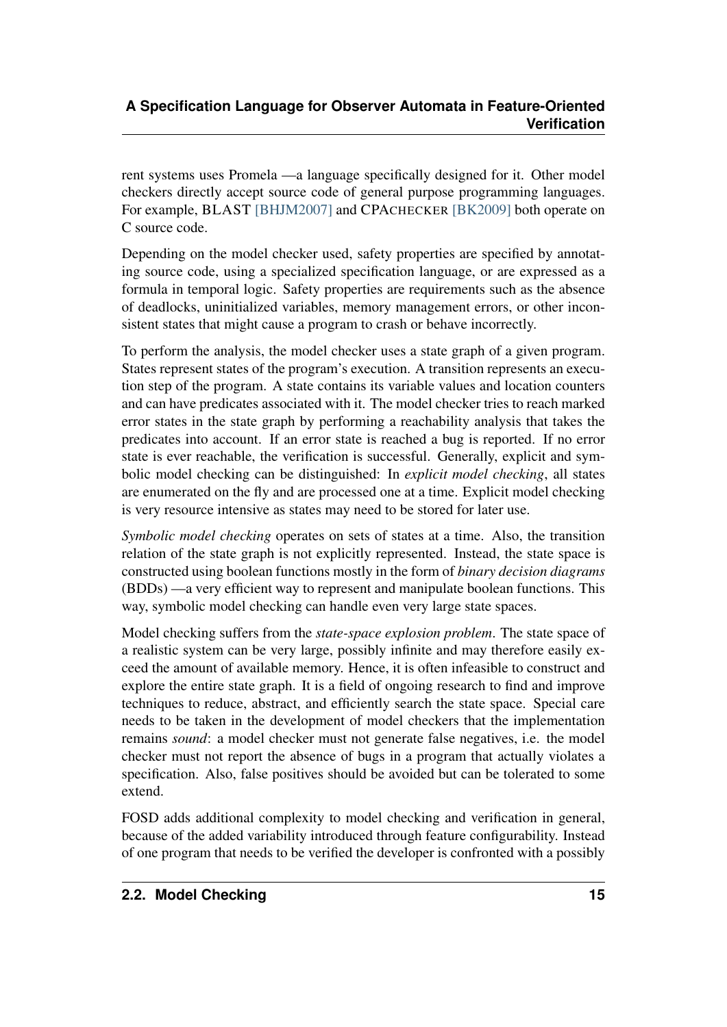rent systems uses Promela —a language specifically designed for it. Other model checkers directly accept source code of general purpose programming languages. For example, BLAST [BHJM2007] and CPACHECKER [BK2009] both operate on C source code.

Depending on the model checker used, safety properties are specified by annotating source code, using a specialized specification language, or are expressed as a formula in temporal logic. Safety properties are requirements such as the absence of deadlocks, uninitialized variables, memory management errors, or other inconsistent states that might cause a program to crash or behave incorrectly.

To perform the analysis, the model checker uses a state graph of a given program. States represent states of the program's execution. A transition represents an execution step of the program. A state contains its variable values and location counters and can have predicates associated with it. The model checker tries to reach marked error states in the state graph by performing a reachability analysis that takes the predicates into account. If an error state is reached a bug is reported. If no error state is ever reachable, the verification is successful. Generally, explicit and symbolic model checking can be distinguished: In *explicit model checking*, all states are enumerated on the fly and are processed one at a time. Explicit model checking is very resource intensive as states may need to be stored for later use.

*Symbolic model checking* operates on sets of states at a time. Also, the transition relation of the state graph is not explicitly represented. Instead, the state space is constructed using boolean functions mostly in the form of *binary decision diagrams* (BDDs) —a very efficient way to represent and manipulate boolean functions. This way, symbolic model checking can handle even very large state spaces.

Model checking suffers from the *state-space explosion problem*. The state space of a realistic system can be very large, possibly infinite and may therefore easily exceed the amount of available memory. Hence, it is often infeasible to construct and explore the entire state graph. It is a field of ongoing research to find and improve techniques to reduce, abstract, and efficiently search the state space. Special care needs to be taken in the development of model checkers that the implementation remains *sound*: a model checker must not generate false negatives, i.e. the model checker must not report the absence of bugs in a program that actually violates a specification. Also, false positives should be avoided but can be tolerated to some extend.

FOSD adds additional complexity to model checking and verification in general, because of the added variability introduced through feature configurability. Instead of one program that needs to be verified the developer is confronted with a possibly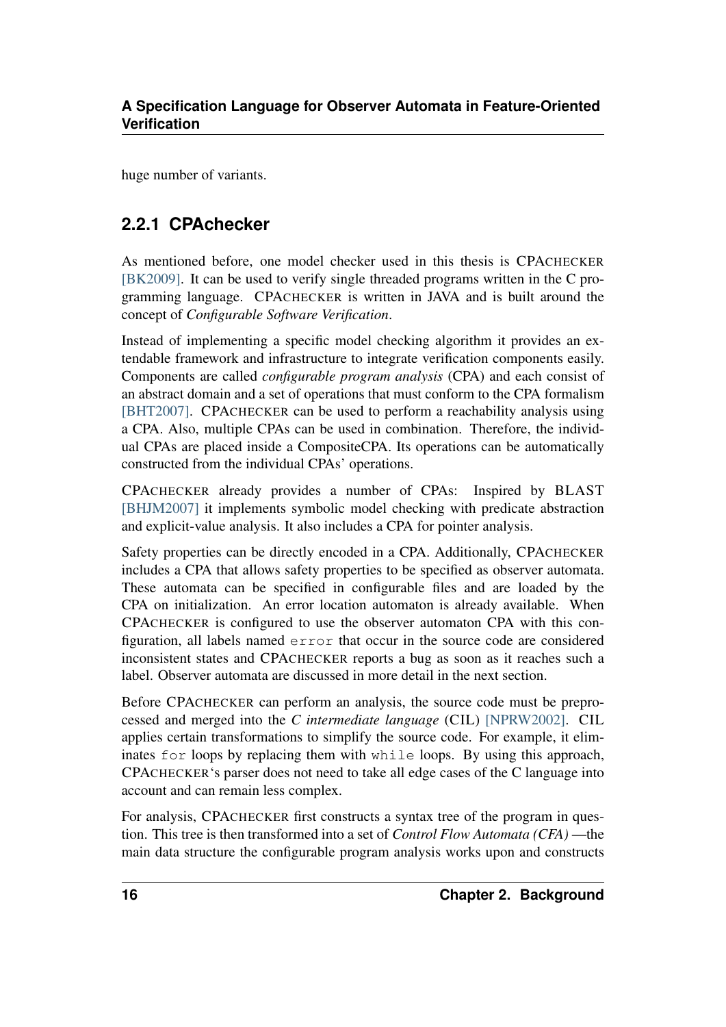huge number of variants.

### 2.2.1 CPAchecker

As mentioned before, one model checker used in this thesis is CPACHECKER [BK2009]. It can be used to verify single threaded programs written in the C programming language. CPACHECKER is written in JAVA and is built around the concept of *Configurable Software Verification*.

Instead of implementing a specific model checking algorithm it provides an extendable framework and infrastructure to integrate verification components easily. Components are called *configurable program analysis* (CPA) and each consist of an abstract domain and a set of operations that must conform to the CPA formalism [BHT2007]. CPACHECKER can be used to perform a reachability analysis using a CPA. Also, multiple CPAs can be used in combination. Therefore, the individual CPAs are placed inside a CompositeCPA. Its operations can be automatically constructed from the individual CPAs' operations.

CPACHECKER already provides a number of CPAs: Inspired by BLAST [BHJM2007] it implements symbolic model checking with predicate abstraction and explicit-value analysis. It also includes a CPA for pointer analysis.

Safety properties can be directly encoded in a CPA. Additionally, CPACHECKER includes a CPA that allows safety properties to be specified as observer automata. These automata can be specified in configurable files and are loaded by the CPA on initialization. An error location automaton is already available. When CPACHECKER is configured to use the observer automaton CPA with this configuration, all labels named `error` that occur in the source code are considered inconsistent states and CPACHECKER reports a bug as soon as it reaches such a label. Observer automata are discussed in more detail in the next section.

Before CPACHECKER can perform an analysis, the source code must be preprocessed and merged into the *C intermediate language* (CIL) [NPRW2002]. CIL applies certain transformations to simplify the source code. For example, it eliminates `for` loops by replacing them with `while` loops. By using this approach, CPACHECKER's parser does not need to take all edge cases of the C language into account and can remain less complex.

For analysis, CPACHECKER first constructs a syntax tree of the program in question. This tree is then transformed into a set of *Control Flow Automata (CFA)* —the main data structure the configurable program analysis works upon and constructs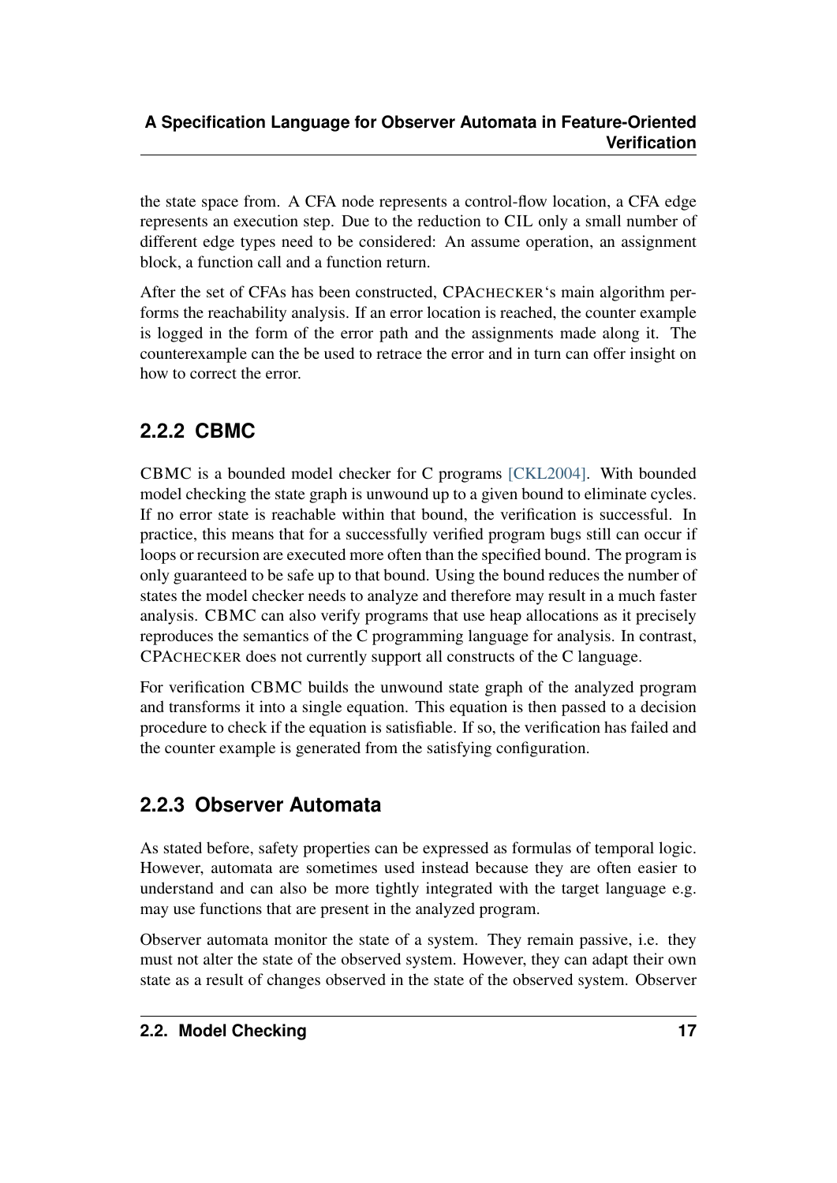the state space from. A CFA node represents a control-flow location, a CFA edge represents an execution step. Due to the reduction to CIL only a small number of different edge types need to be considered: An assume operation, an assignment block, a function call and a function return.

After the set of CFAs has been constructed, CPACHECKER's main algorithm performs the reachability analysis. If an error location is reached, the counter example is logged in the form of the error path and the assignments made along it. The counterexample can the be used to retrace the error and in turn can offer insight on how to correct the error.

### 2.2.2 CBMC

CBMC is a bounded model checker for C programs [CKL2004]. With bounded model checking the state graph is unwound up to a given bound to eliminate cycles. If no error state is reachable within that bound, the verification is successful. In practice, this means that for a successfully verified program bugs still can occur if loops or recursion are executed more often than the specified bound. The program is only guaranteed to be safe up to that bound. Using the bound reduces the number of states the model checker needs to analyze and therefore may result in a much faster analysis. CBMC can also verify programs that use heap allocations as it precisely reproduces the semantics of the C programming language for analysis. In contrast, CPACHECKER does not currently support all constructs of the C language.

For verification CBMC builds the unwound state graph of the analyzed program and transforms it into a single equation. This equation is then passed to a decision procedure to check if the equation is satisfiable. If so, the verification has failed and the counter example is generated from the satisfying configuration.

### 2.2.3 Observer Automata

As stated before, safety properties can be expressed as formulas of temporal logic. However, automata are sometimes used instead because they are often easier to understand and can also be more tightly integrated with the target language e.g. may use functions that are present in the analyzed program.

Observer automata monitor the state of a system. They remain passive, i.e. they must not alter the state of the observed system. However, they can adapt their own state as a result of changes observed in the state of the observed system. Observer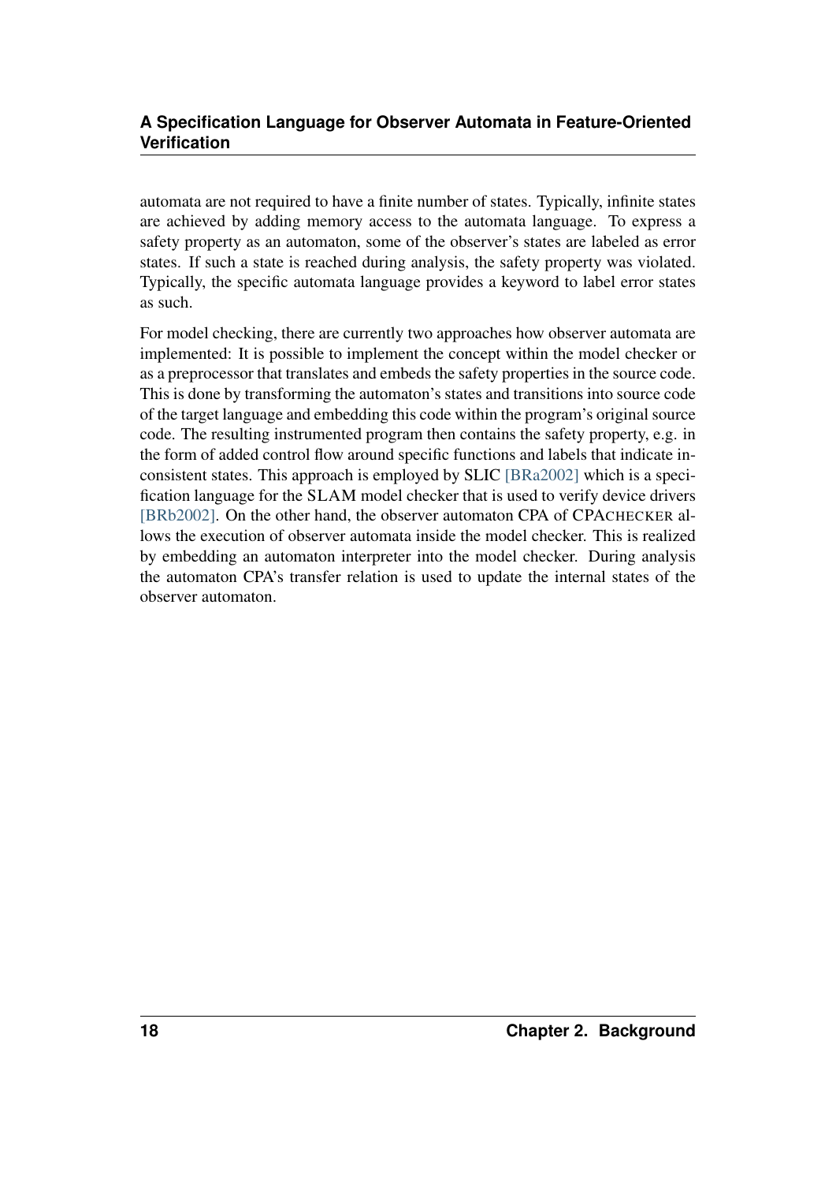automata are not required to have a finite number of states. Typically, infinite states are achieved by adding memory access to the automata language. To express a safety property as an automaton, some of the observer's states are labeled as error states. If such a state is reached during analysis, the safety property was violated. Typically, the specific automata language provides a keyword to label error states as such.

For model checking, there are currently two approaches how observer automata are implemented: It is possible to implement the concept within the model checker or as a preprocessor that translates and embeds the safety properties in the source code. This is done by transforming the automaton's states and transitions into source code of the target language and embedding this code within the program's original source code. The resulting instrumented program then contains the safety property, e.g. in the form of added control flow around specific functions and labels that indicate inconsistent states. This approach is employed by SLIC [BRa2002] which is a specification language for the SLAM model checker that is used to verify device drivers [BRb2002]. On the other hand, the observer automaton CPA of CPACHECKER allows the execution of observer automata inside the model checker. This is realized by embedding an automaton interpreter into the model checker. During analysis the automaton CPA's transfer relation is used to update the internal states of the observer automaton.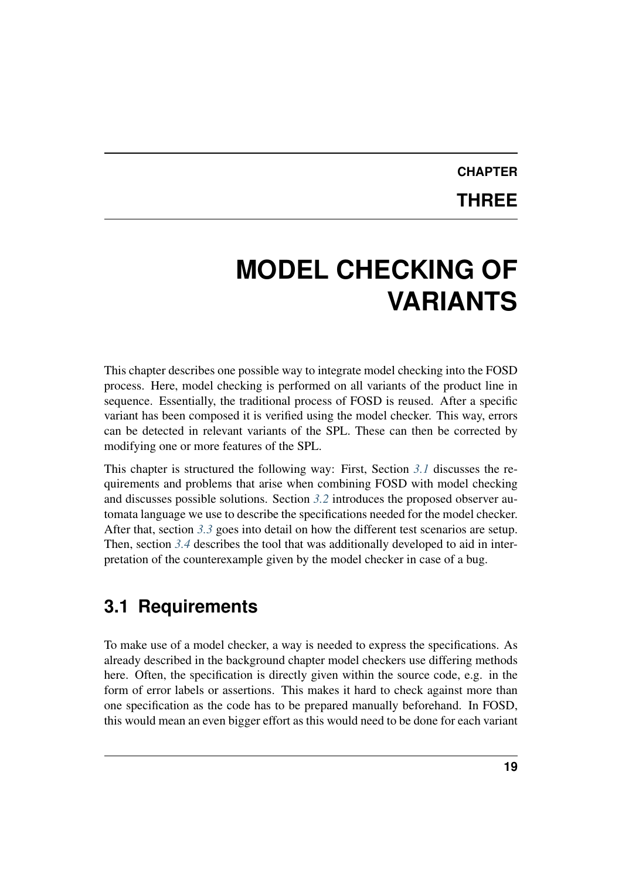# CHAPTER THREE

# MODEL CHECKING OF VARIANTS

This chapter describes one possible way to integrate model checking into the FOSD process. Here, model checking is performed on all variants of the product line in sequence. Essentially, the traditional process of FOSD is reused. After a specific variant has been composed it is verified using the model checker. This way, errors can be detected in relevant variants of the SPL. These can then be corrected by modifying one or more features of the SPL.

This chapter is structured the following way: First, Section *3.1* discusses the requirements and problems that arise when combining FOSD with model checking and discusses possible solutions. Section *3.2* introduces the proposed observer automata language we use to describe the specifications needed for the model checker. After that, section *3.3* goes into detail on how the different test scenarios are setup. Then, section *3.4* describes the tool that was additionally developed to aid in interpretation of the counterexample given by the model checker in case of a bug.

## 3.1 Requirements

To make use of a model checker, a way is needed to express the specifications. As already described in the background chapter model checkers use differing methods here. Often, the specification is directly given within the source code, e.g. in the form of error labels or assertions. This makes it hard to check against more than one specification as the code has to be prepared manually beforehand. In FOSD, this would mean an even bigger effort as this would need to be done for each variant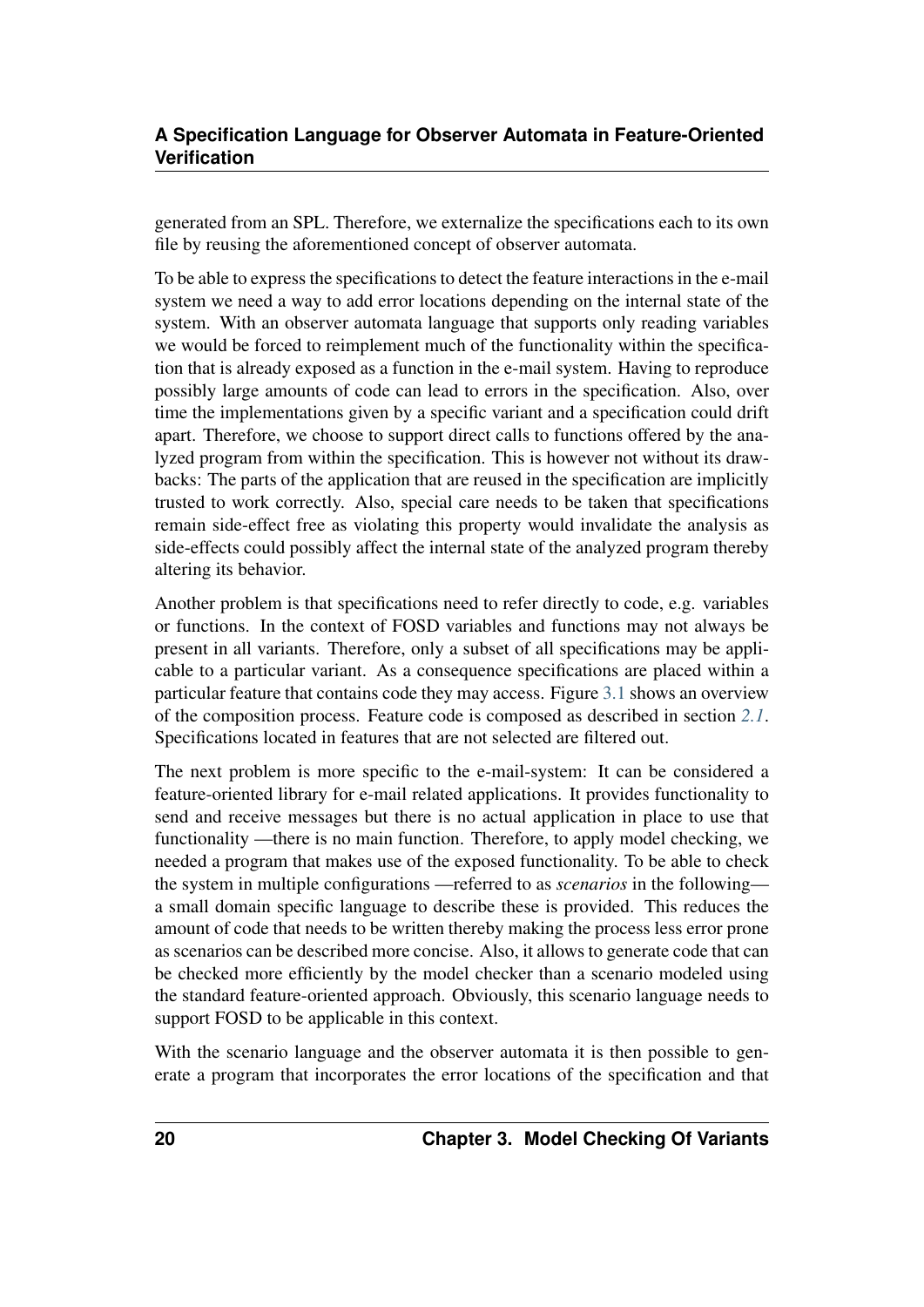generated from an SPL. Therefore, we externalize the specifications each to its own file by reusing the aforementioned concept of observer automata.

To be able to express the specifications to detect the feature interactions in the e-mail system we need a way to add error locations depending on the internal state of the system. With an observer automata language that supports only reading variables we would be forced to reimplement much of the functionality within the specification that is already exposed as a function in the e-mail system. Having to reproduce possibly large amounts of code can lead to errors in the specification. Also, over time the implementations given by a specific variant and a specification could drift apart. Therefore, we choose to support direct calls to functions offered by the analyzed program from within the specification. This is however not without its drawbacks: The parts of the application that are reused in the specification are implicitly trusted to work correctly. Also, special care needs to be taken that specifications remain side-effect free as violating this property would invalidate the analysis as side-effects could possibly affect the internal state of the analyzed program thereby altering its behavior.

Another problem is that specifications need to refer directly to code, e.g. variables or functions. In the context of FOSD variables and functions may not always be present in all variants. Therefore, only a subset of all specifications may be applicable to a particular variant. As a consequence specifications are placed within a particular feature that contains code they may access. Figure 3.1 shows an overview of the composition process. Feature code is composed as described in section *2.1*. Specifications located in features that are not selected are filtered out.

The next problem is more specific to the e-mail-system: It can be considered a feature-oriented library for e-mail related applications. It provides functionality to send and receive messages but there is no actual application in place to use that functionality —there is no main function. Therefore, to apply model checking, we needed a program that makes use of the exposed functionality. To be able to check the system in multiple configurations —referred to as *scenarios* in the following— a small domain specific language to describe these is provided. This reduces the amount of code that needs to be written thereby making the process less error prone as scenarios can be described more concise. Also, it allows to generate code that can be checked more efficiently by the model checker than a scenario modeled using the standard feature-oriented approach. Obviously, this scenario language needs to support FOSD to be applicable in this context.

With the scenario language and the observer automata it is then possible to generate a program that incorporates the error locations of the specification and that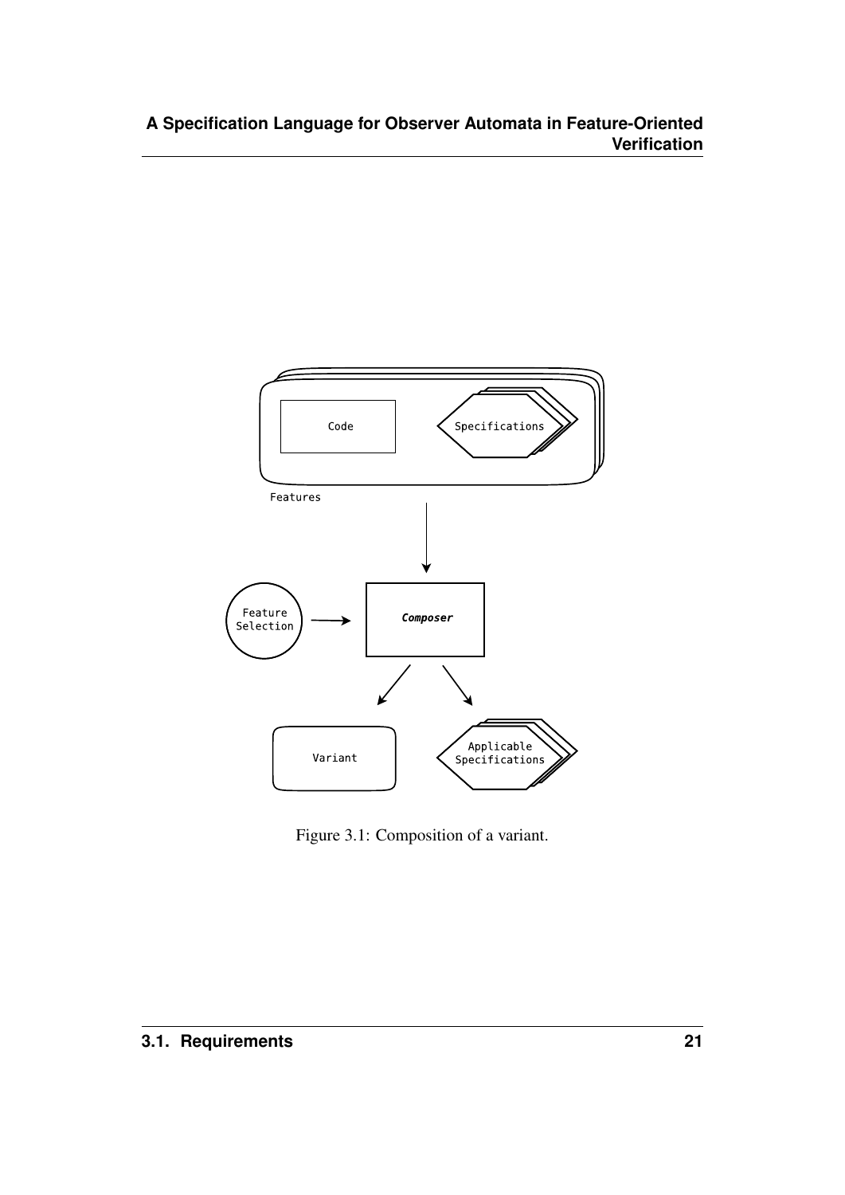Features

Code

Specifications

Feature Selection

*Composer*

Variant

Applicable Specifications

Figure 3.1: Composition of a variant.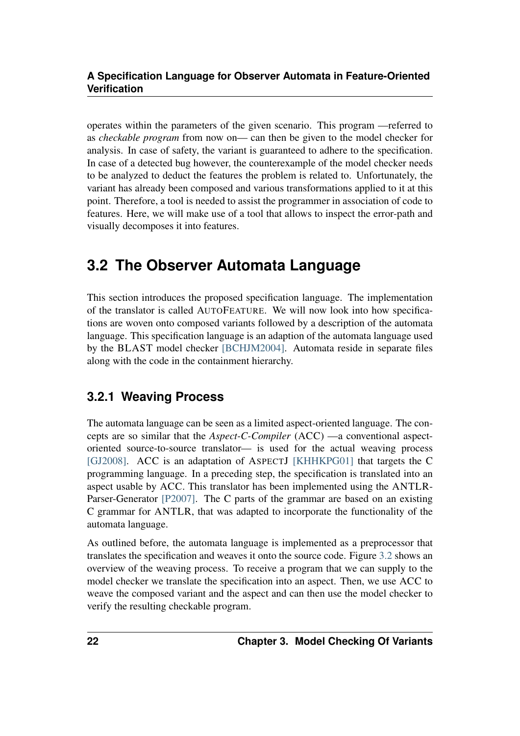operates within the parameters of the given scenario. This program —referred to as *checkable program* from now on— can then be given to the model checker for analysis. In case of safety, the variant is guaranteed to adhere to the specification. In case of a detected bug however, the counterexample of the model checker needs to be analyzed to deduct the features the problem is related to. Unfortunately, the variant has already been composed and various transformations applied to it at this point. Therefore, a tool is needed to assist the programmer in association of code to features. Here, we will make use of a tool that allows to inspect the error-path and visually decomposes it into features.

## 3.2 The Observer Automata Language

This section introduces the proposed specification language. The implementation of the translator is called AUTOFEATURE. We will now look into how specifications are woven onto composed variants followed by a description of the automata language. This specification language is an adaption of the automata language used by the BLAST model checker [BCHJM2004]. Automata reside in separate files along with the code in the containment hierarchy.

### 3.2.1 Weaving Process

The automata language can be seen as a limited aspect-oriented language. The concepts are so similar that the *Aspect-C-Compiler* (ACC) —a conventional aspect-oriented source-to-source translator— is used for the actual weaving process [GJ2008]. ACC is an adaptation of ASPECTJ [KHHKPG01] that targets the C programming language. In a preceding step, the specification is translated into an aspect usable by ACC. This translator has been implemented using the ANTLR-Parser-Generator [P2007]. The C parts of the grammar are based on an existing C grammar for ANTLR, that was adapted to incorporate the functionality of the automata language.

As outlined before, the automata language is implemented as a preprocessor that translates the specification and weaves it onto the source code. Figure 3.2 shows an overview of the weaving process. To receive a program that we can supply to the model checker we translate the specification into an aspect. Then, we use ACC to weave the composed variant and the aspect and can then use the model checker to verify the resulting checkable program.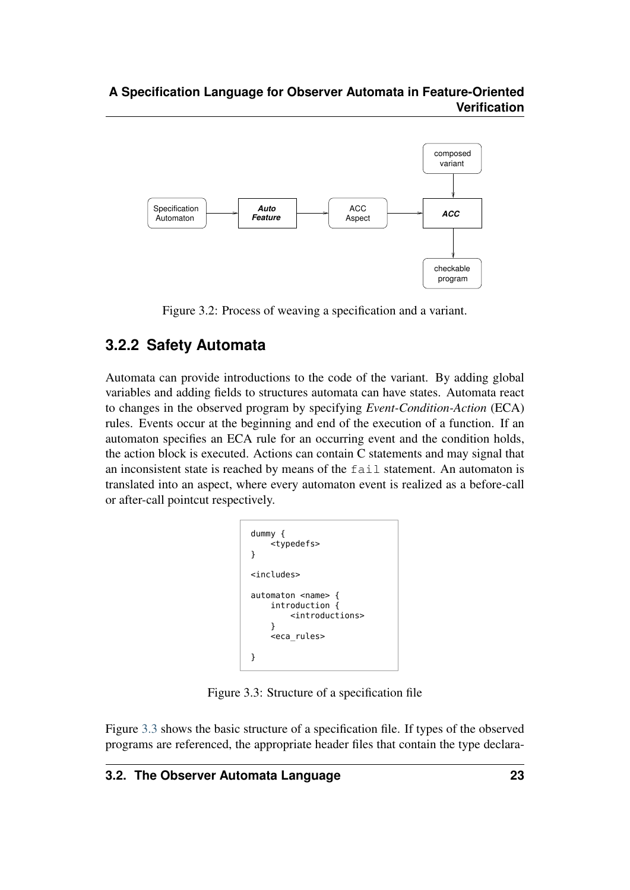Figure 3.2: Process of weaving a specification and a variant.

### 3.2.2 Safety Automata

Automata can provide introductions to the code of the variant. By adding global variables and adding fields to structures automata can have states. Automata react to changes in the observed program by specifying *Event-Condition-Action* (ECA) rules. Events occur at the beginning and end of the execution of a function. If an automaton specifies an ECA rule for an occurring event and the condition holds, the action block is executed. Actions can contain C statements and may signal that an inconsistent state is reached by means of the `fail` statement. An automaton is translated into an aspect, where every automaton event is realized as a before-call or after-call pointcut respectively.

```
dummy {
    <typedefs>
}

<includes>

automaton <name> {
    introduction {
        <introductions>
    }
    <eca_rules>

}
```

Figure 3.3: Structure of a specification file

Figure 3.3 shows the basic structure of a specification file. If types of the observed programs are referenced, the appropriate header files that contain the type declara-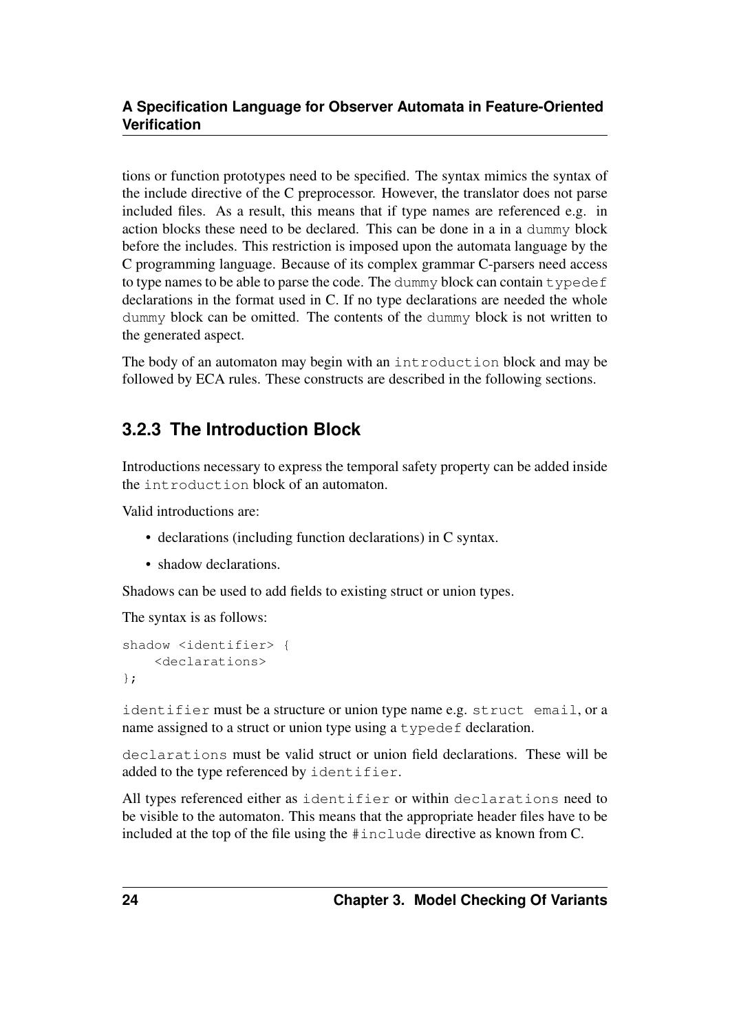tions or function prototypes need to be specified. The syntax mimics the syntax of the include directive of the C preprocessor. However, the translator does not parse included files. As a result, this means that if type names are referenced e.g. in action blocks these need to be declared. This can be done in a in a `dummy` block before the includes. This restriction is imposed upon the automata language by the C programming language. Because of its complex grammar C-parsers need access to type names to be able to parse the code. The `dummy` block can contain `typedef` declarations in the format used in C. If no type declarations are needed the whole `dummy` block can be omitted. The contents of the `dummy` block is not written to the generated aspect.

The body of an automaton may begin with an `introduction` block and may be followed by ECA rules. These constructs are described in the following sections.

### 3.2.3 The Introduction Block

Introductions necessary to express the temporal safety property can be added inside the `introduction` block of an automaton.

Valid introductions are:

- declarations (including function declarations) in C syntax.
- shadow declarations.

Shadows can be used to add fields to existing struct or union types.

The syntax is as follows:

```
shadow <identifier> {
    <declarations>
};
```

`identifier` must be a structure or union type name e.g. `struct email`, or a name assigned to a struct or union type using a `typedef` declaration.

`declarations` must be valid struct or union field declarations. These will be added to the type referenced by `identifier`.

All types referenced either as `identifier` or within `declarations` need to be visible to the automaton. This means that the appropriate header files have to be included at the top of the file using the `#include` directive as known from C.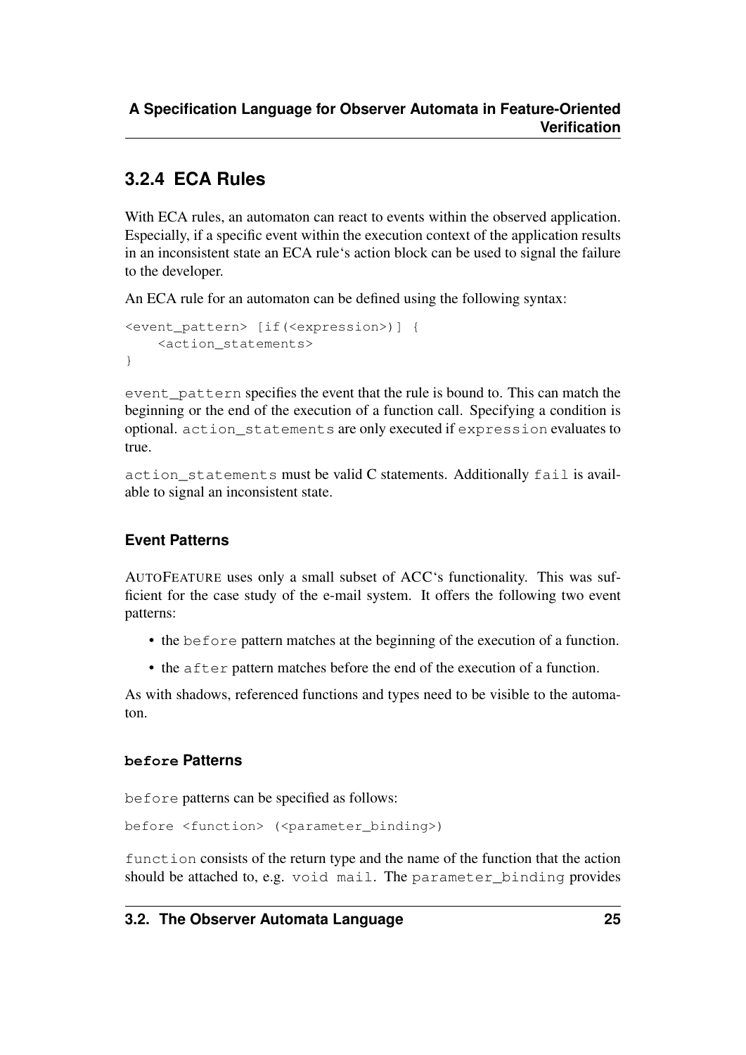## 3.2.4 ECA Rules

With ECA rules, an automaton can react to events within the observed application. Especially, if a specific event within the execution context of the application results in an inconsistent state an ECA rule‘s action block can be used to signal the failure to the developer.

An ECA rule for an automaton can be defined using the following syntax:

```
<event_pattern> [if(<expression>)] {
    <action_statements>
}
```

`event_pattern` specifies the event that the rule is bound to. This can match the beginning or the end of the execution of a function call. Specifying a condition is optional. `action_statements` are only executed if `expression` evaluates to true.

`action_statements` must be valid C statements. Additionally `fail` is available to signal an inconsistent state.

### Event Patterns

AUTOFEATURE uses only a small subset of ACC‘s functionality. This was sufficient for the case study of the e-mail system. It offers the following two event patterns:

- the `before` pattern matches at the beginning of the execution of a function.
- the `after` pattern matches before the end of the execution of a function.

As with shadows, referenced functions and types need to be visible to the automaton.

#### `before` Patterns

`before` patterns can be specified as follows:

```
before <function> (<parameter_binding>)
```

`function` consists of the return type and the name of the function that the action should be attached to, e.g. `void mail`. The `parameter_binding` provides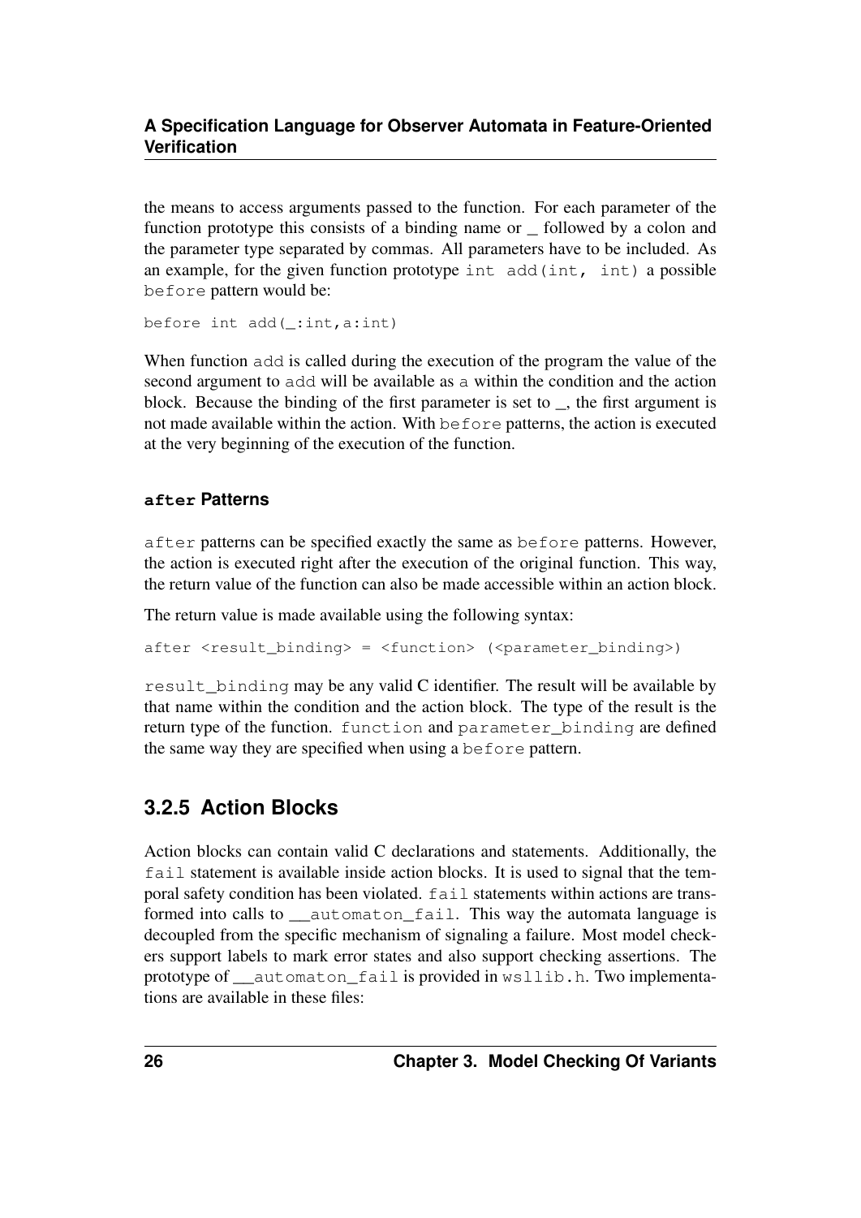the means to access arguments passed to the function. For each parameter of the function prototype this consists of a binding name or _ followed by a colon and the parameter type separated by commas. All parameters have to be included. As an example, for the given function prototype `int add(int, int)` a possible `before` pattern would be:

```
before int add(_:int,a:int)
```

When function `add` is called during the execution of the program the value of the second argument to `add` will be available as `a` within the condition and the action block. Because the binding of the first parameter is set to _, the first argument is not made available within the action. With `before` patterns, the action is executed at the very beginning of the execution of the function.

#### `after` Patterns

`after` patterns can be specified exactly the same as `before` patterns. However, the action is executed right after the execution of the original function. This way, the return value of the function can also be made accessible within an action block.

The return value is made available using the following syntax:

```
after <result_binding> = <function> (<parameter_binding>)
```

`result_binding` may be any valid C identifier. The result will be available by that name within the condition and the action block. The type of the result is the return type of the function. `function` and `parameter_binding` are defined the same way they are specified when using a `before` pattern.

### 3.2.5 Action Blocks

Action blocks can contain valid C declarations and statements. Additionally, the `fail` statement is available inside action blocks. It is used to signal that the temporal safety condition has been violated. `fail` statements within actions are transformed into calls to `__automaton_fail`. This way the automata language is decoupled from the specific mechanism of signaling a failure. Most model checkers support labels to mark error states and also support checking assertions. The prototype of `__automaton_fail` is provided in `wsllib.h`. Two implementations are available in these files: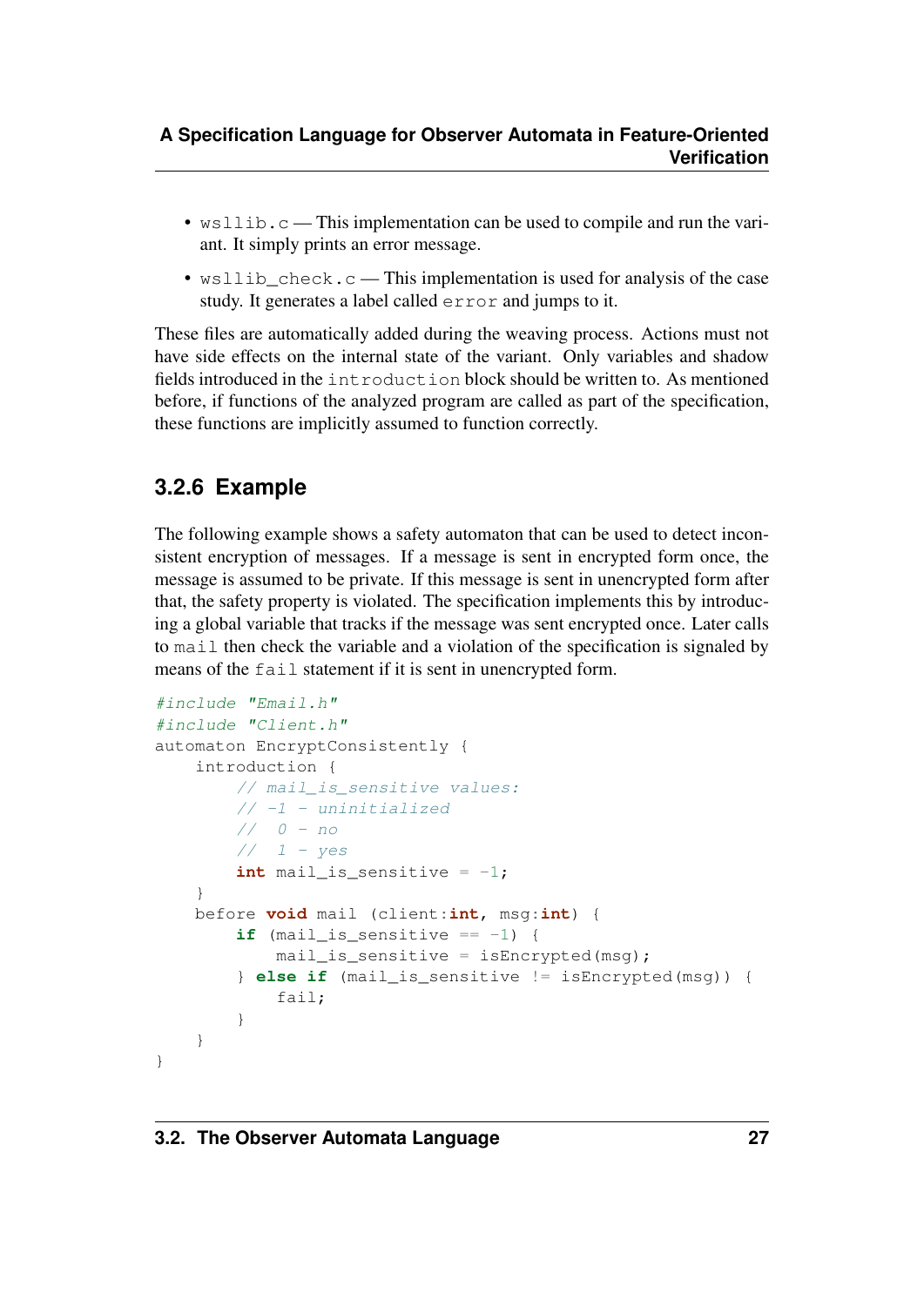- `wsllib.c` — This implementation can be used to compile and run the variant. It simply prints an error message.
- `wsllib_check.c` — This implementation is used for analysis of the case study. It generates a label called `error` and jumps to it.

These files are automatically added during the weaving process. Actions must not have side effects on the internal state of the variant. Only variables and shadow fields introduced in the `introduction` block should be written to. As mentioned before, if functions of the analyzed program are called as part of the specification, these functions are implicitly assumed to function correctly.

### 3.2.6 Example

The following example shows a safety automaton that can be used to detect inconsistent encryption of messages. If a message is sent in encrypted form once, the message is assumed to be private. If this message is sent in unencrypted form after that, the safety property is violated. The specification implements this by introducing a global variable that tracks if the message was sent encrypted once. Later calls to `mail` then check the variable and a violation of the specification is signaled by means of the `fail` statement if it is sent in unencrypted form.

```
#include "Email.h"
#include "Client.h"
automaton EncryptConsistently {
    introduction {
        // mail_is_sensitive values:
        // -1 - uninitialized
        //  0 - no
        //  1 - yes
        int mail_is_sensitive = -1;
    }
    before void mail (client:int, msg:int) {
        if (mail_is_sensitive == -1) {
            mail_is_sensitive = isEncrypted(msg);
        } else if (mail_is_sensitive != isEncrypted(msg)) {
            fail;
        }
    }
}
```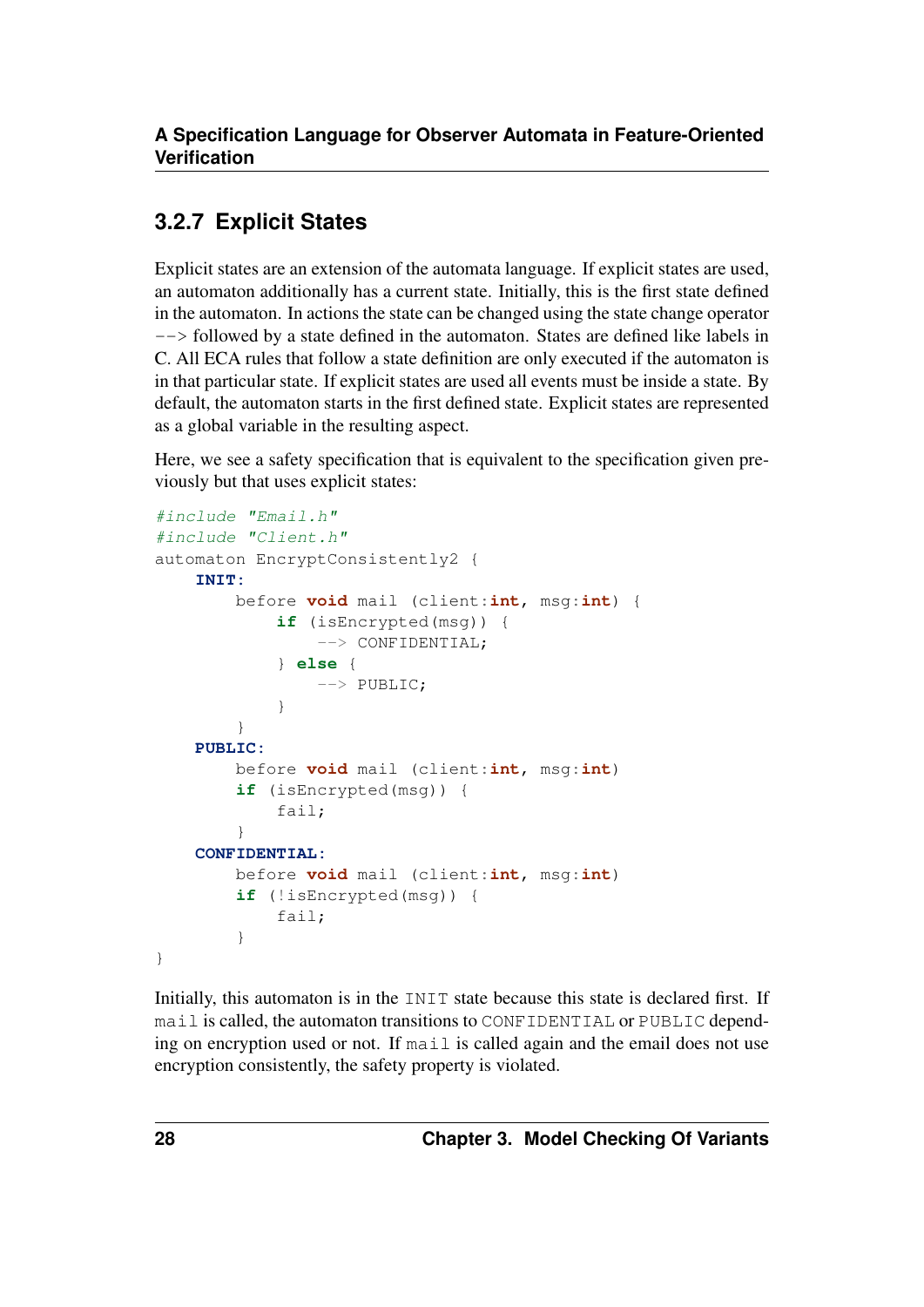### 3.2.7 Explicit States

Explicit states are an extension of the automata language. If explicit states are used, an automaton additionally has a current state. Initially, this is the first state defined in the automaton. In actions the state can be changed using the state change operator `-->` followed by a state defined in the automaton. States are defined like labels in C. All ECA rules that follow a state definition are only executed if the automaton is in that particular state. If explicit states are used all events must be inside a state. By default, the automaton starts in the first defined state. Explicit states are represented as a global variable in the resulting aspect.

Here, we see a safety specification that is equivalent to the specification given previously but that uses explicit states:

```
#include "Email.h"
#include "Client.h"
automaton EncryptConsistently2 {
    INIT:
        before void mail (client:int, msg:int) {
            if (isEncrypted(msg)) {
                --> CONFIDENTIAL;
            } else {
                --> PUBLIC;
            }
        }
    PUBLIC:
        before void mail (client:int, msg:int)
        if (isEncrypted(msg)) {
            fail;
        }
    CONFIDENTIAL:
        before void mail (client:int, msg:int)
        if (!isEncrypted(msg)) {
            fail;
        }
}
```

Initially, this automaton is in the `INIT` state because this state is declared first. If `mail` is called, the automaton transitions to `CONFIDENTIAL` or `PUBLIC` depending on encryption used or not. If `mail` is called again and the email does not use encryption consistently, the safety property is violated.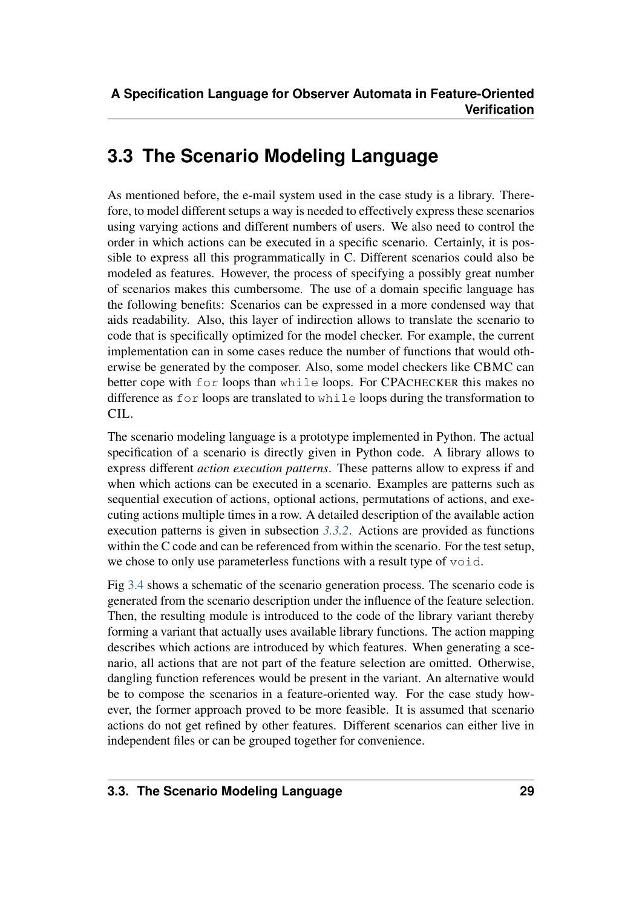## 3.3 The Scenario Modeling Language

As mentioned before, the e-mail system used in the case study is a library. Therefore, to model different setups a way is needed to effectively express these scenarios using varying actions and different numbers of users. We also need to control the order in which actions can be executed in a specific scenario. Certainly, it is possible to express all this programmatically in C. Different scenarios could also be modeled as features. However, the process of specifying a possibly great number of scenarios makes this cumbersome. The use of a domain specific language has the following benefits: Scenarios can be expressed in a more condensed way that aids readability. Also, this layer of indirection allows to translate the scenario to code that is specifically optimized for the model checker. For example, the current implementation can in some cases reduce the number of functions that would otherwise be generated by the composer. Also, some model checkers like CBMC can better cope with `for` loops than `while` loops. For CPACHECKER this makes no difference as `for` loops are translated to `while` loops during the transformation to CIL.

The scenario modeling language is a prototype implemented in Python. The actual specification of a scenario is directly given in Python code. A library allows to express different *action execution patterns*. These patterns allow to express if and when which actions can be executed in a scenario. Examples are patterns such as sequential execution of actions, optional actions, permutations of actions, and executing actions multiple times in a row. A detailed description of the available action execution patterns is given in subsection *3.3.2*. Actions are provided as functions within the C code and can be referenced from within the scenario. For the test setup, we chose to only use parameterless functions with a result type of `void`.

Fig 3.4 shows a schematic of the scenario generation process. The scenario code is generated from the scenario description under the influence of the feature selection. Then, the resulting module is introduced to the code of the library variant thereby forming a variant that actually uses available library functions. The action mapping describes which actions are introduced by which features. When generating a scenario, all actions that are not part of the feature selection are omitted. Otherwise, dangling function references would be present in the variant. An alternative would be to compose the scenarios in a feature-oriented way. For the case study however, the former approach proved to be more feasible. It is assumed that scenario actions do not get refined by other features. Different scenarios can either live in independent files or can be grouped together for convenience.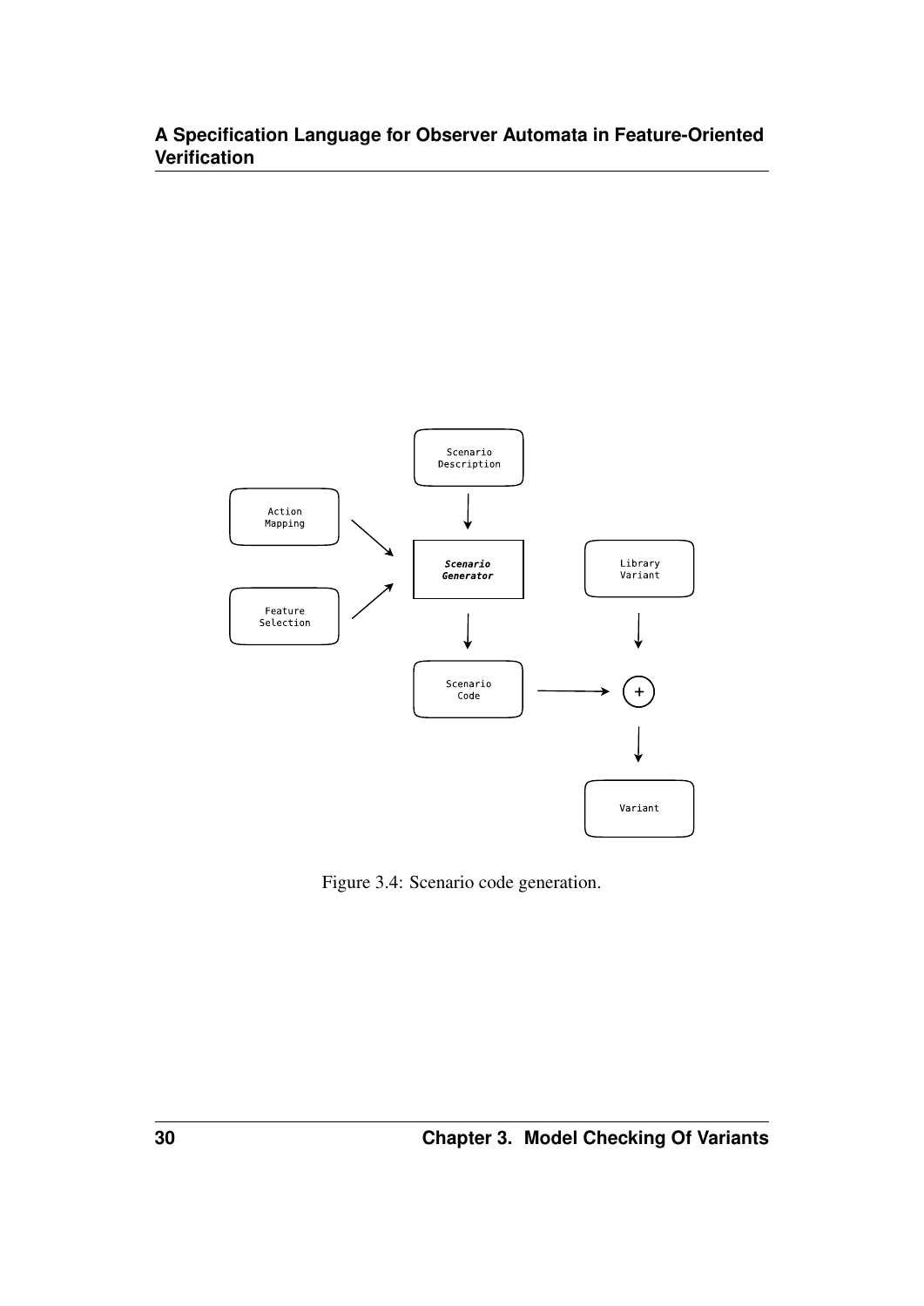Figure 3.4: Scenario code generation.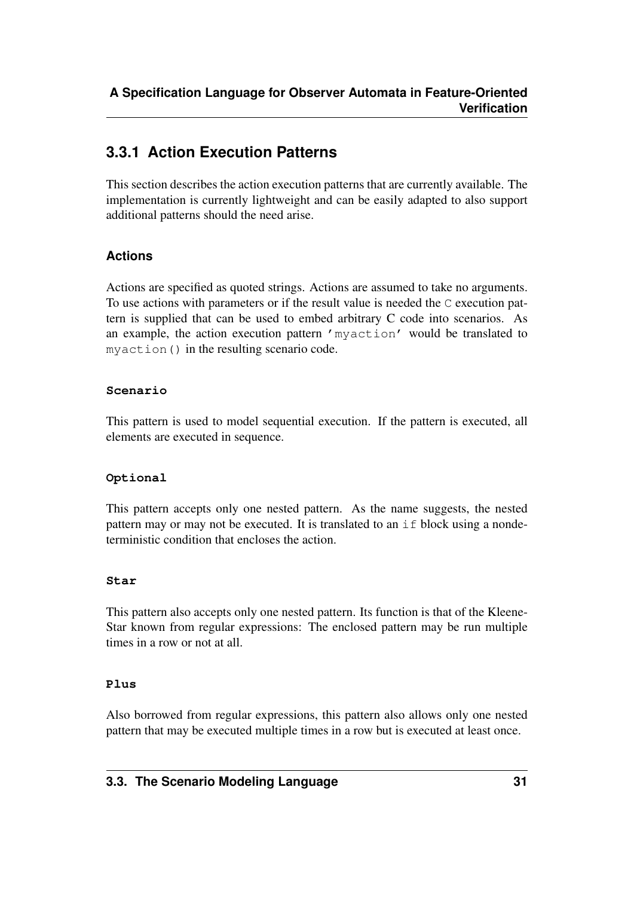## 3.3.1 Action Execution Patterns

This section describes the action execution patterns that are currently available. The implementation is currently lightweight and can be easily adapted to also support additional patterns should the need arise.

### Actions

Actions are specified as quoted strings. Actions are assumed to take no arguments. To use actions with parameters or if the result value is needed the `C` execution pattern is supplied that can be used to embed arbitrary C code into scenarios. As an example, the action execution pattern `'myaction'` would be translated to `myaction()` in the resulting scenario code.

#### `Scenario`

This pattern is used to model sequential execution. If the pattern is executed, all elements are executed in sequence.

#### `Optional`

This pattern accepts only one nested pattern. As the name suggests, the nested pattern may or may not be executed. It is translated to an `if` block using a nondeterministic condition that encloses the action.

#### `Star`

This pattern also accepts only one nested pattern. Its function is that of the Kleene-Star known from regular expressions: The enclosed pattern may be run multiple times in a row or not at all.

#### `Plus`

Also borrowed from regular expressions, this pattern also allows only one nested pattern that may be executed multiple times in a row but is executed at least once.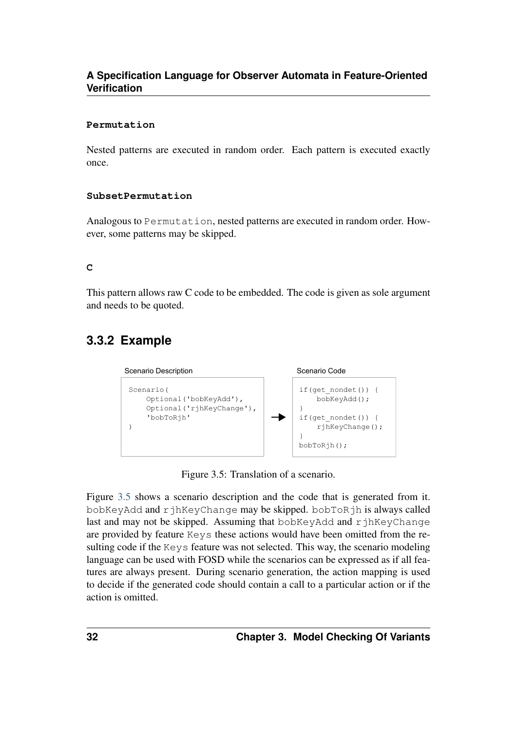#### Permutation

Nested patterns are executed in random order. Each pattern is executed exactly once.

#### SubsetPermutation

Analogous to `Permutation`, nested patterns are executed in random order. However, some patterns may be skipped.

#### C

This pattern allows raw C code to be embedded. The code is given as sole argument and needs to be quoted.

### 3.3.2 Example

Scenario Description

```
Scenario(
    Optional('bobKeyAdd'),
    Optional('rjhKeyChange'),
    'bobToRjh'
)
```

→

Scenario Code

```
if(get_nondet()) {
    bobKeyAdd();
}
if(get_nondet()) {
    rjhKeyChange();
}
bobToRjh();
```

Figure 3.5: Translation of a scenario.

Figure 3.5 shows a scenario description and the code that is generated from it. `bobKeyAdd` and `rjhKeyChange` may be skipped. `bobToRjh` is always called last and may not be skipped. Assuming that `bobKeyAdd` and `rjhKeyChange` are provided by feature `Keys` these actions would have been omitted from the resulting code if the `Keys` feature was not selected. This way, the scenario modeling language can be used with FOSD while the scenarios can be expressed as if all features are always present. During scenario generation, the action mapping is used to decide if the generated code should contain a call to a particular action or if the action is omitted.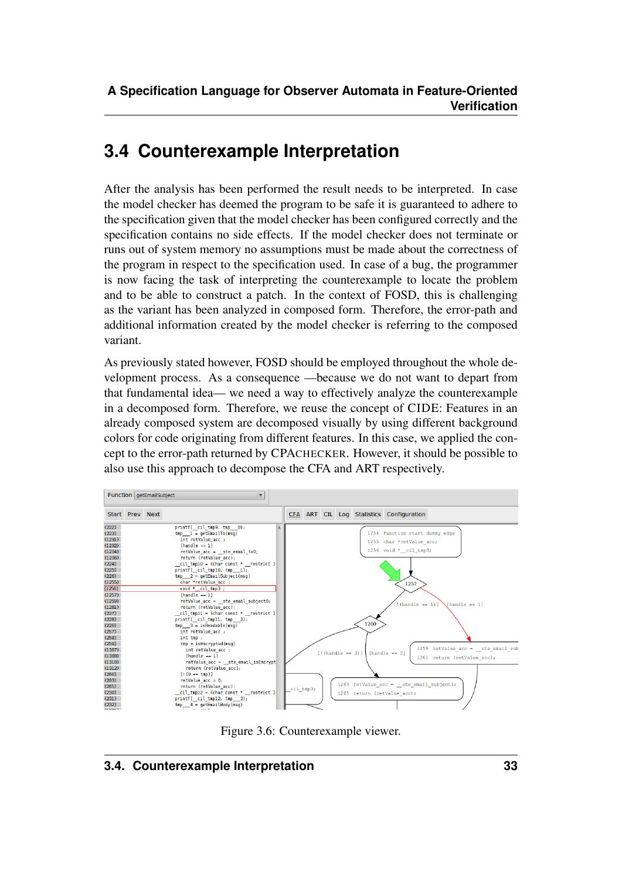## 3.4 Counterexample Interpretation

After the analysis has been performed the result needs to be interpreted. In case the model checker has deemed the program to be safe it is guaranteed to adhere to the specification given that the model checker has been configured correctly and the specification contains no side effects. If the model checker does not terminate or runs out of system memory no assumptions must be made about the correctness of the program in respect to the specification used. In case of a bug, the programmer is now facing the task of interpreting the counterexample to locate the problem and to be able to construct a patch. In the context of FOSD, this is challenging as the variant has been analyzed in composed form. Therefore, the error-path and additional information created by the model checker is referring to the composed variant.

As previously stated however, FOSD should be employed throughout the whole development process. As a consequence —because we do not want to depart from that fundamental idea— we need a way to effectively analyze the counterexample in a decomposed form. Therefore, we reuse the concept of CIDE: Features in an already composed system are decomposed visually by using different background colors for code originating from different features. In this case, we applied the concept to the error-path returned by CPACHECKER. However, it should be possible to also use this approach to decompose the CFA and ART respectively.

Figure 3.6: Counterexample viewer.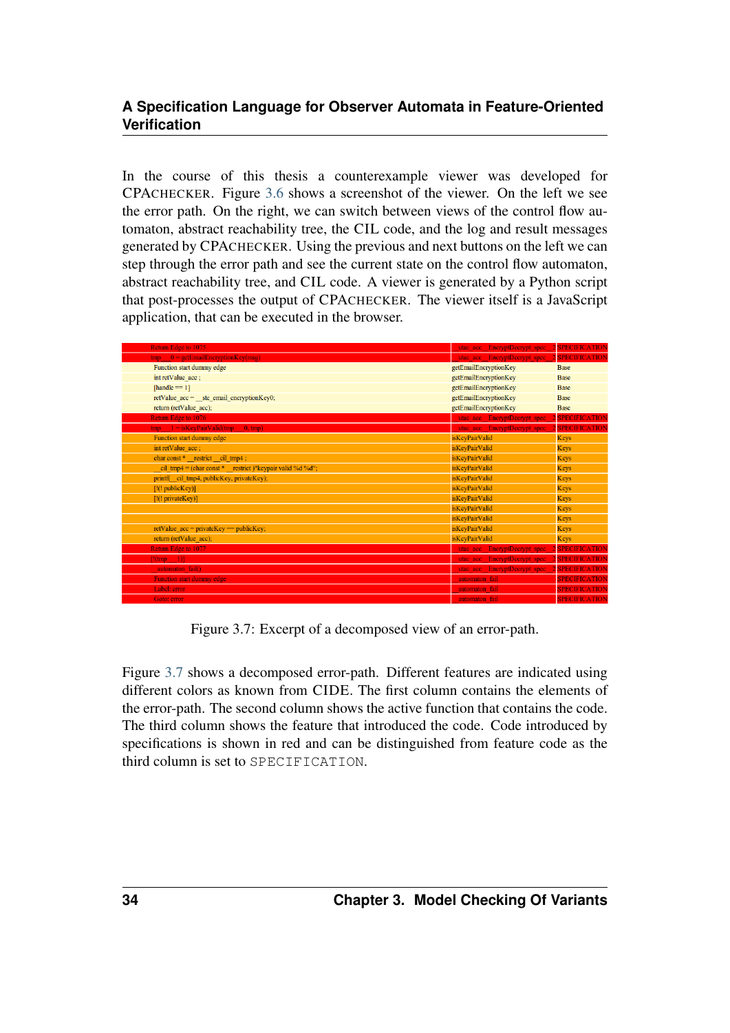In the course of this thesis a counterexample viewer was developed for CPACHECKER. Figure 3.6 shows a screenshot of the viewer. On the left we see the error path. On the right, we can switch between views of the control flow automaton, abstract reachability tree, the CIL code, and the log and result messages generated by CPACHECKER. Using the previous and next buttons on the left we can step through the error path and see the current state on the control flow automaton, abstract reachability tree, and CIL code. A viewer is generated by a Python script that post-processes the output of CPACHECKER. The viewer itself is a JavaScript application, that can be executed in the browser.

| | | |
|---|---|---|
| Return Edge to 1075 | __utac_acc__EncryptDecrypt_spec__2 | SPECIFICATION |
| tmp___0 = getEmailEncryptionKey(msg) | __utac_acc__EncryptDecrypt_spec__2 | SPECIFICATION |
| Function start dummy edge | getEmailEncryptionKey | Base |
| int retValue_acc ; | getEmailEncryptionKey | Base |
| [handle == 1] | getEmailEncryptionKey | Base |
| retValue_acc = __ste_email_encryptionKey0; | getEmailEncryptionKey | Base |
| return (retValue_acc); | getEmailEncryptionKey | Base |
| Return Edge to 1076 | __utac_acc__EncryptDecrypt_spec__2 | SPECIFICATION |
| tmp___1 = isKeyPairValid(tmp___0, tmp) | __utac_acc__EncryptDecrypt_spec__2 | SPECIFICATION |
| Function start dummy edge | isKeyPairValid | Keys |
| int retValue_acc ; | isKeyPairValid | Keys |
| char const * __restrict __cil_tmp4 ; | isKeyPairValid | Keys |
| __cil_tmp4 = (char const * __restrict )"keypair valid %d %d"; | isKeyPairValid | Keys |
| printf(__cil_tmp4, publicKey, privateKey); | isKeyPairValid | Keys |
| [!(! publicKey)] | isKeyPairValid | Keys |
| [!(! privateKey)] | isKeyPairValid | Keys |
| | isKeyPairValid | Keys |
| | isKeyPairValid | Keys |
| retValue_acc = privateKey == publicKey; | isKeyPairValid | Keys |
| return (retValue_acc); | isKeyPairValid | Keys |
| Return Edge to 1077 | __utac_acc__EncryptDecrypt_spec__2 | SPECIFICATION |
| [!(tmp___1)] | __utac_acc__EncryptDecrypt_spec__2 | SPECIFICATION |
| __automaton_fail() | __utac_acc__EncryptDecrypt_spec__2 | SPECIFICATION |
| Function start dummy edge | __automaton_fail | SPECIFICATION |
| Label: error | __automaton_fail | SPECIFICATION |
| Goto: error | __automaton_fail | SPECIFICATION |

Figure 3.7: Excerpt of a decomposed view of an error-path.

Figure 3.7 shows a decomposed error-path. Different features are indicated using different colors as known from CIDE. The first column contains the elements of the error-path. The second column shows the active function that contains the code. The third column shows the feature that introduced the code. Code introduced by specifications is shown in red and can be distinguished from feature code as the third column is set to `SPECIFICATION`.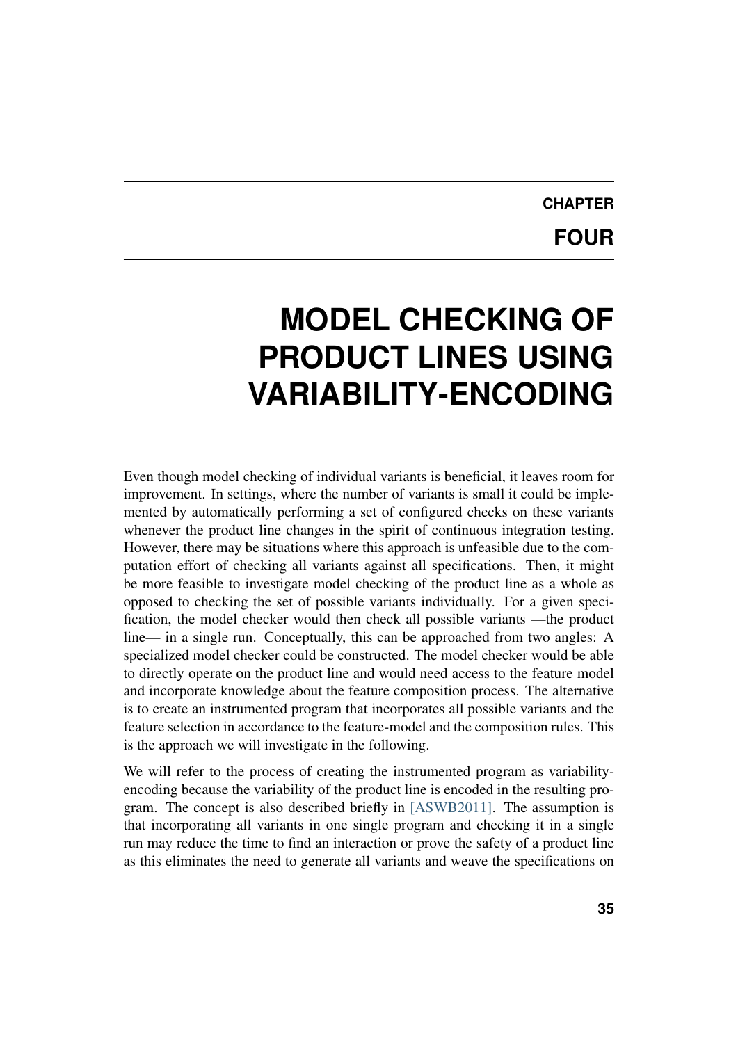# CHAPTER FOUR

# MODEL CHECKING OF PRODUCT LINES USING VARIABILITY-ENCODING

Even though model checking of individual variants is beneficial, it leaves room for improvement. In settings, where the number of variants is small it could be implemented by automatically performing a set of configured checks on these variants whenever the product line changes in the spirit of continuous integration testing. However, there may be situations where this approach is unfeasible due to the computation effort of checking all variants against all specifications. Then, it might be more feasible to investigate model checking of the product line as a whole as opposed to checking the set of possible variants individually. For a given specification, the model checker would then check all possible variants —the product line— in a single run. Conceptually, this can be approached from two angles: A specialized model checker could be constructed. The model checker would be able to directly operate on the product line and would need access to the feature model and incorporate knowledge about the feature composition process. The alternative is to create an instrumented program that incorporates all possible variants and the feature selection in accordance to the feature-model and the composition rules. This is the approach we will investigate in the following.

We will refer to the process of creating the instrumented program as variability-encoding because the variability of the product line is encoded in the resulting program. The concept is also described briefly in [ASWB2011]. The assumption is that incorporating all variants in one single program and checking it in a single run may reduce the time to find an interaction or prove the safety of a product line as this eliminates the need to generate all variants and weave the specifications on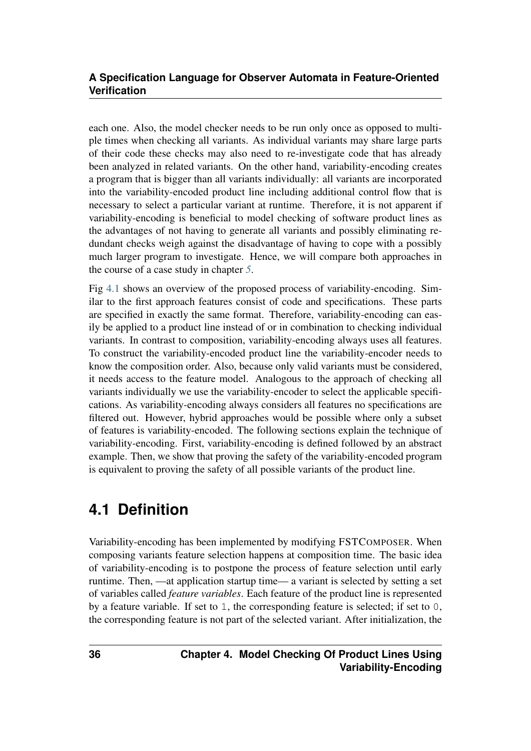each one. Also, the model checker needs to be run only once as opposed to multiple times when checking all variants. As individual variants may share large parts of their code these checks may also need to re-investigate code that has already been analyzed in related variants. On the other hand, variability-encoding creates a program that is bigger than all variants individually: all variants are incorporated into the variability-encoded product line including additional control flow that is necessary to select a particular variant at runtime. Therefore, it is not apparent if variability-encoding is beneficial to model checking of software product lines as the advantages of not having to generate all variants and possibly eliminating redundant checks weigh against the disadvantage of having to cope with a possibly much larger program to investigate. Hence, we will compare both approaches in the course of a case study in chapter 5.

Fig 4.1 shows an overview of the proposed process of variability-encoding. Similar to the first approach features consist of code and specifications. These parts are specified in exactly the same format. Therefore, variability-encoding can easily be applied to a product line instead of or in combination to checking individual variants. In contrast to composition, variability-encoding always uses all features. To construct the variability-encoded product line the variability-encoder needs to know the composition order. Also, because only valid variants must be considered, it needs access to the feature model. Analogous to the approach of checking all variants individually we use the variability-encoder to select the applicable specifications. As variability-encoding always considers all features no specifications are filtered out. However, hybrid approaches would be possible where only a subset of features is variability-encoded. The following sections explain the technique of variability-encoding. First, variability-encoding is defined followed by an abstract example. Then, we show that proving the safety of the variability-encoded program is equivalent to proving the safety of all possible variants of the product line.

## 4.1 Definition

Variability-encoding has been implemented by modifying FSTComposer. When composing variants feature selection happens at composition time. The basic idea of variability-encoding is to postpone the process of feature selection until early runtime. Then, —at application startup time— a variant is selected by setting a set of variables called *feature variables*. Each feature of the product line is represented by a feature variable. If set to `1`, the corresponding feature is selected; if set to `0`, the corresponding feature is not part of the selected variant. After initialization, the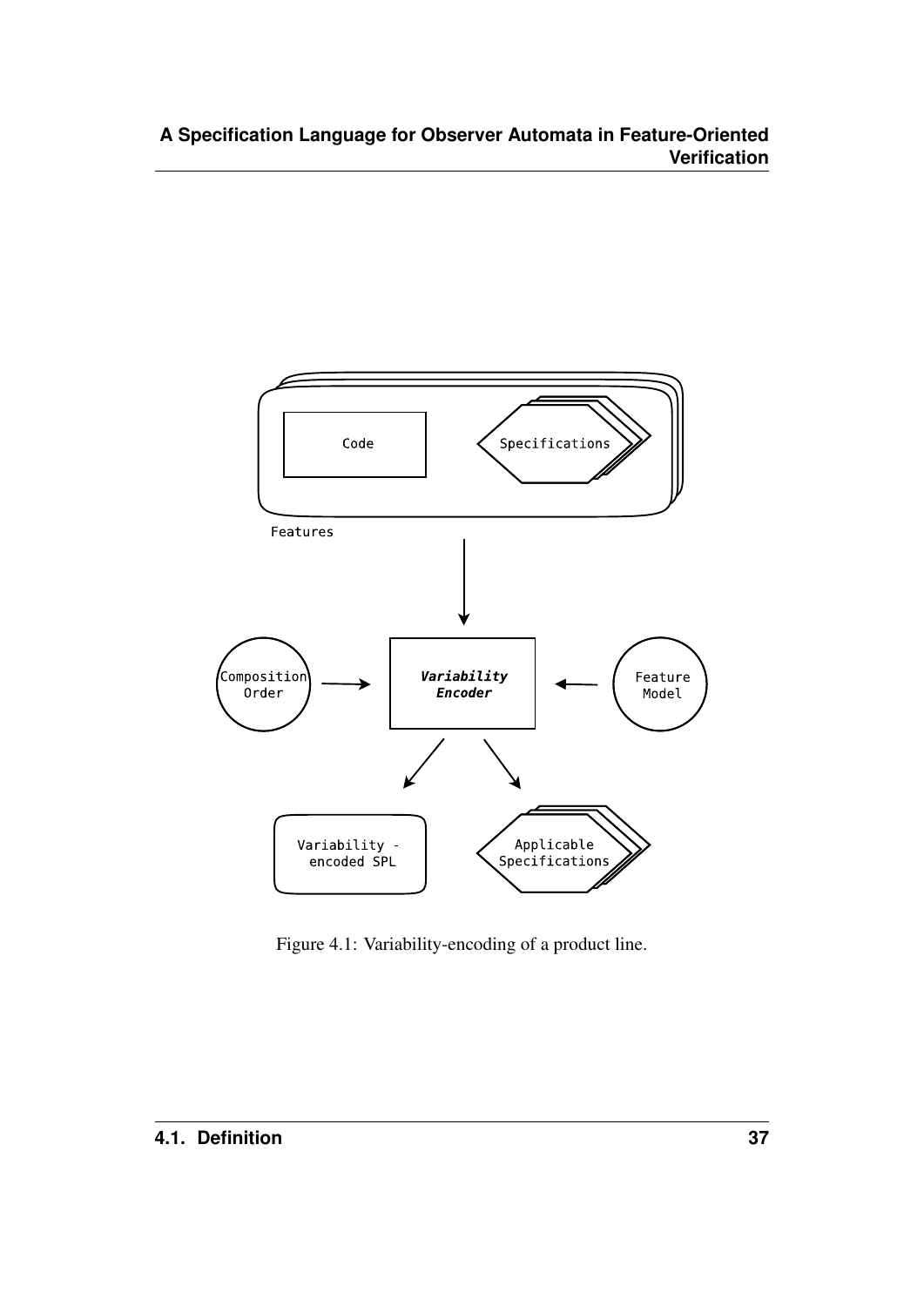Figure 4.1: Variability-encoding of a product line.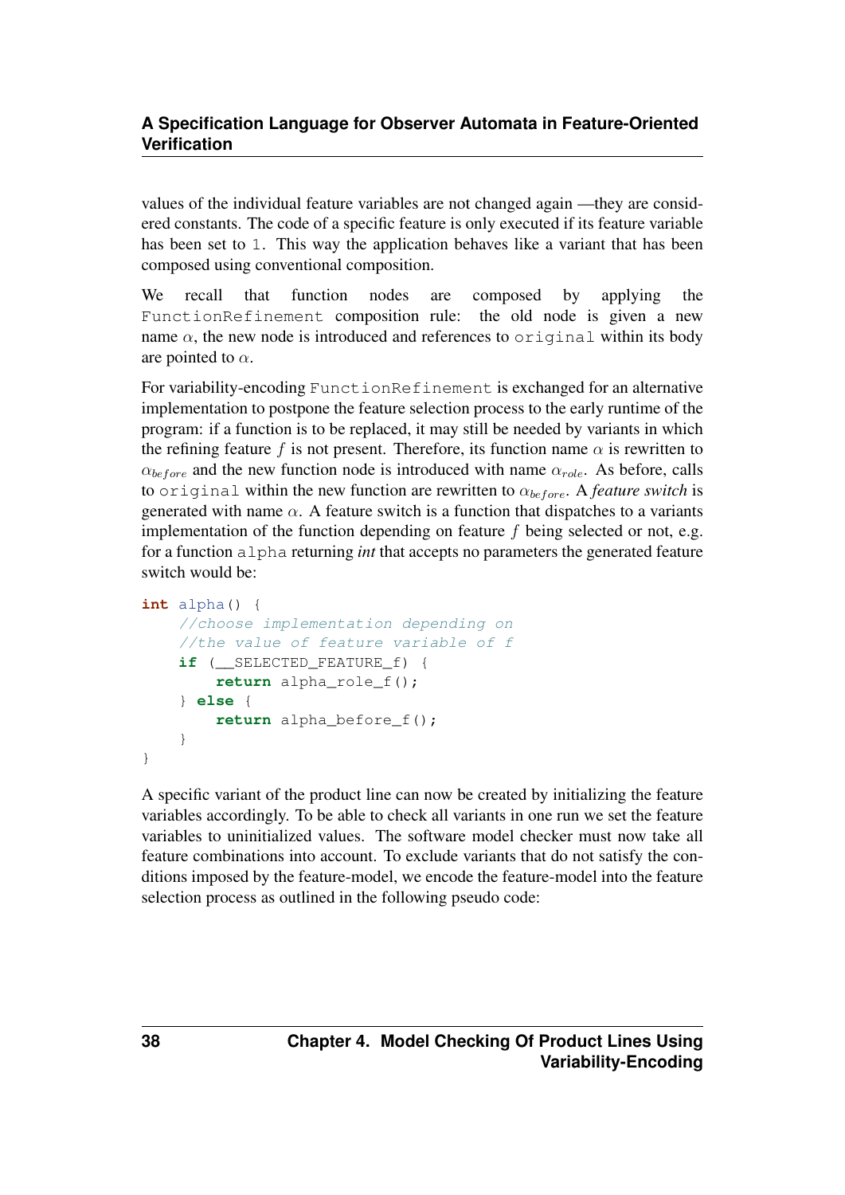values of the individual feature variables are not changed again —they are considered constants. The code of a specific feature is only executed if its feature variable has been set to `1`. This way the application behaves like a variant that has been composed using conventional composition.

We recall that function nodes are composed by applying the `FunctionRefinement` composition rule: the old node is given a new name $\alpha$, the new node is introduced and references to `original` within its body are pointed to $\alpha$.

For variability-encoding `FunctionRefinement` is exchanged for an alternative implementation to postpone the feature selection process to the early runtime of the program: if a function is to be replaced, it may still be needed by variants in which the refining feature $f$ is not present. Therefore, its function name $\alpha$ is rewritten to $\alpha_{before}$ and the new function node is introduced with name $\alpha_{role}$. As before, calls to `original` within the new function are rewritten to $\alpha_{before}$. A *feature switch* is generated with name $\alpha$. A feature switch is a function that dispatches to a variants implementation of the function depending on feature $f$ being selected or not, e.g. for a function `alpha` returning *int* that accepts no parameters the generated feature switch would be:

```
int alpha() {
    //choose implementation depending on
    //the value of feature variable of f
    if (__SELECTED_FEATURE_f) {
        return alpha_role_f();
    } else {
        return alpha_before_f();
    }
}
```

A specific variant of the product line can now be created by initializing the feature variables accordingly. To be able to check all variants in one run we set the feature variables to uninitialized values. The software model checker must now take all feature combinations into account. To exclude variants that do not satisfy the conditions imposed by the feature-model, we encode the feature-model into the feature selection process as outlined in the following pseudo code: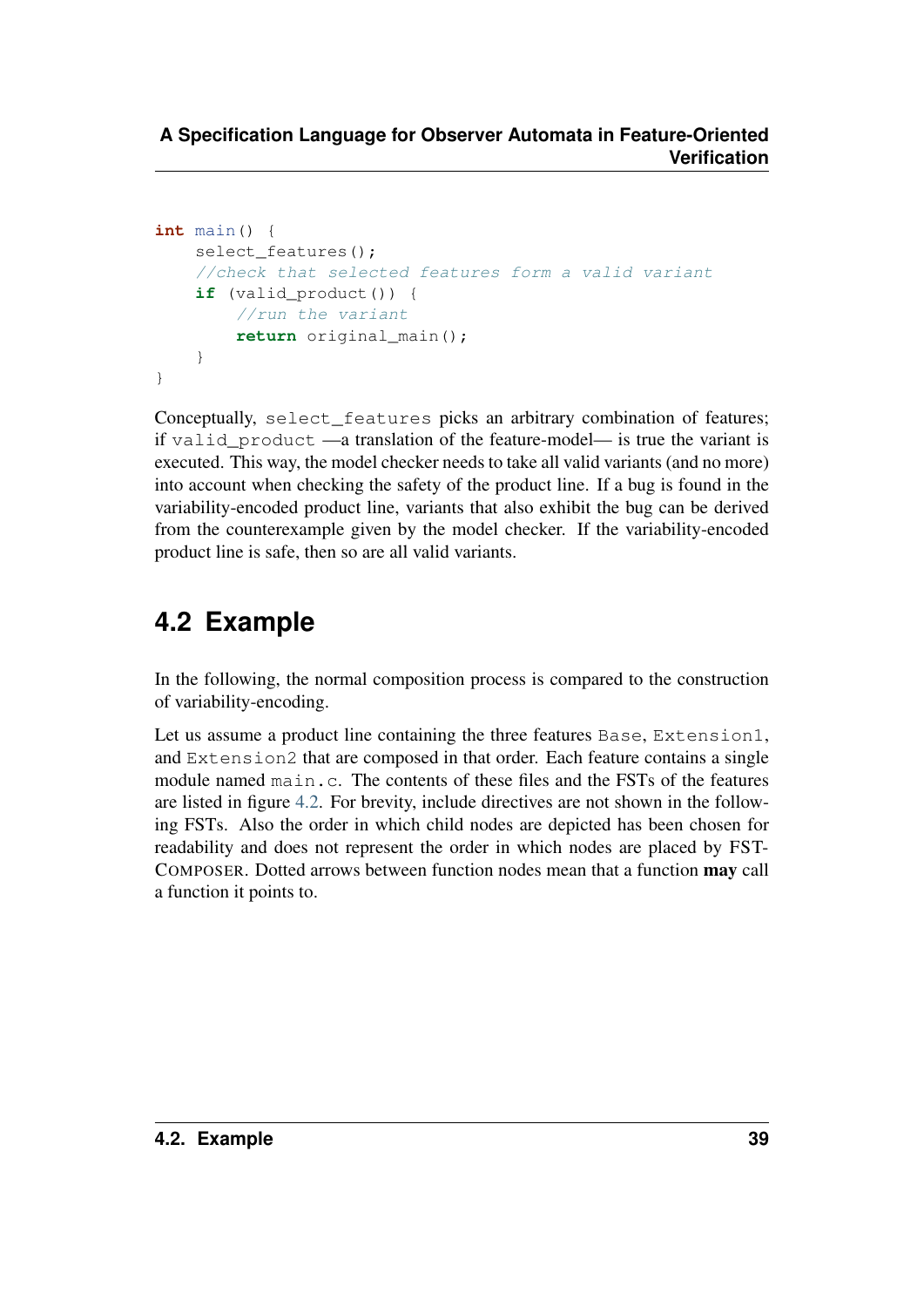```
int main() {
    select_features();
    //check that selected features form a valid variant
    if (valid_product()) {
        //run the variant
        return original_main();
    }
}
```

Conceptually, select_features picks an arbitrary combination of features; if valid_product —a translation of the feature-model— is true the variant is executed. This way, the model checker needs to take all valid variants (and no more) into account when checking the safety of the product line. If a bug is found in the variability-encoded product line, variants that also exhibit the bug can be derived from the counterexample given by the model checker. If the variability-encoded product line is safe, then so are all valid variants.

## 4.2 Example

In the following, the normal composition process is compared to the construction of variability-encoding.

Let us assume a product line containing the three features Base, Extension1, and Extension2 that are composed in that order. Each feature contains a single module named main.c. The contents of these files and the FSTs of the features are listed in figure 4.2. For brevity, include directives are not shown in the following FSTs. Also the order in which child nodes are depicted has been chosen for readability and does not represent the order in which nodes are placed by FSTComposer. Dotted arrows between function nodes mean that a function **may** call a function it points to.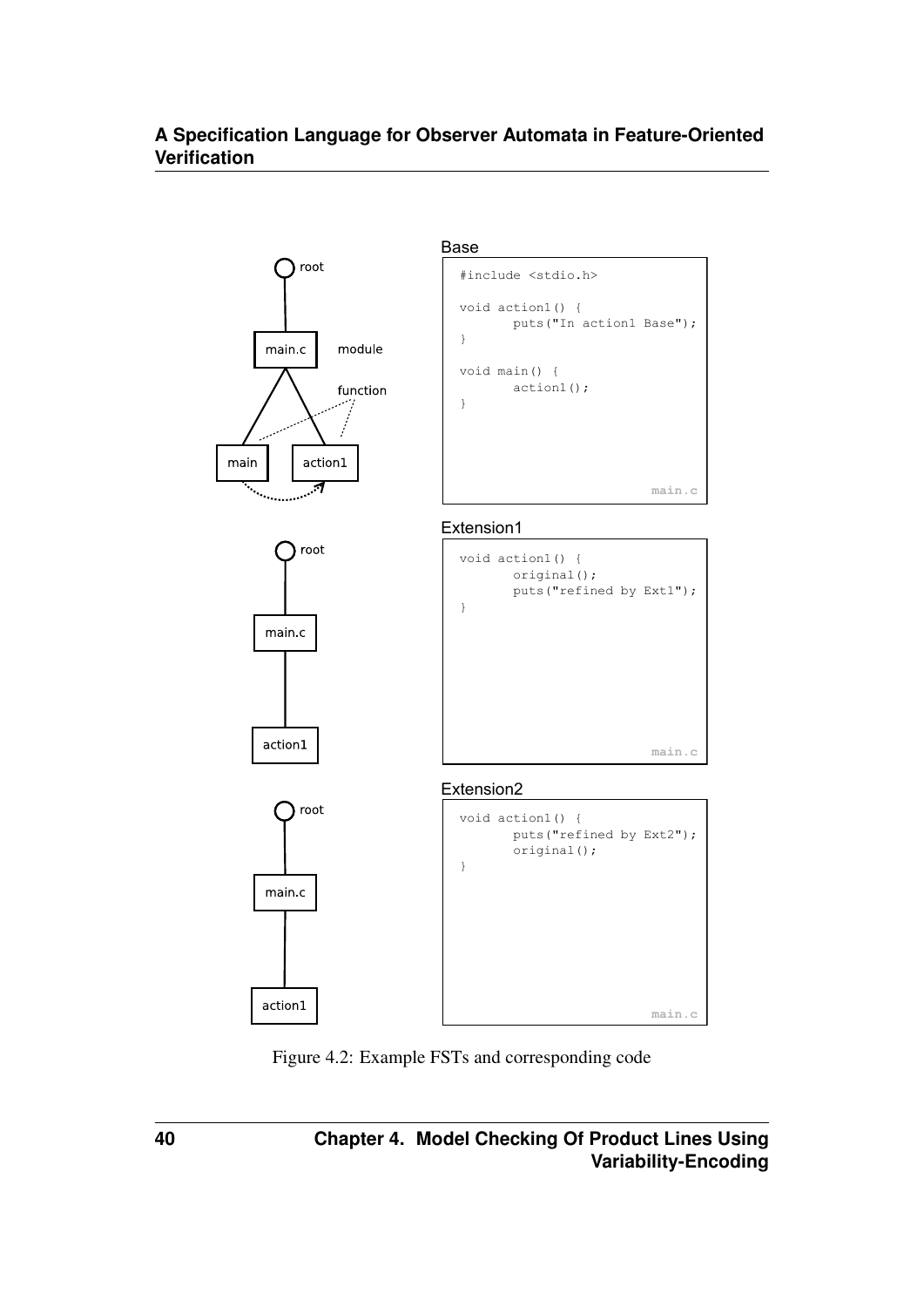Base

```
#include <stdio.h>

void action1() {
        puts("In action1 Base");
}

void main() {
        action1();
}
```

main.c

Extension1

```
void action1() {
        original();
        puts("refined by Ext1");
}
```

main.c

Extension2

```
void action1() {
        puts("refined by Ext2");
        original();
}
```

main.c

Figure 4.2: Example FSTs and corresponding code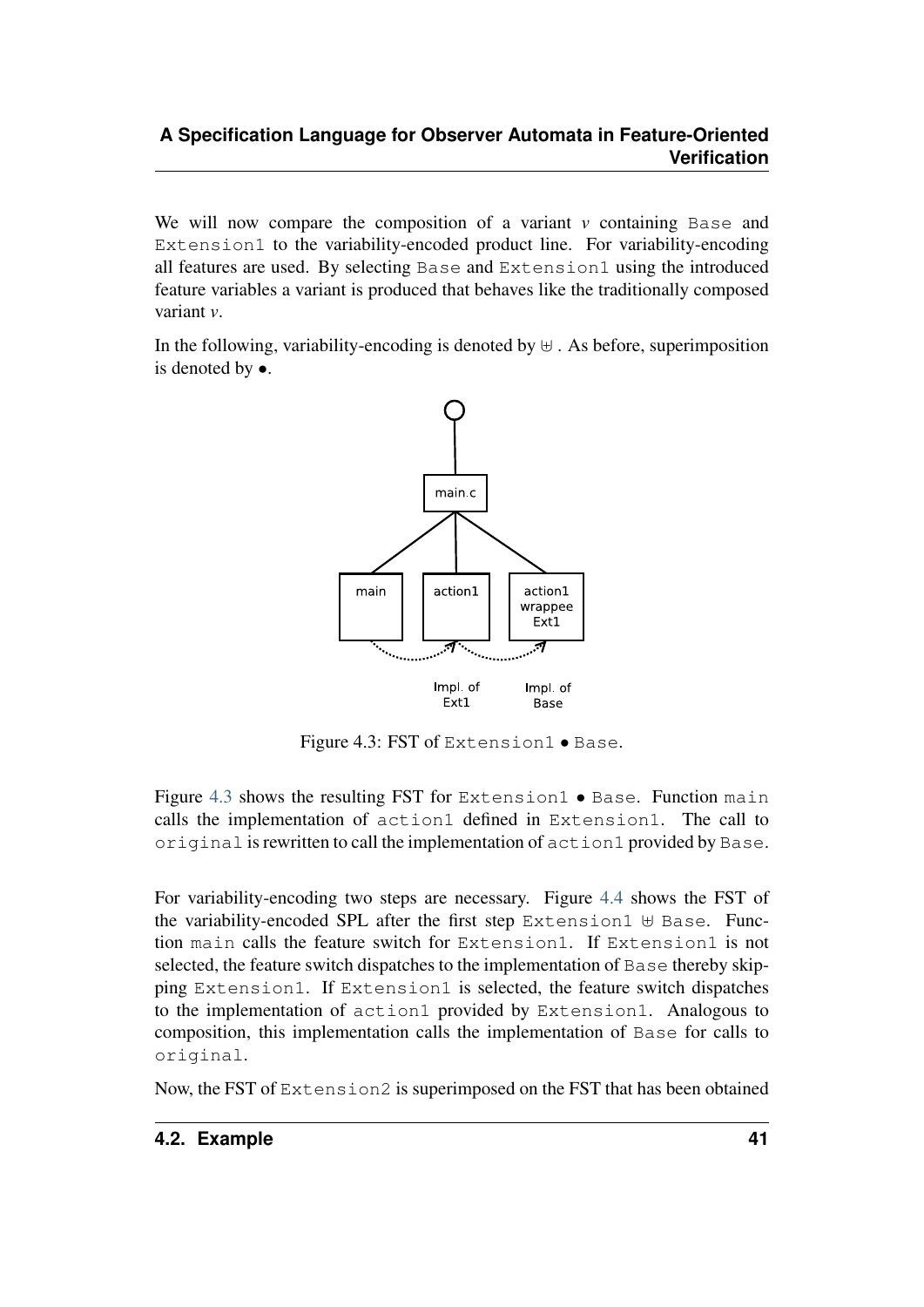We will now compare the composition of a variant *v* containing `Base` and `Extension1` to the variability-encoded product line. For variability-encoding all features are used. By selecting `Base` and `Extension1` using the introduced feature variables a variant is produced that behaves like the traditionally composed variant *v*.

In the following, variability-encoding is denoted by $\uplus$ . As before, superimposition is denoted by $\bullet$.

Figure 4.3: FST of `Extension1` $\bullet$ `Base`.

Figure 4.3 shows the resulting FST for `Extension1` $\bullet$ `Base`. Function `main` calls the implementation of `action1` defined in `Extension1`. The call to `original` is rewritten to call the implementation of `action1` provided by `Base`.

For variability-encoding two steps are necessary. Figure 4.4 shows the FST of the variability-encoded SPL after the first step `Extension1` $\uplus$ `Base`. Function `main` calls the feature switch for `Extension1`. If `Extension1` is not selected, the feature switch dispatches to the implementation of `Base` thereby skipping `Extension1`. If `Extension1` is selected, the feature switch dispatches to the implementation of `action1` provided by `Extension1`. Analogous to composition, this implementation calls the implementation of `Base` for calls to `original`.

Now, the FST of `Extension2` is superimposed on the FST that has been obtained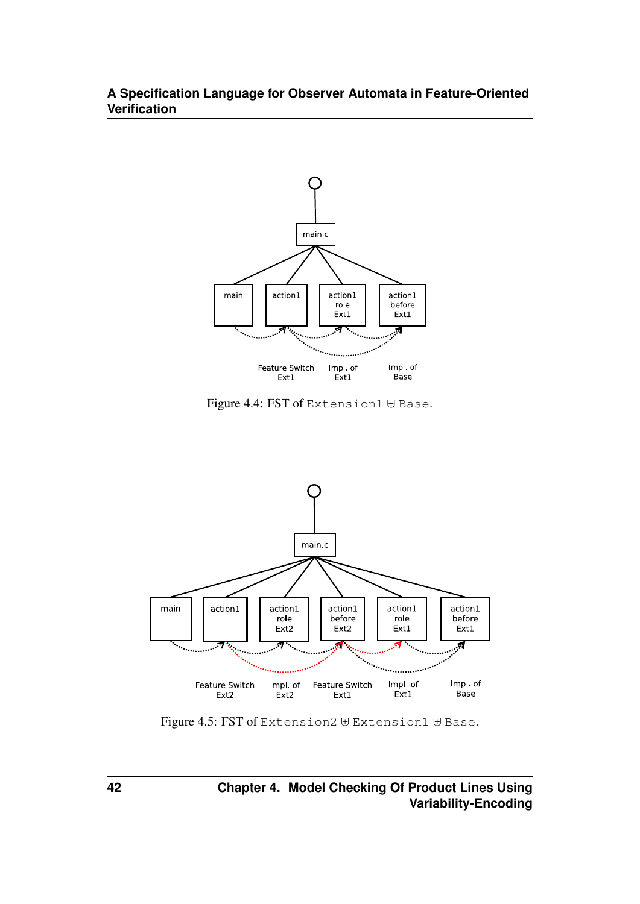Figure 4.4: FST of Extension1 ⊎ Base.

Figure 4.5: FST of Extension2 ⊎ Extension1 ⊎ Base.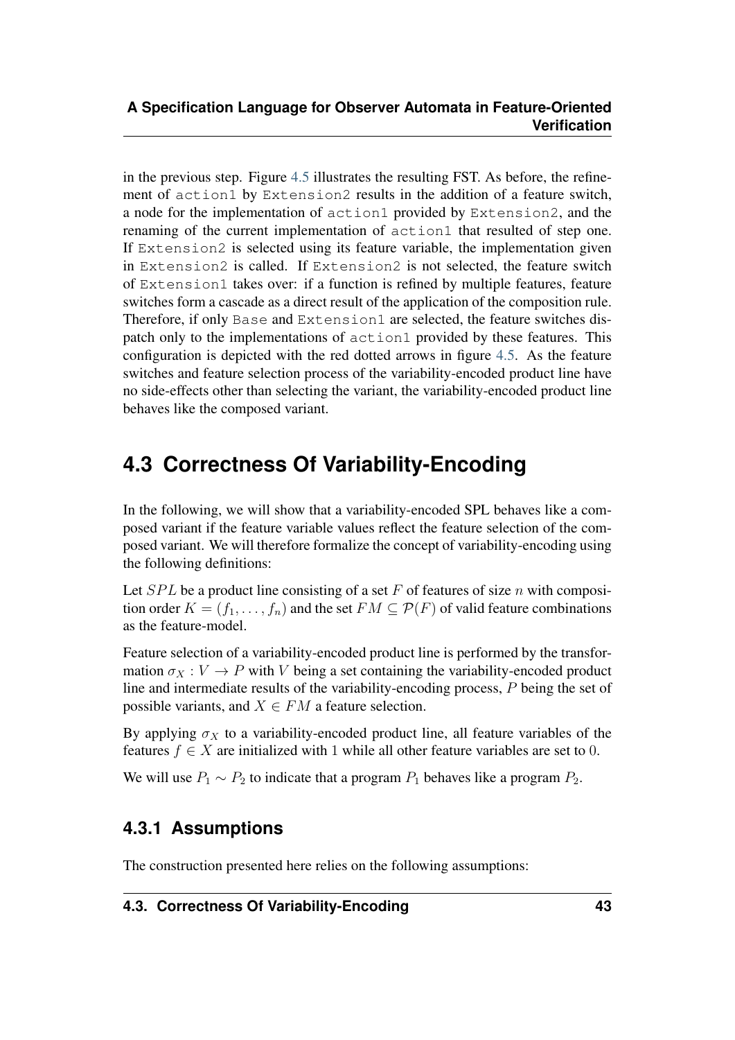in the previous step. Figure 4.5 illustrates the resulting FST. As before, the refinement of `action1` by `Extension2` results in the addition of a feature switch, a node for the implementation of `action1` provided by `Extension2`, and the renaming of the current implementation of `action1` that resulted of step one. If `Extension2` is selected using its feature variable, the implementation given in `Extension2` is called. If `Extension2` is not selected, the feature switch of `Extension1` takes over: if a function is refined by multiple features, feature switches form a cascade as a direct result of the application of the composition rule. Therefore, if only `Base` and `Extension1` are selected, the feature switches dispatch only to the implementations of `action1` provided by these features. This configuration is depicted with the red dotted arrows in figure 4.5. As the feature switches and feature selection process of the variability-encoded product line have no side-effects other than selecting the variant, the variability-encoded product line behaves like the composed variant.

## 4.3 Correctness Of Variability-Encoding

In the following, we will show that a variability-encoded SPL behaves like a composed variant if the feature variable values reflect the feature selection of the composed variant. We will therefore formalize the concept of variability-encoding using the following definitions:

Let $SPL$ be a product line consisting of a set $F$ of features of size $n$ with composition order $K = (f_1, \ldots, f_n)$ and the set $FM \subseteq \mathcal{P}(F)$ of valid feature combinations as the feature-model.

Feature selection of a variability-encoded product line is performed by the transformation $\sigma_X : V \to P$ with $V$ being a set containing the variability-encoded product line and intermediate results of the variability-encoding process, $P$ being the set of possible variants, and $X \in FM$ a feature selection.

By applying $\sigma_X$ to a variability-encoded product line, all feature variables of the features $f \in X$ are initialized with $1$ while all other feature variables are set to $0$.

We will use $P_1 \sim P_2$ to indicate that a program $P_1$ behaves like a program $P_2$.

### 4.3.1 Assumptions

The construction presented here relies on the following assumptions: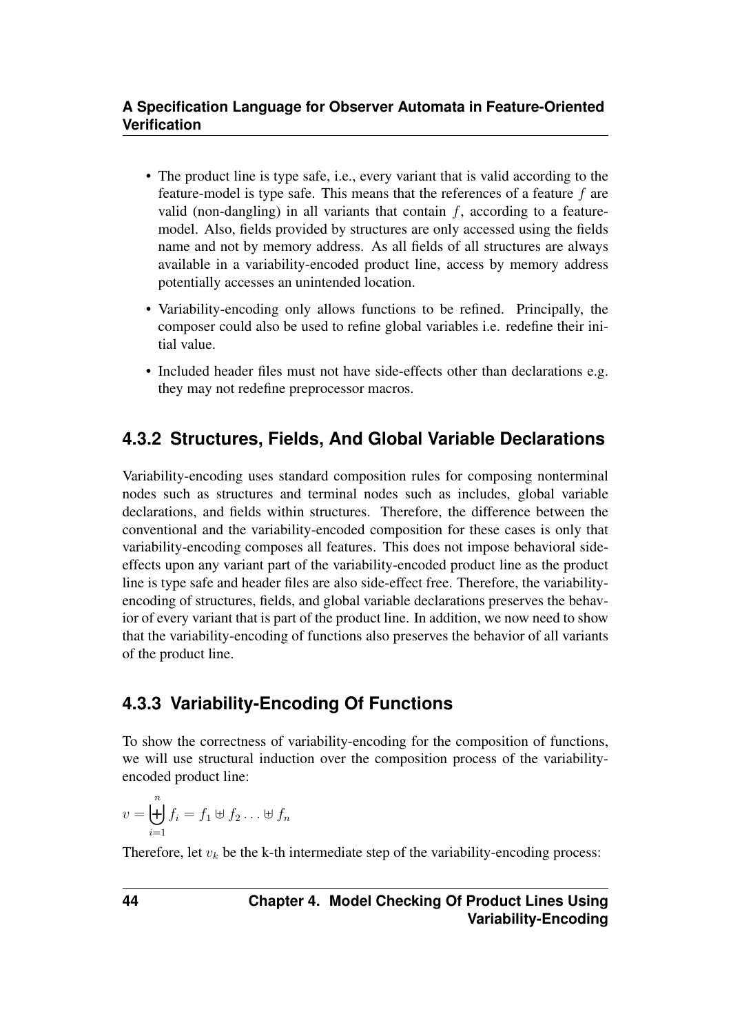- The product line is type safe, i.e., every variant that is valid according to the feature-model is type safe. This means that the references of a feature $f$ are valid (non-dangling) in all variants that contain $f$, according to a feature-model. Also, fields provided by structures are only accessed using the fields name and not by memory address. As all fields of all structures are always available in a variability-encoded product line, access by memory address potentially accesses an unintended location.
- Variability-encoding only allows functions to be refined. Principally, the composer could also be used to refine global variables i.e. redefine their initial value.
- Included header files must not have side-effects other than declarations e.g. they may not redefine preprocessor macros.

## 4.3.2 Structures, Fields, And Global Variable Declarations

Variability-encoding uses standard composition rules for composing nonterminal nodes such as structures and terminal nodes such as includes, global variable declarations, and fields within structures. Therefore, the difference between the conventional and the variability-encoded composition for these cases is only that variability-encoding composes all features. This does not impose behavioral side-effects upon any variant part of the variability-encoded product line as the product line is type safe and header files are also side-effect free. Therefore, the variability-encoding of structures, fields, and global variable declarations preserves the behavior of every variant that is part of the product line. In addition, we now need to show that the variability-encoding of functions also preserves the behavior of all variants of the product line.

## 4.3.3 Variability-Encoding Of Functions

To show the correctness of variability-encoding for the composition of functions, we will use structural induction over the composition process of the variability-encoded product line:

$$v = \biguplus_{i=1}^{n} f_i = f_1 \uplus f_2 \ldots \uplus f_n$$

Therefore, let $v_k$ be the k-th intermediate step of the variability-encoding process: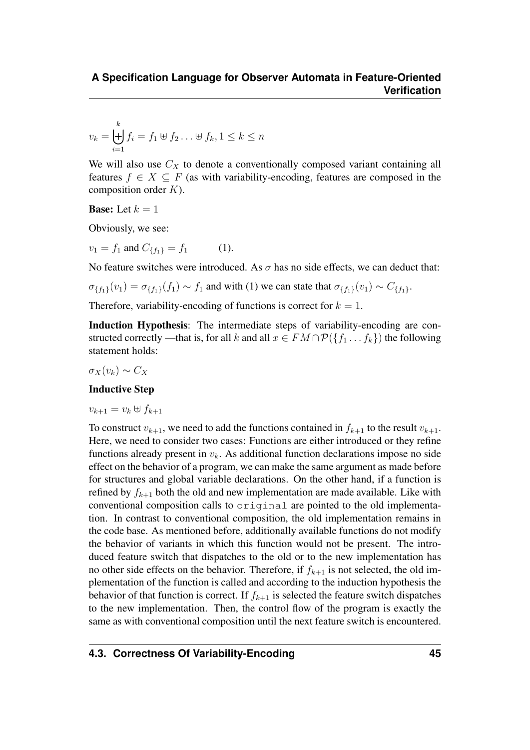$$v_k = \biguplus_{i=1}^{k} f_i = f_1 \uplus f_2 \ldots \uplus f_k, 1 \leq k \leq n$$

We will also use $C_X$ to denote a conventionally composed variant containing all features $f \in X \subseteq F$ (as with variability-encoding, features are composed in the composition order $K$).

**Base:** Let $k = 1$

Obviously, we see:

$v_1 = f_1$ and $C_{\{f_1\}} = f_1$ (1).

No feature switches were introduced. As $\sigma$ has no side effects, we can deduct that:

$\sigma_{\{f_1\}}(v_1) = \sigma_{\{f_1\}}(f_1) \sim f_1$ and with (1) we can state that $\sigma_{\{f_1\}}(v_1) \sim C_{\{f_1\}}$.

Therefore, variability-encoding of functions is correct for $k = 1$.

**Induction Hypothesis**: The intermediate steps of variability-encoding are constructed correctly —that is, for all $k$ and all $x \in FM \cap \mathcal{P}(\{f_1 \ldots f_k\})$ the following statement holds:

$\sigma_X(v_k) \sim C_X$

**Inductive Step**

$v_{k+1} = v_k \uplus f_{k+1}$

To construct $v_{k+1}$, we need to add the functions contained in $f_{k+1}$ to the result $v_{k+1}$. Here, we need to consider two cases: Functions are either introduced or they refine functions already present in $v_k$. As additional function declarations impose no side effect on the behavior of a program, we can make the same argument as made before for structures and global variable declarations. On the other hand, if a function is refined by $f_{k+1}$ both the old and new implementation are made available. Like with conventional composition calls to `original` are pointed to the old implementation. In contrast to conventional composition, the old implementation remains in the code base. As mentioned before, additionally available functions do not modify the behavior of variants in which this function would not be present. The introduced feature switch that dispatches to the old or to the new implementation has no other side effects on the behavior. Therefore, if $f_{k+1}$ is not selected, the old implementation of the function is called and according to the induction hypothesis the behavior of that function is correct. If $f_{k+1}$ is selected the feature switch dispatches to the new implementation. Then, the control flow of the program is exactly the same as with conventional composition until the next feature switch is encountered.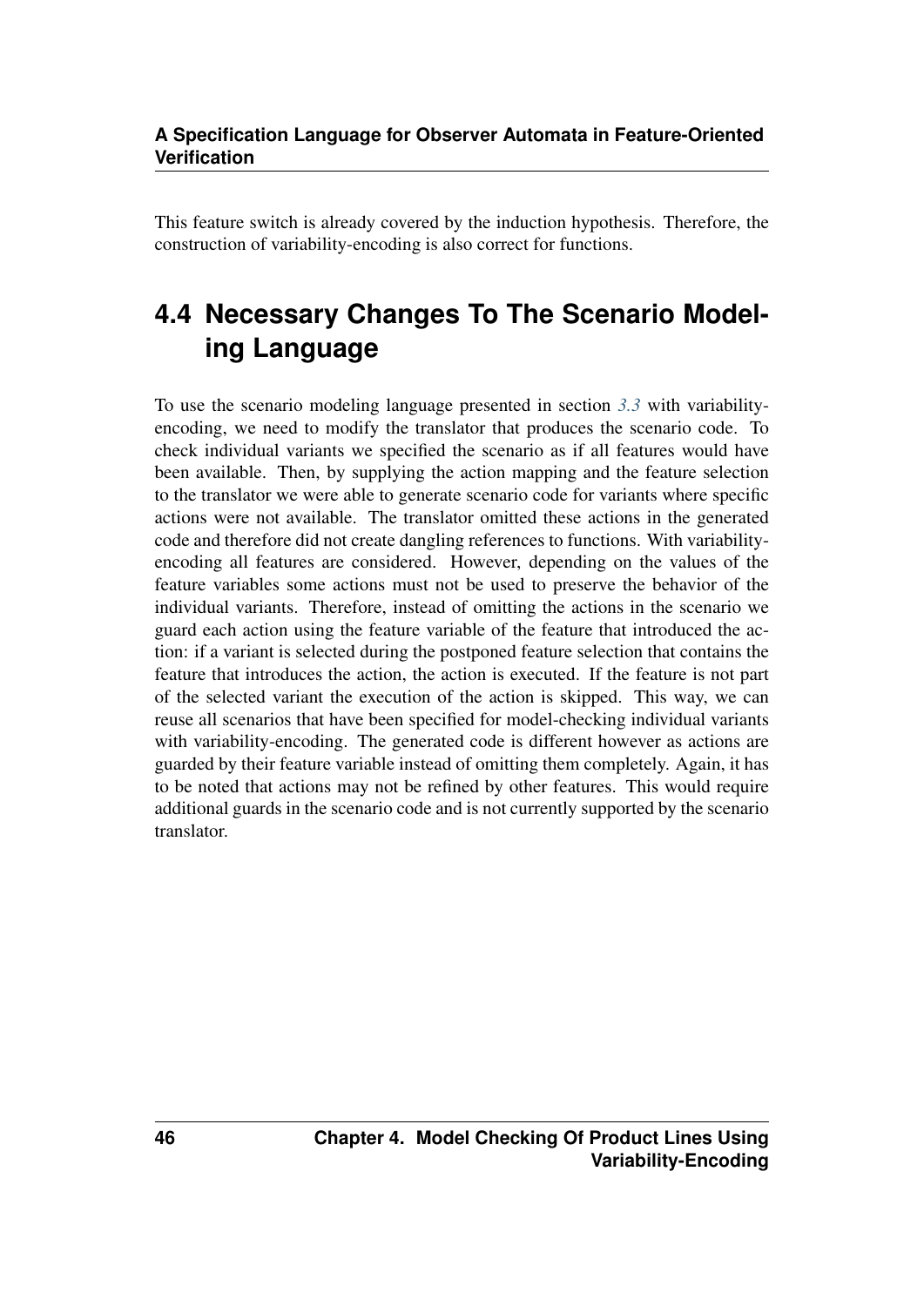This feature switch is already covered by the induction hypothesis. Therefore, the construction of variability-encoding is also correct for functions.

## 4.4 Necessary Changes To The Scenario Modeling Language

To use the scenario modeling language presented in section 3.3 with variability-encoding, we need to modify the translator that produces the scenario code. To check individual variants we specified the scenario as if all features would have been available. Then, by supplying the action mapping and the feature selection to the translator we were able to generate scenario code for variants where specific actions were not available. The translator omitted these actions in the generated code and therefore did not create dangling references to functions. With variability-encoding all features are considered. However, depending on the values of the feature variables some actions must not be used to preserve the behavior of the individual variants. Therefore, instead of omitting the actions in the scenario we guard each action using the feature variable of the feature that introduced the action: if a variant is selected during the postponed feature selection that contains the feature that introduces the action, the action is executed. If the feature is not part of the selected variant the execution of the action is skipped. This way, we can reuse all scenarios that have been specified for model-checking individual variants with variability-encoding. The generated code is different however as actions are guarded by their feature variable instead of omitting them completely. Again, it has to be noted that actions may not be refined by other features. This would require additional guards in the scenario code and is not currently supported by the scenario translator.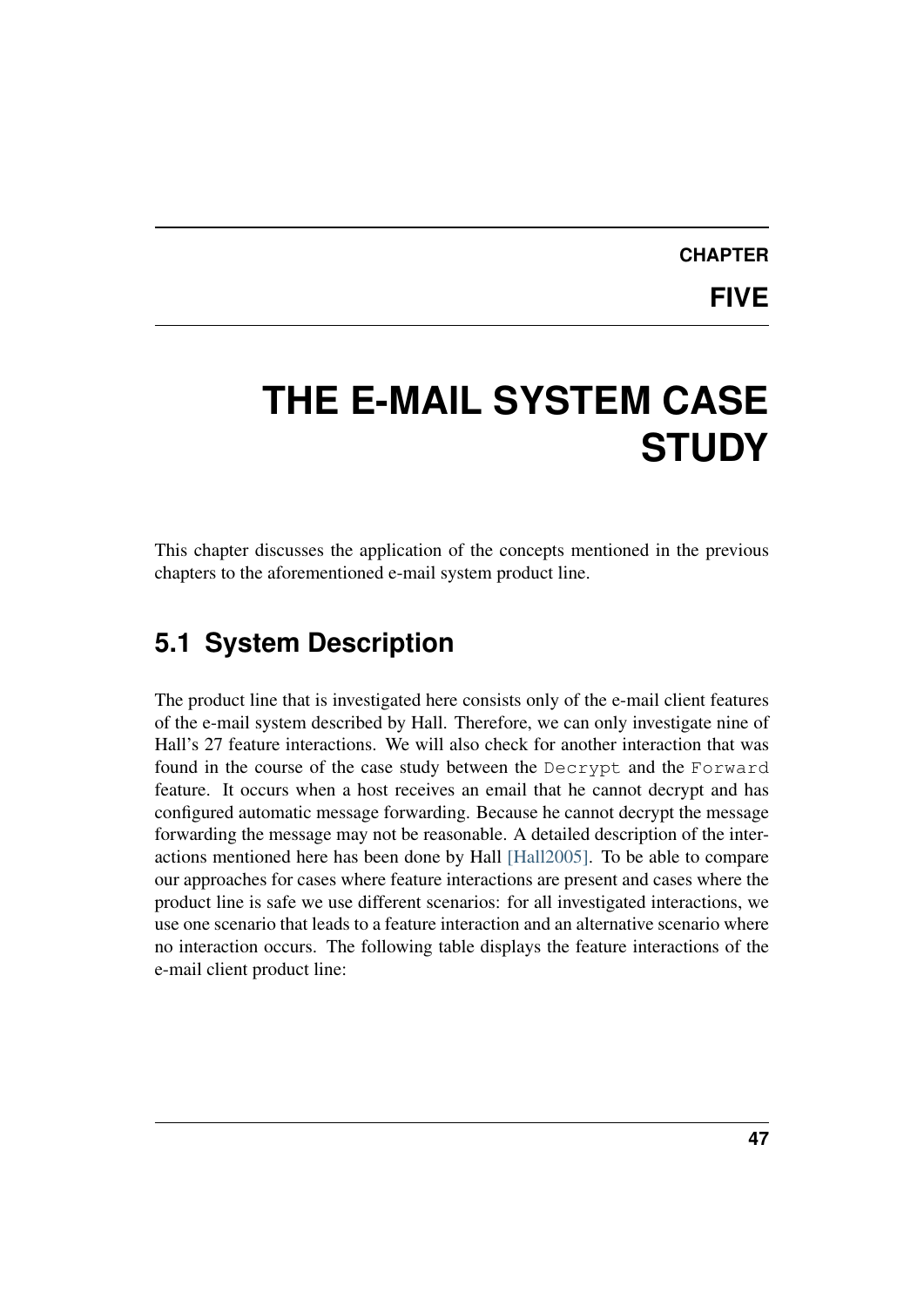# CHAPTER FIVE

# THE E-MAIL SYSTEM CASE STUDY

This chapter discusses the application of the concepts mentioned in the previous chapters to the aforementioned e-mail system product line.

## 5.1 System Description

The product line that is investigated here consists only of the e-mail client features of the e-mail system described by Hall. Therefore, we can only investigate nine of Hall's 27 feature interactions. We will also check for another interaction that was found in the course of the case study between the `Decrypt` and the `Forward` feature. It occurs when a host receives an email that he cannot decrypt and has configured automatic message forwarding. Because he cannot decrypt the message forwarding the message may not be reasonable. A detailed description of the interactions mentioned here has been done by Hall [Hall2005]. To be able to compare our approaches for cases where feature interactions are present and cases where the product line is safe we use different scenarios: for all investigated interactions, we use one scenario that leads to a feature interaction and an alternative scenario where no interaction occurs. The following table displays the feature interactions of the e-mail client product line: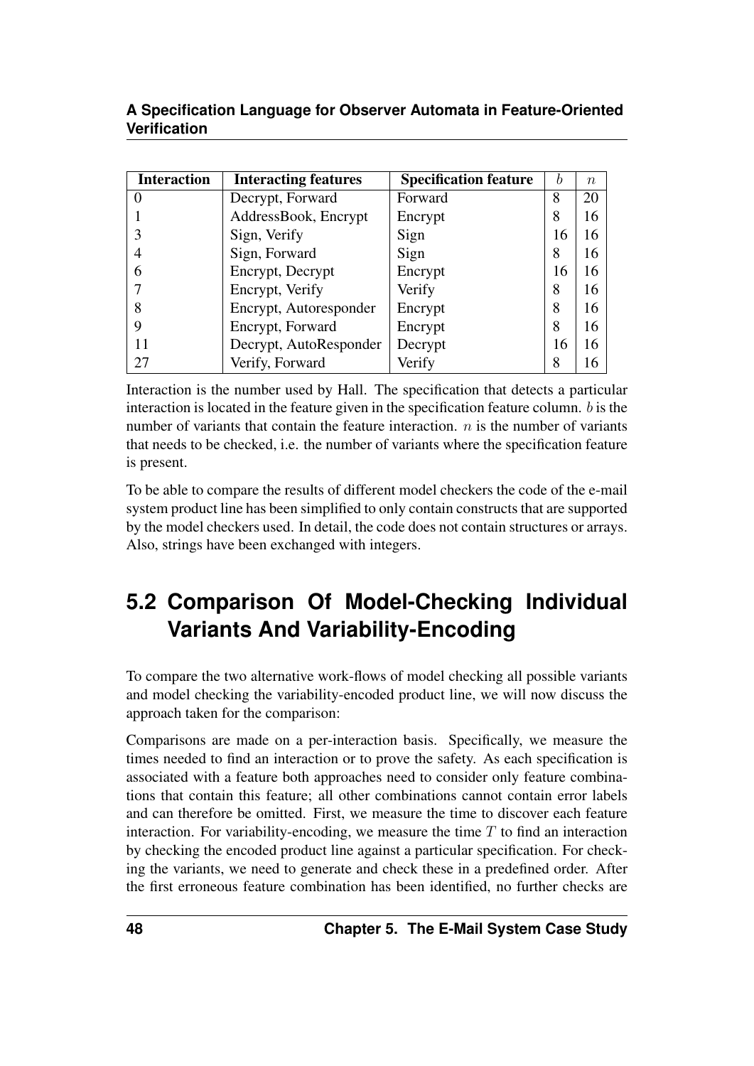| Interaction | Interacting features | Specification feature | $b$ | $n$ |
|---|---|---|---|---|
| 0 | Decrypt, Forward | Forward | 8 | 20 |
| 1 | AddressBook, Encrypt | Encrypt | 8 | 16 |
| 3 | Sign, Verify | Sign | 16 | 16 |
| 4 | Sign, Forward | Sign | 8 | 16 |
| 6 | Encrypt, Decrypt | Encrypt | 16 | 16 |
| 7 | Encrypt, Verify | Verify | 8 | 16 |
| 8 | Encrypt, Autoresponder | Encrypt | 8 | 16 |
| 9 | Encrypt, Forward | Encrypt | 8 | 16 |
| 11 | Decrypt, AutoResponder | Decrypt | 16 | 16 |
| 27 | Verify, Forward | Verify | 8 | 16 |

Interaction is the number used by Hall. The specification that detects a particular interaction is located in the feature given in the specification feature column. $b$ is the number of variants that contain the feature interaction. $n$ is the number of variants that needs to be checked, i.e. the number of variants where the specification feature is present.

To be able to compare the results of different model checkers the code of the e-mail system product line has been simplified to only contain constructs that are supported by the model checkers used. In detail, the code does not contain structures or arrays. Also, strings have been exchanged with integers.

## 5.2 Comparison Of Model-Checking Individual Variants And Variability-Encoding

To compare the two alternative work-flows of model checking all possible variants and model checking the variability-encoded product line, we will now discuss the approach taken for the comparison:

Comparisons are made on a per-interaction basis. Specifically, we measure the times needed to find an interaction or to prove the safety. As each specification is associated with a feature both approaches need to consider only feature combinations that contain this feature; all other combinations cannot contain error labels and can therefore be omitted. First, we measure the time to discover each feature interaction. For variability-encoding, we measure the time $T$ to find an interaction by checking the encoded product line against a particular specification. For checking the variants, we need to generate and check these in a predefined order. After the first erroneous feature combination has been identified, no further checks are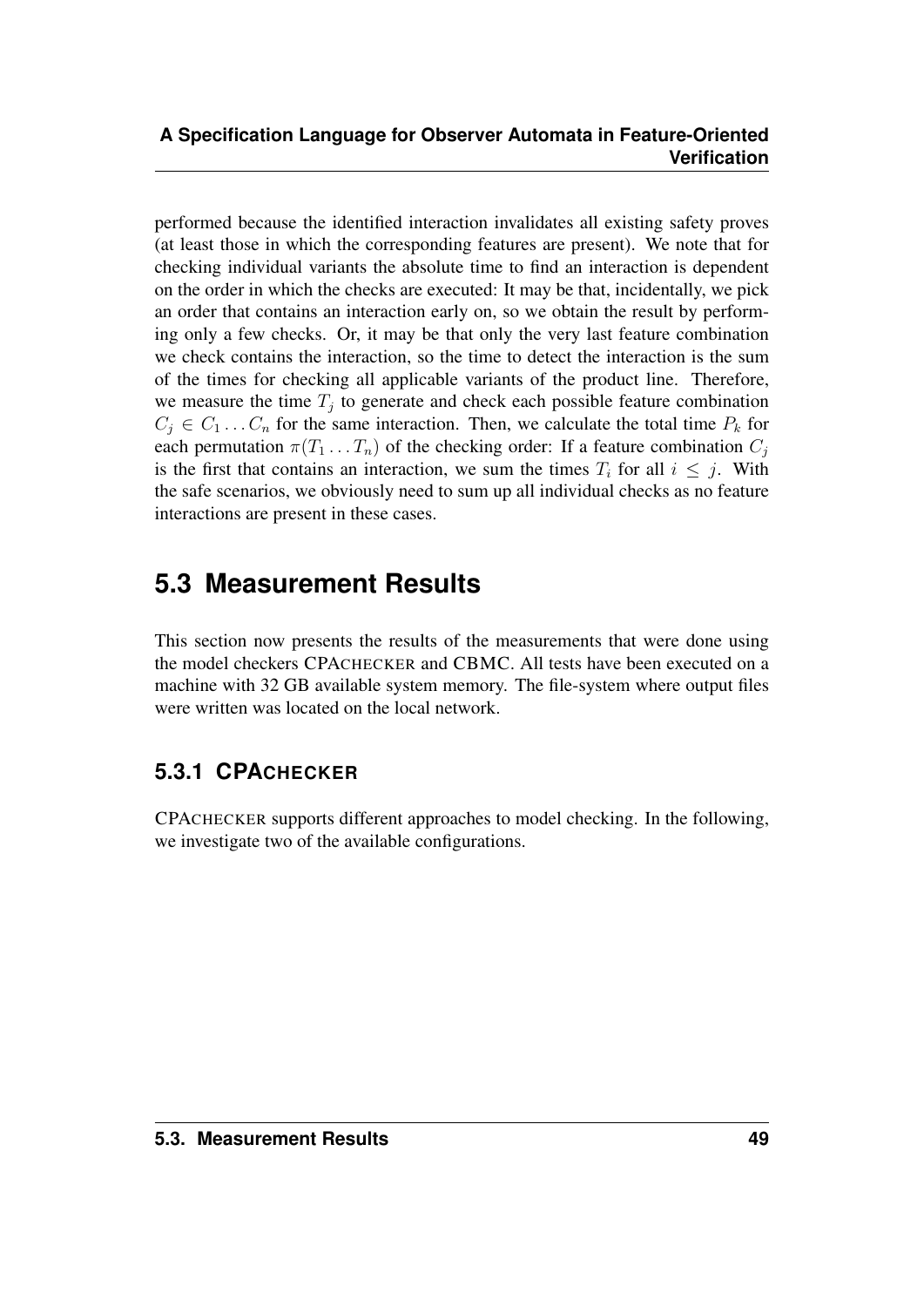performed because the identified interaction invalidates all existing safety proves (at least those in which the corresponding features are present). We note that for checking individual variants the absolute time to find an interaction is dependent on the order in which the checks are executed: It may be that, incidentally, we pick an order that contains an interaction early on, so we obtain the result by performing only a few checks. Or, it may be that only the very last feature combination we check contains the interaction, so the time to detect the interaction is the sum of the times for checking all applicable variants of the product line. Therefore, we measure the time $T_j$ to generate and check each possible feature combination $C_j \in C_1 \ldots C_n$ for the same interaction. Then, we calculate the total time $P_k$ for each permutation $\pi(T_1 \ldots T_n)$ of the checking order: If a feature combination $C_j$ is the first that contains an interaction, we sum the times $T_i$ for all $i \leq j$. With the safe scenarios, we obviously need to sum up all individual checks as no feature interactions are present in these cases.

## 5.3 Measurement Results

This section now presents the results of the measurements that were done using the model checkers CPACHECKER and CBMC. All tests have been executed on a machine with 32 GB available system memory. The file-system where output files were written was located on the local network.

### 5.3.1 CPACHECKER

CPACHECKER supports different approaches to model checking. In the following, we investigate two of the available configurations.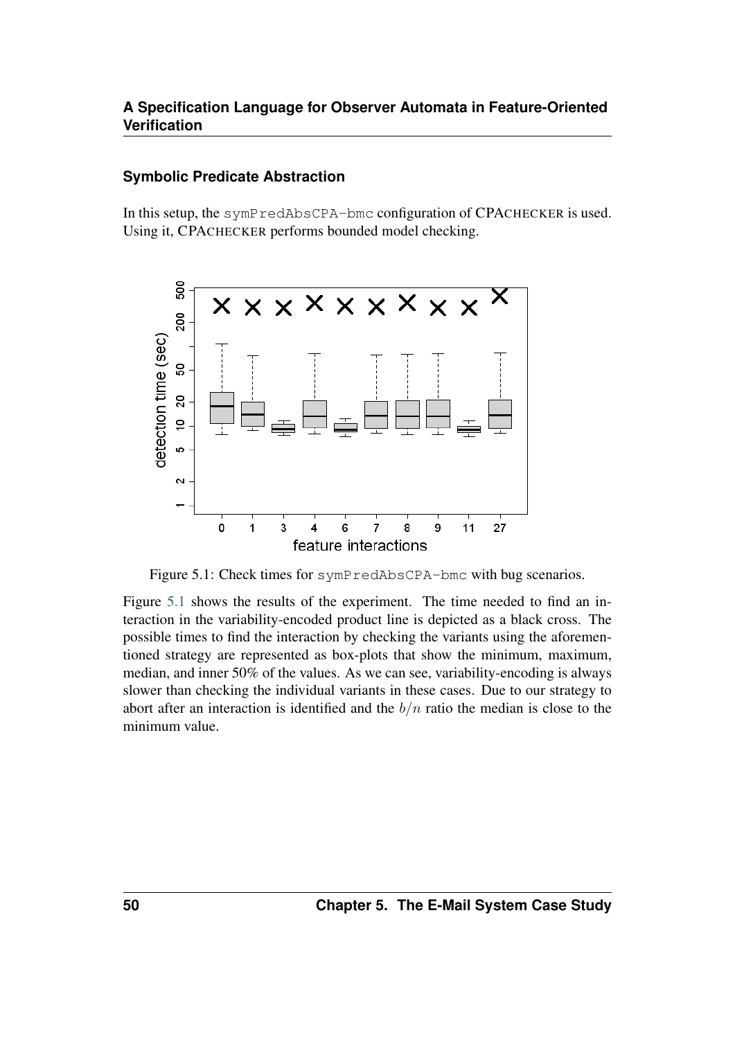### Symbolic Predicate Abstraction

In this setup, the `symPredAbsCPA-bmc` configuration of CPACHECKER is used. Using it, CPACHECKER performs bounded model checking.

Figure 5.1: Check times for `symPredAbsCPA-bmc` with bug scenarios.

Figure 5.1 shows the results of the experiment. The time needed to find an interaction in the variability-encoded product line is depicted as a black cross. The possible times to find the interaction by checking the variants using the aforementioned strategy are represented as box-plots that show the minimum, maximum, median, and inner 50% of the values. As we can see, variability-encoding is always slower than checking the individual variants in these cases. Due to our strategy to abort after an interaction is identified and the $b/n$ ratio the median is close to the minimum value.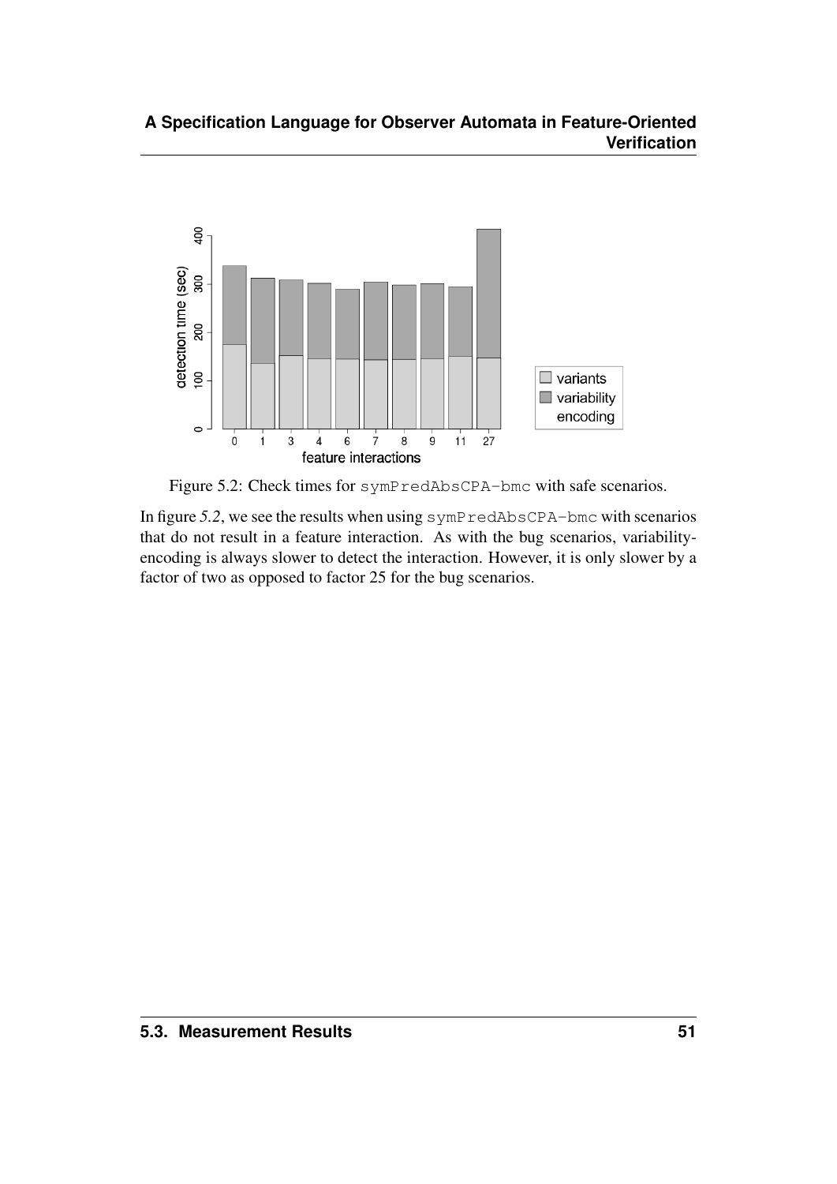Figure 5.2: Check times for `symPredAbsCPA-bmc` with safe scenarios.

In figure *5.2*, we see the results when using `symPredAbsCPA-bmc` with scenarios that do not result in a feature interaction. As with the bug scenarios, variability-encoding is always slower to detect the interaction. However, it is only slower by a factor of two as opposed to factor 25 for the bug scenarios.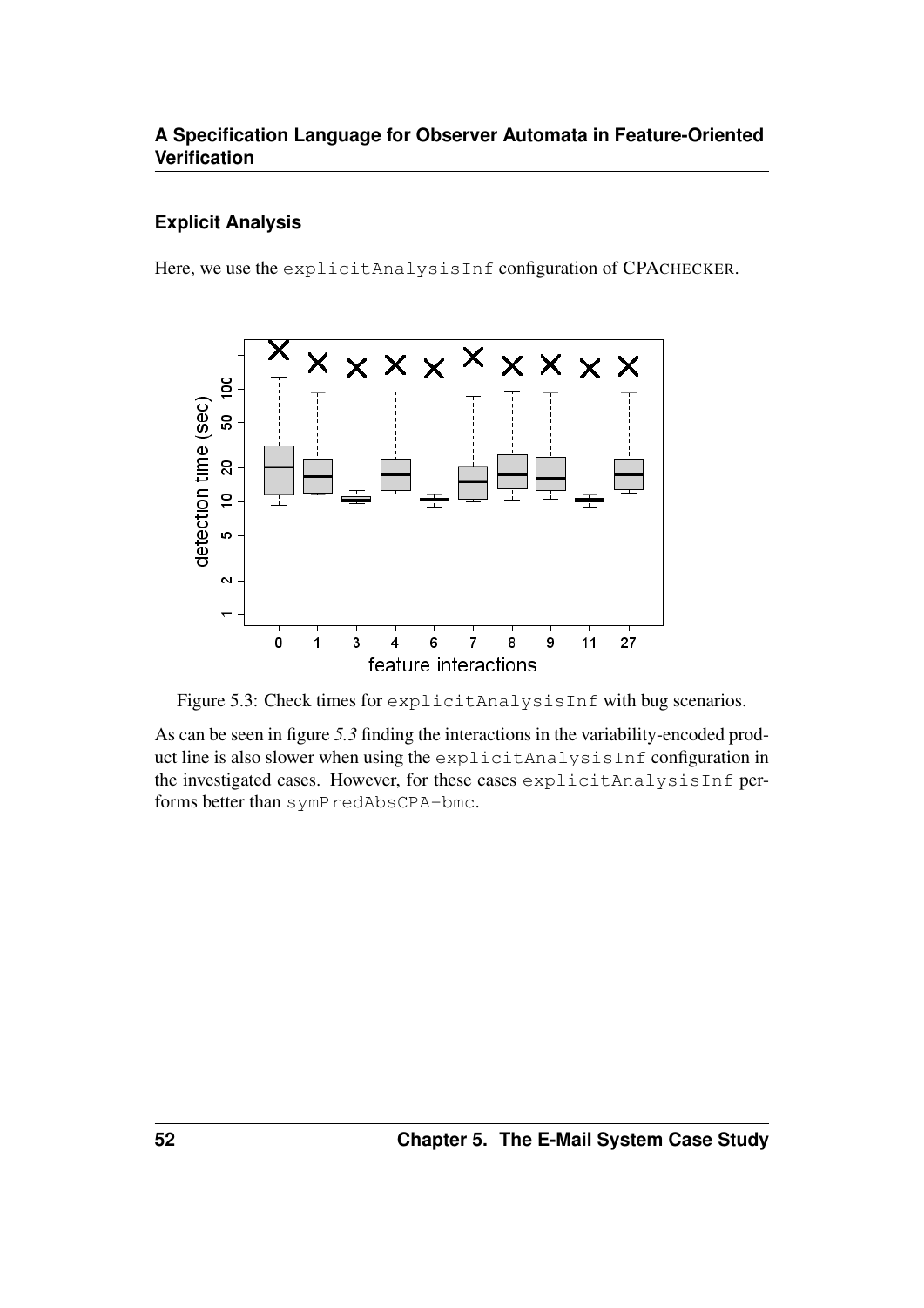### Explicit Analysis

Here, we use the `explicitAnalysisInf` configuration of CPACHECKER.

Figure 5.3: Check times for `explicitAnalysisInf` with bug scenarios.

As can be seen in figure *5.3* finding the interactions in the variability-encoded product line is also slower when using the `explicitAnalysisInf` configuration in the investigated cases. However, for these cases `explicitAnalysisInf` performs better than `symPredAbsCPA-bmc`.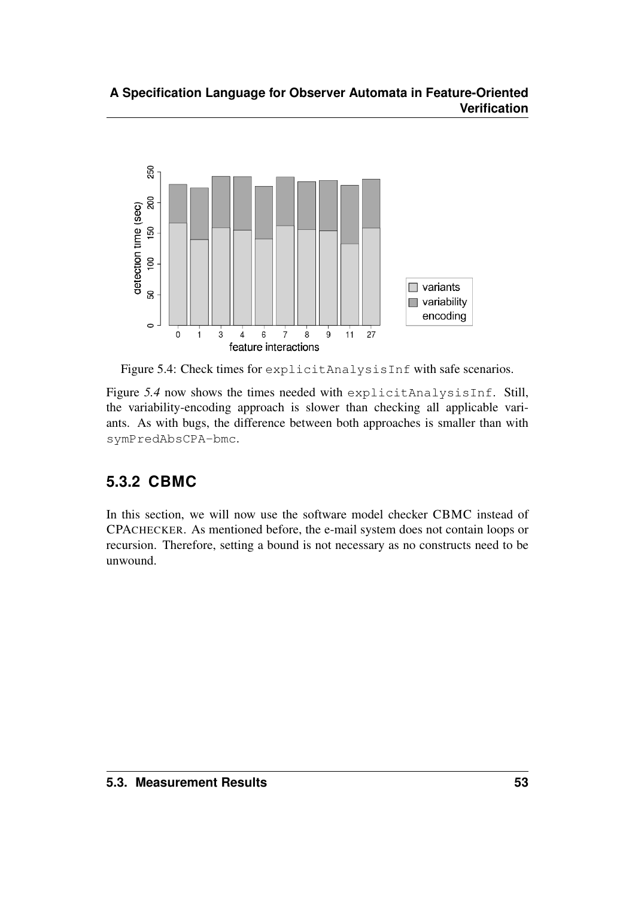Figure 5.4: Check times for `explicitAnalysisInf` with safe scenarios.

Figure *5.4* now shows the times needed with `explicitAnalysisInf`. Still, the variability-encoding approach is slower than checking all applicable variants. As with bugs, the difference between both approaches is smaller than with `symPredAbsCPA-bmc`.

### 5.3.2 CBMC

In this section, we will now use the software model checker CBMC instead of CPACHECKER. As mentioned before, the e-mail system does not contain loops or recursion. Therefore, setting a bound is not necessary as no constructs need to be unwound.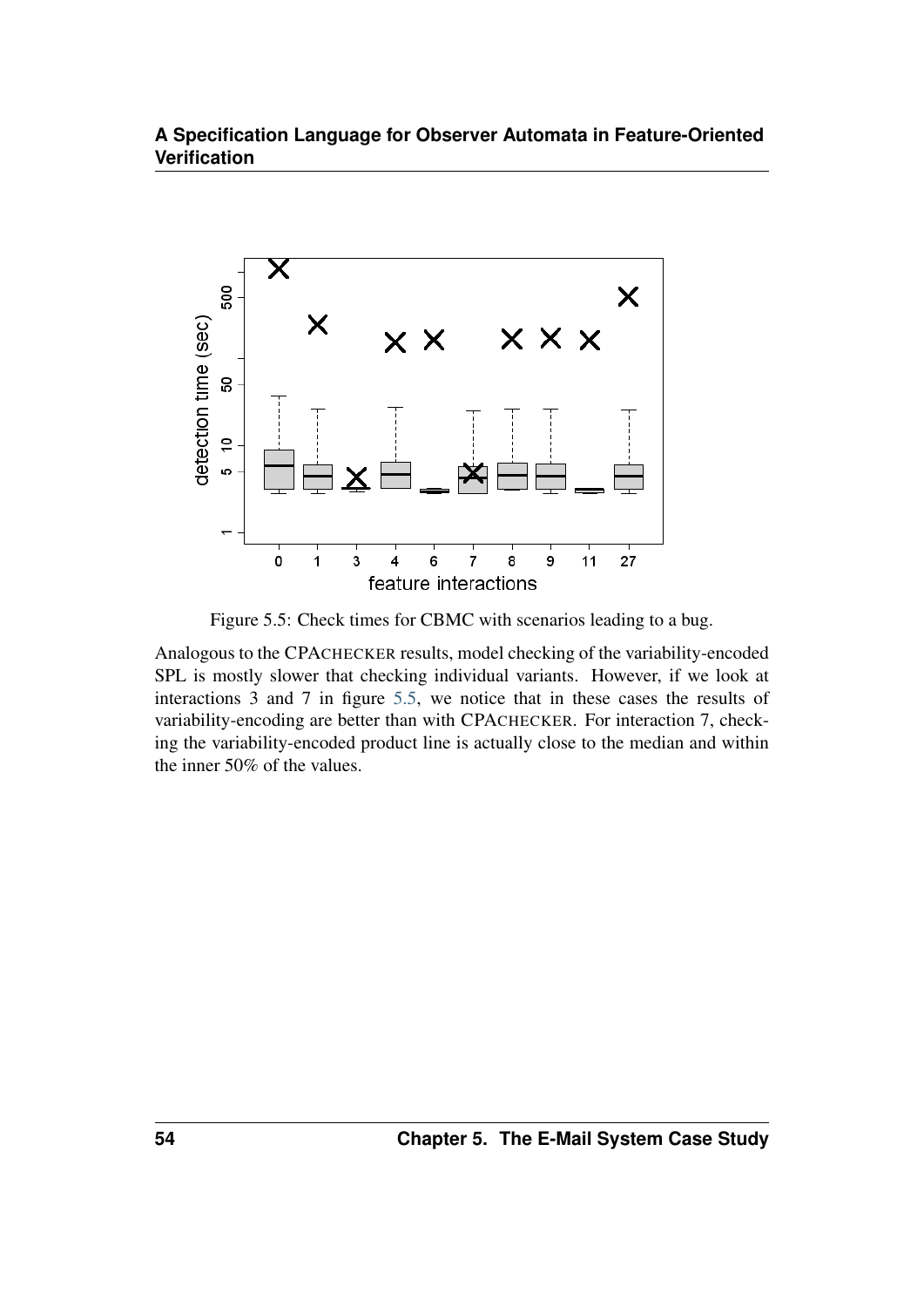Figure 5.5: Check times for CBMC with scenarios leading to a bug.

Analogous to the CPACHECKER results, model checking of the variability-encoded SPL is mostly slower that checking individual variants. However, if we look at interactions 3 and 7 in figure 5.5, we notice that in these cases the results of variability-encoding are better than with CPACHECKER. For interaction 7, checking the variability-encoded product line is actually close to the median and within the inner 50% of the values.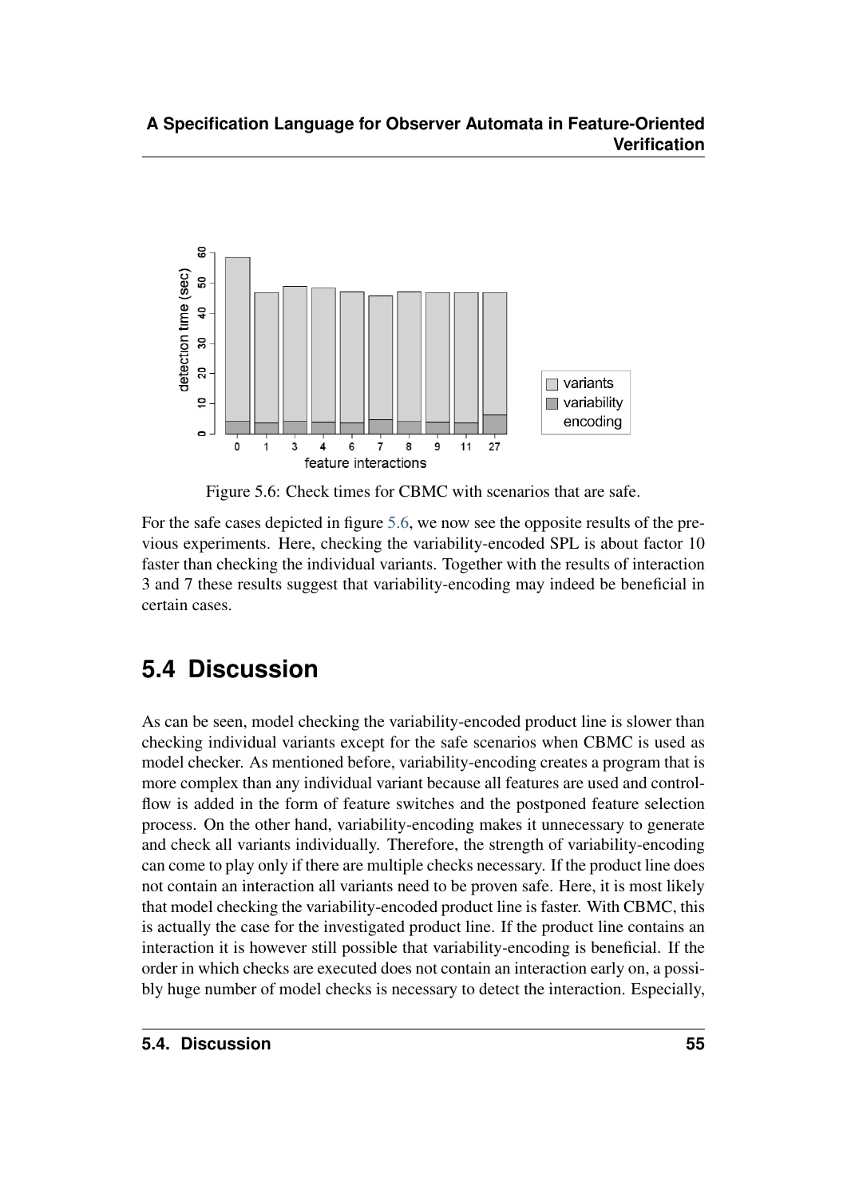Figure 5.6: Check times for CBMC with scenarios that are safe.

For the safe cases depicted in figure 5.6, we now see the opposite results of the previous experiments. Here, checking the variability-encoded SPL is about factor 10 faster than checking the individual variants. Together with the results of interaction 3 and 7 these results suggest that variability-encoding may indeed be beneficial in certain cases.

## 5.4 Discussion

As can be seen, model checking the variability-encoded product line is slower than checking individual variants except for the safe scenarios when CBMC is used as model checker. As mentioned before, variability-encoding creates a program that is more complex than any individual variant because all features are used and control-flow is added in the form of feature switches and the postponed feature selection process. On the other hand, variability-encoding makes it unnecessary to generate and check all variants individually. Therefore, the strength of variability-encoding can come to play only if there are multiple checks necessary. If the product line does not contain an interaction all variants need to be proven safe. Here, it is most likely that model checking the variability-encoded product line is faster. With CBMC, this is actually the case for the investigated product line. If the product line contains an interaction it is however still possible that variability-encoding is beneficial. If the order in which checks are executed does not contain an interaction early on, a possibly huge number of model checks is necessary to detect the interaction. Especially,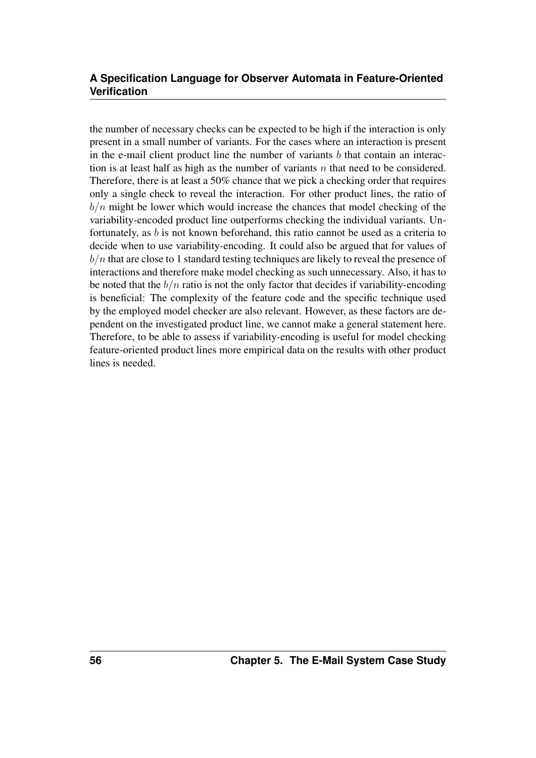the number of necessary checks can be expected to be high if the interaction is only present in a small number of variants. For the cases where an interaction is present in the e-mail client product line the number of variants $b$ that contain an interaction is at least half as high as the number of variants $n$ that need to be considered. Therefore, there is at least a 50% chance that we pick a checking order that requires only a single check to reveal the interaction. For other product lines, the ratio of $b/n$ might be lower which would increase the chances that model checking of the variability-encoded product line outperforms checking the individual variants. Unfortunately, as $b$ is not known beforehand, this ratio cannot be used as a criteria to decide when to use variability-encoding. It could also be argued that for values of $b/n$ that are close to 1 standard testing techniques are likely to reveal the presence of interactions and therefore make model checking as such unnecessary. Also, it has to be noted that the $b/n$ ratio is not the only factor that decides if variability-encoding is beneficial: The complexity of the feature code and the specific technique used by the employed model checker are also relevant. However, as these factors are dependent on the investigated product line, we cannot make a general statement here. Therefore, to be able to assess if variability-encoding is useful for model checking feature-oriented product lines more empirical data on the results with other product lines is needed.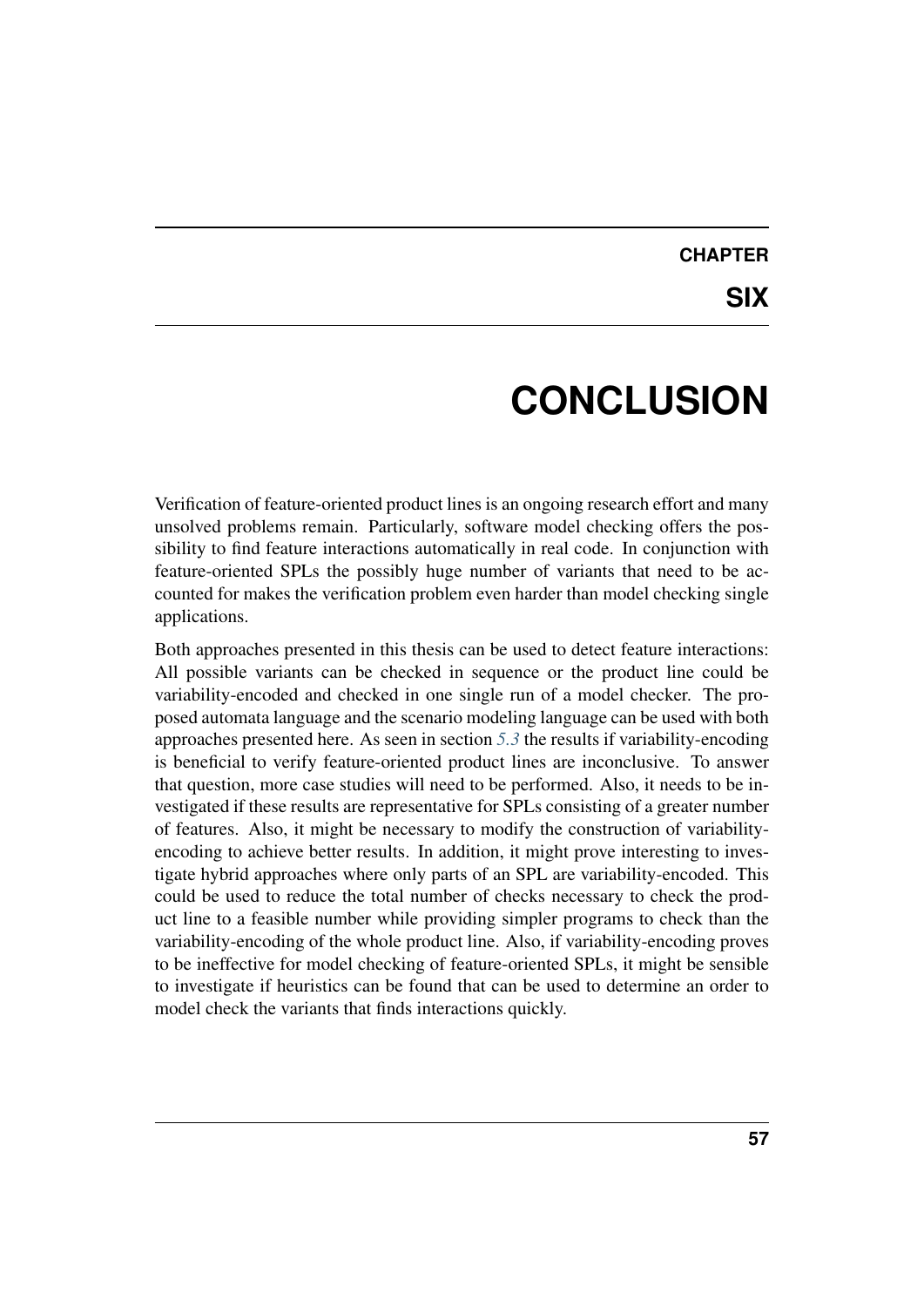# CHAPTER SIX

# CONCLUSION

Verification of feature-oriented product lines is an ongoing research effort and many unsolved problems remain. Particularly, software model checking offers the possibility to find feature interactions automatically in real code. In conjunction with feature-oriented SPLs the possibly huge number of variants that need to be accounted for makes the verification problem even harder than model checking single applications.

Both approaches presented in this thesis can be used to detect feature interactions: All possible variants can be checked in sequence or the product line could be variability-encoded and checked in one single run of a model checker. The proposed automata language and the scenario modeling language can be used with both approaches presented here. As seen in section 5.3 the results if variability-encoding is beneficial to verify feature-oriented product lines are inconclusive. To answer that question, more case studies will need to be performed. Also, it needs to be investigated if these results are representative for SPLs consisting of a greater number of features. Also, it might be necessary to modify the construction of variability-encoding to achieve better results. In addition, it might prove interesting to investigate hybrid approaches where only parts of an SPL are variability-encoded. This could be used to reduce the total number of checks necessary to check the product line to a feasible number while providing simpler programs to check than the variability-encoding of the whole product line. Also, if variability-encoding proves to be ineffective for model checking of feature-oriented SPLs, it might be sensible to investigate if heuristics can be found that can be used to determine an order to model check the variants that finds interactions quickly.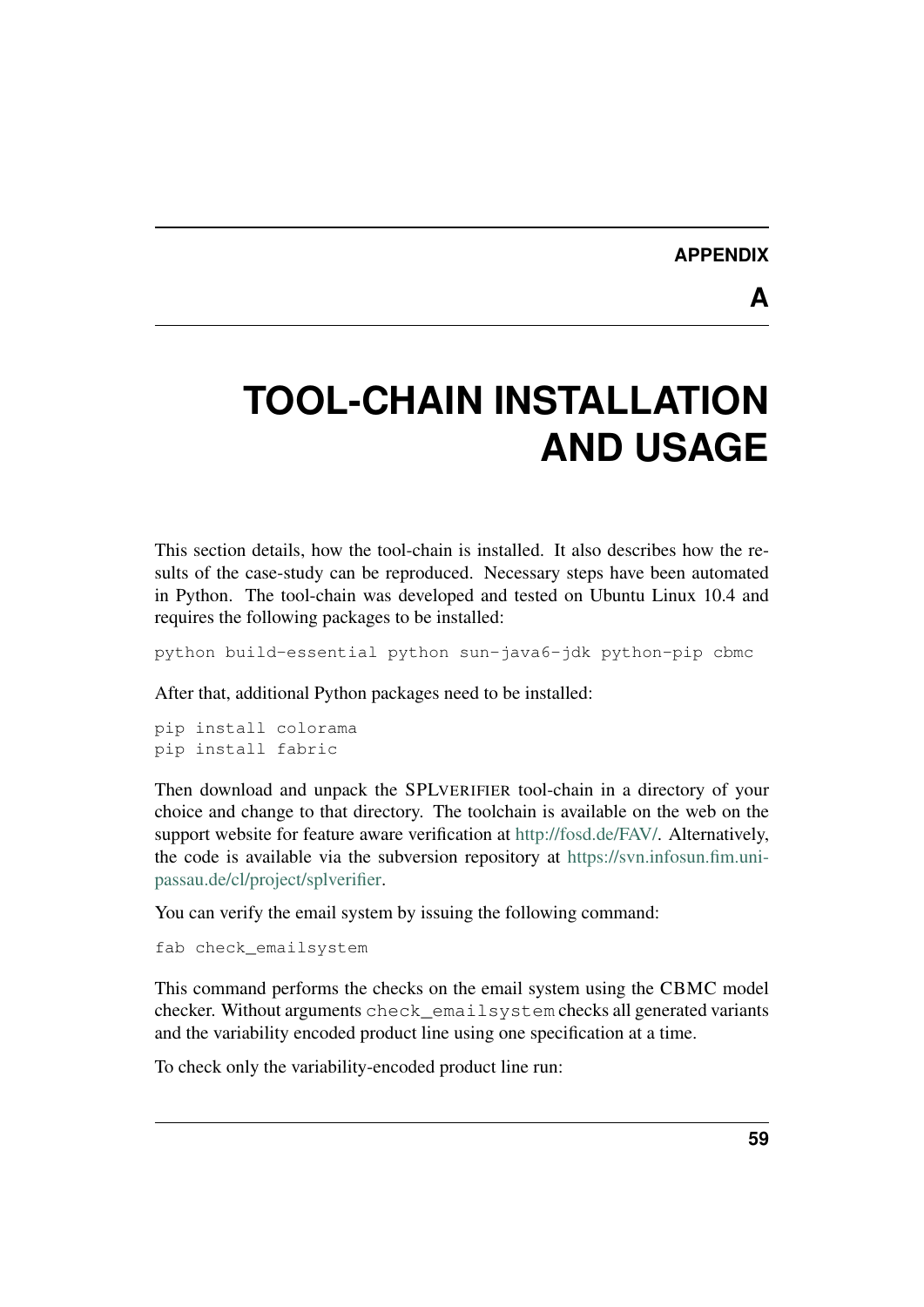# APPENDIX A

# TOOL-CHAIN INSTALLATION AND USAGE

This section details, how the tool-chain is installed. It also describes how the results of the case-study can be reproduced. Necessary steps have been automated in Python. The tool-chain was developed and tested on Ubuntu Linux 10.4 and requires the following packages to be installed:

```
python build-essential python sun-java6-jdk python-pip cbmc
```

After that, additional Python packages need to be installed:

```
pip install colorama
pip install fabric
```

Then download and unpack the SPLVERIFIER tool-chain in a directory of your choice and change to that directory. The toolchain is available on the web on the support website for feature aware verification at http://fosd.de/FAV/. Alternatively, the code is available via the subversion repository at https://svn.infosun.fim.uni-passau.de/cl/project/splverifier.

You can verify the email system by issuing the following command:

```
fab check_emailsystem
```

This command performs the checks on the email system using the CBMC model checker. Without arguments `check_emailsystem` checks all generated variants and the variability encoded product line using one specification at a time.

To check only the variability-encoded product line run: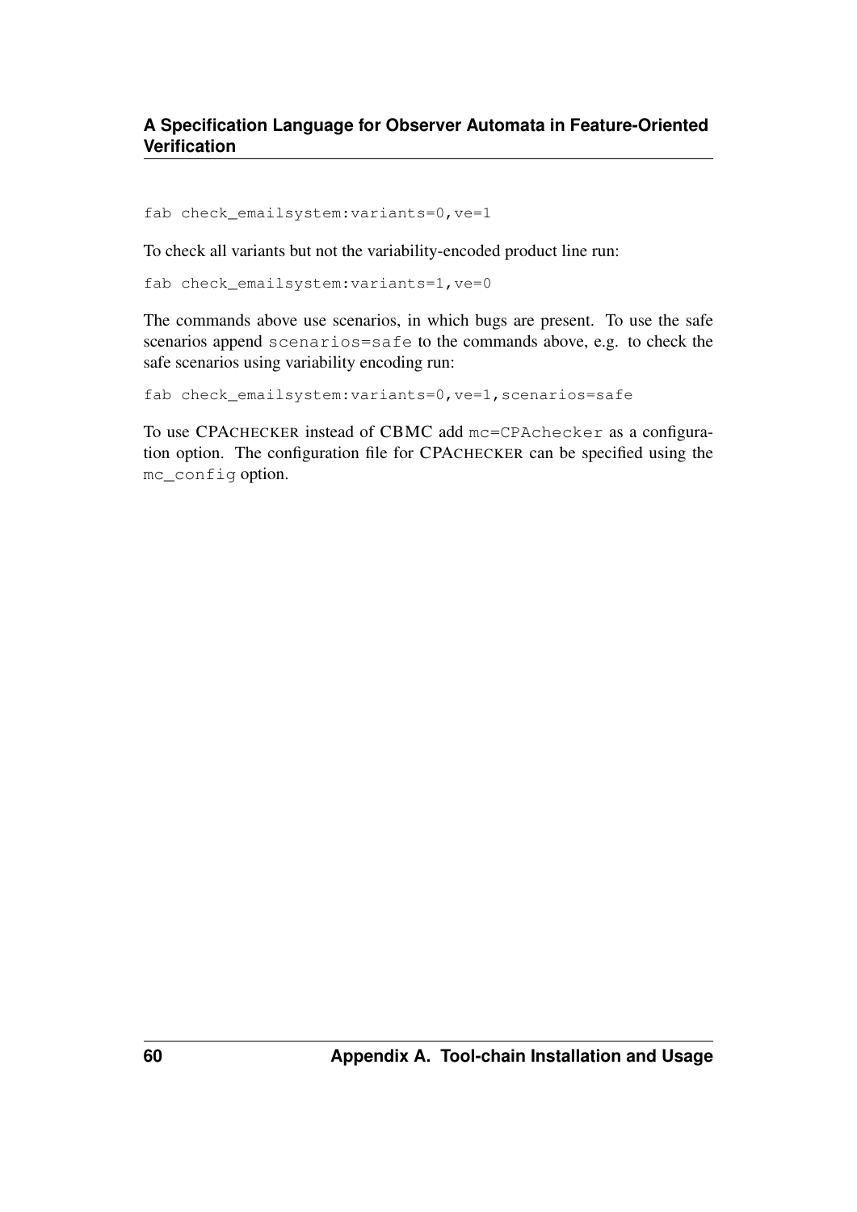```
fab check_emailsystem:variants=0,ve=1
```

To check all variants but not the variability-encoded product line run:

```
fab check_emailsystem:variants=1,ve=0
```

The commands above use scenarios, in which bugs are present. To use the safe scenarios append `scenarios=safe` to the commands above, e.g. to check the safe scenarios using variability encoding run:

```
fab check_emailsystem:variants=0,ve=1,scenarios=safe
```

To use CPACHECKER instead of CBMC add `mc=CPAchecker` as a configuration option. The configuration file for CPACHECKER can be specified using the `mc_config` option.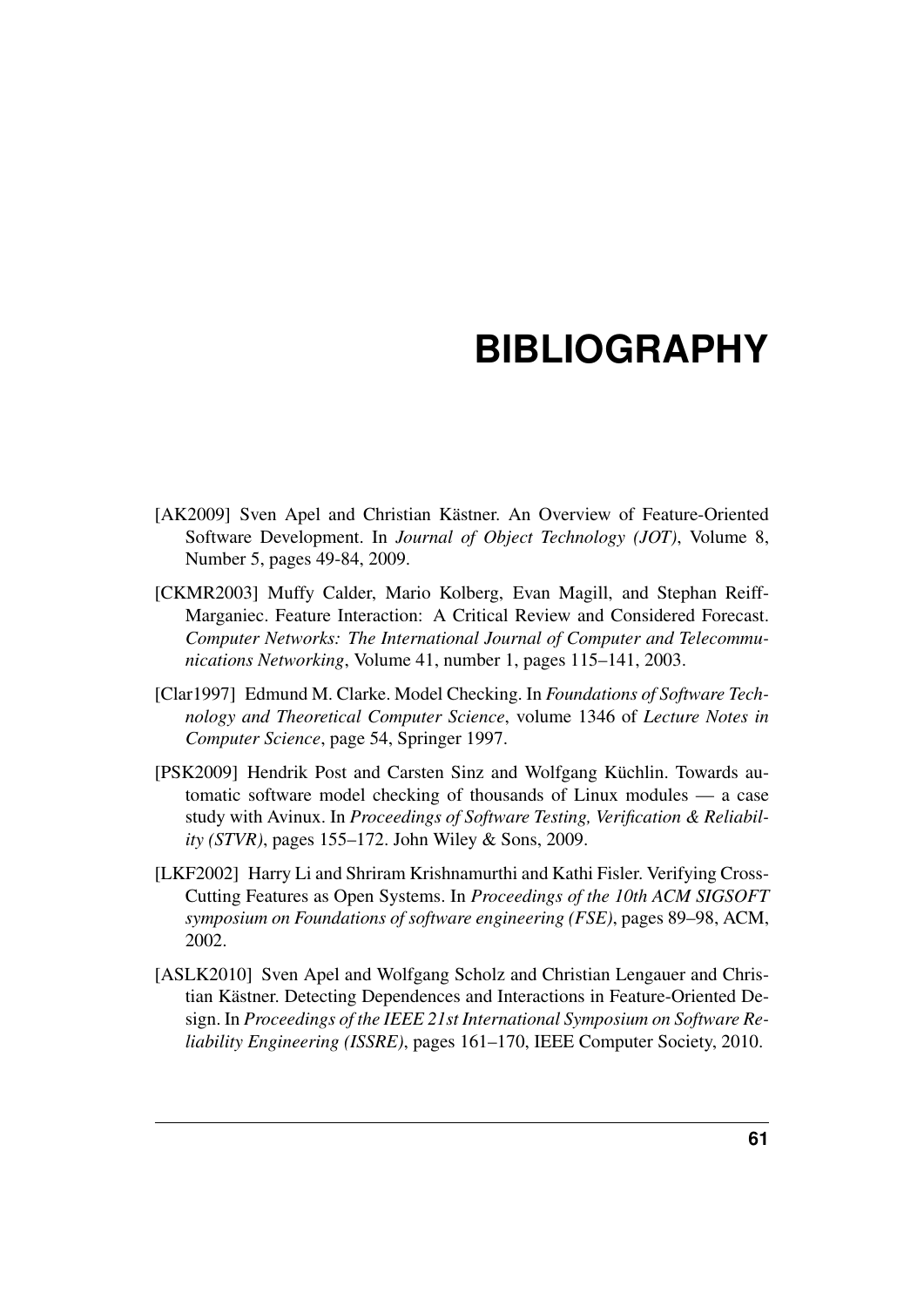# BIBLIOGRAPHY

[AK2009] Sven Apel and Christian Kästner. An Overview of Feature-Oriented Software Development. In *Journal of Object Technology (JOT)*, Volume 8, Number 5, pages 49-84, 2009.

[CKMR2003] Muffy Calder, Mario Kolberg, Evan Magill, and Stephan Reiff-Marganiec. Feature Interaction: A Critical Review and Considered Forecast. *Computer Networks: The International Journal of Computer and Telecommunications Networking*, Volume 41, number 1, pages 115–141, 2003.

[Clar1997] Edmund M. Clarke. Model Checking. In *Foundations of Software Technology and Theoretical Computer Science*, volume 1346 of *Lecture Notes in Computer Science*, page 54, Springer 1997.

[PSK2009] Hendrik Post and Carsten Sinz and Wolfgang Küchlin. Towards automatic software model checking of thousands of Linux modules — a case study with Avinux. In *Proceedings of Software Testing, Verification & Reliability (STVR)*, pages 155–172. John Wiley & Sons, 2009.

[LKF2002] Harry Li and Shriram Krishnamurthi and Kathi Fisler. Verifying Cross-Cutting Features as Open Systems. In *Proceedings of the 10th ACM SIGSOFT symposium on Foundations of software engineering (FSE)*, pages 89–98, ACM, 2002.

[ASLK2010] Sven Apel and Wolfgang Scholz and Christian Lengauer and Christian Kästner. Detecting Dependences and Interactions in Feature-Oriented Design. In *Proceedings of the IEEE 21st International Symposium on Software Reliability Engineering (ISSRE)*, pages 161–170, IEEE Computer Society, 2010.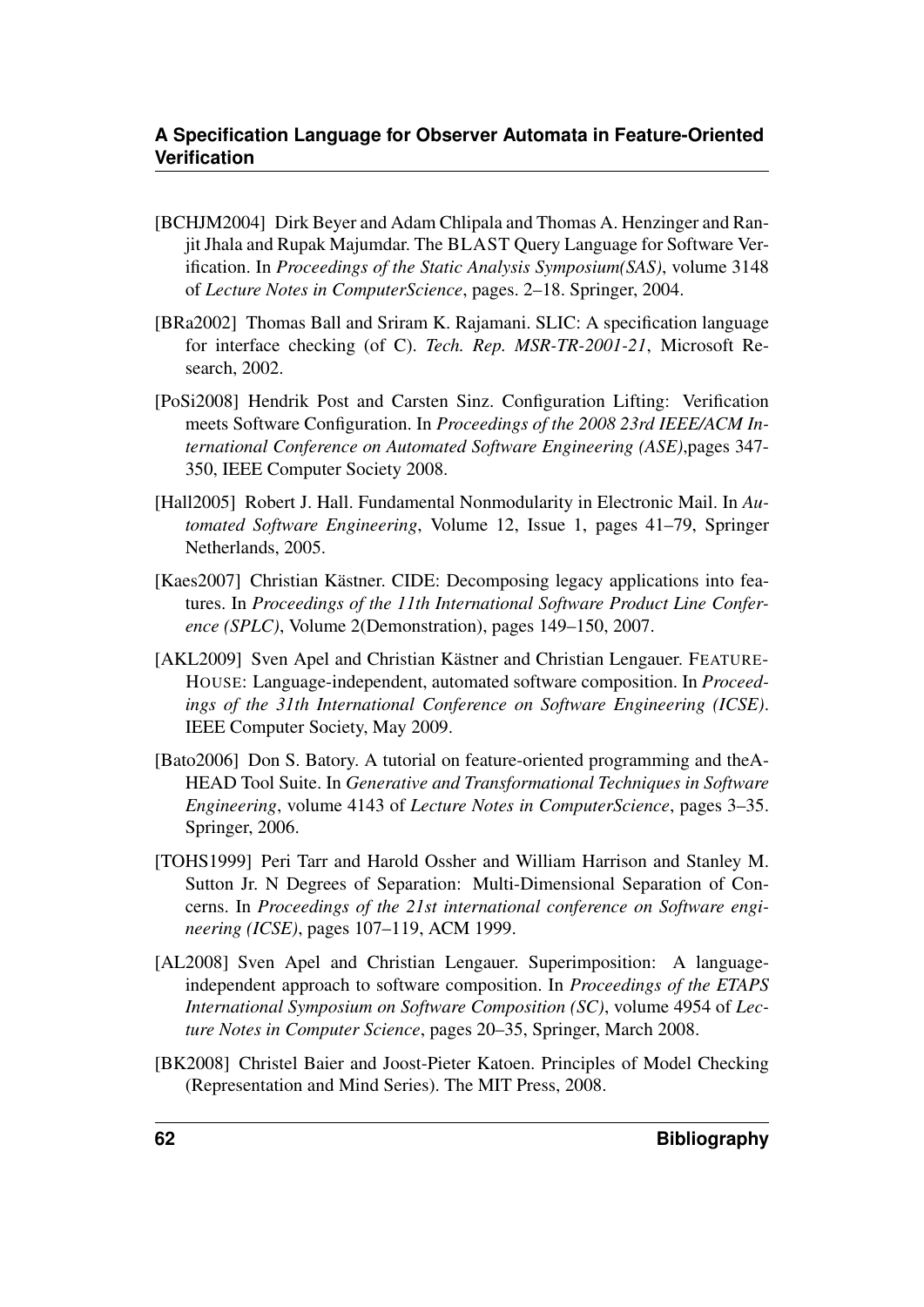[BCHJM2004] Dirk Beyer and Adam Chlipala and Thomas A. Henzinger and Ranjit Jhala and Rupak Majumdar. The BLAST Query Language for Software Verification. In *Proceedings of the Static Analysis Symposium(SAS)*, volume 3148 of *Lecture Notes in ComputerScience*, pages. 2–18. Springer, 2004.

[BRa2002] Thomas Ball and Sriram K. Rajamani. SLIC: A specification language for interface checking (of C). *Tech. Rep. MSR-TR-2001-21*, Microsoft Research, 2002.

[PoSi2008] Hendrik Post and Carsten Sinz. Configuration Lifting: Verification meets Software Configuration. In *Proceedings of the 2008 23rd IEEE/ACM International Conference on Automated Software Engineering (ASE)*,pages 347-350, IEEE Computer Society 2008.

[Hall2005] Robert J. Hall. Fundamental Nonmodularity in Electronic Mail. In *Automated Software Engineering*, Volume 12, Issue 1, pages 41–79, Springer Netherlands, 2005.

[Kaes2007] Christian Kästner. CIDE: Decomposing legacy applications into features. In *Proceedings of the 11th International Software Product Line Conference (SPLC)*, Volume 2(Demonstration), pages 149–150, 2007.

[AKL2009] Sven Apel and Christian Kästner and Christian Lengauer. FEATUREHOUSE: Language-independent, automated software composition. In *Proceedings of the 31th International Conference on Software Engineering (ICSE)*. IEEE Computer Society, May 2009.

[Bato2006] Don S. Batory. A tutorial on feature-oriented programming and theAHEAD Tool Suite. In *Generative and Transformational Techniques in Software Engineering*, volume 4143 of *Lecture Notes in ComputerScience*, pages 3–35. Springer, 2006.

[TOHS1999] Peri Tarr and Harold Ossher and William Harrison and Stanley M. Sutton Jr. N Degrees of Separation: Multi-Dimensional Separation of Concerns. In *Proceedings of the 21st international conference on Software engineering (ICSE)*, pages 107–119, ACM 1999.

[AL2008] Sven Apel and Christian Lengauer. Superimposition: A language-independent approach to software composition. In *Proceedings of the ETAPS International Symposium on Software Composition (SC)*, volume 4954 of *Lecture Notes in Computer Science*, pages 20–35, Springer, March 2008.

[BK2008] Christel Baier and Joost-Pieter Katoen. Principles of Model Checking (Representation and Mind Series). The MIT Press, 2008.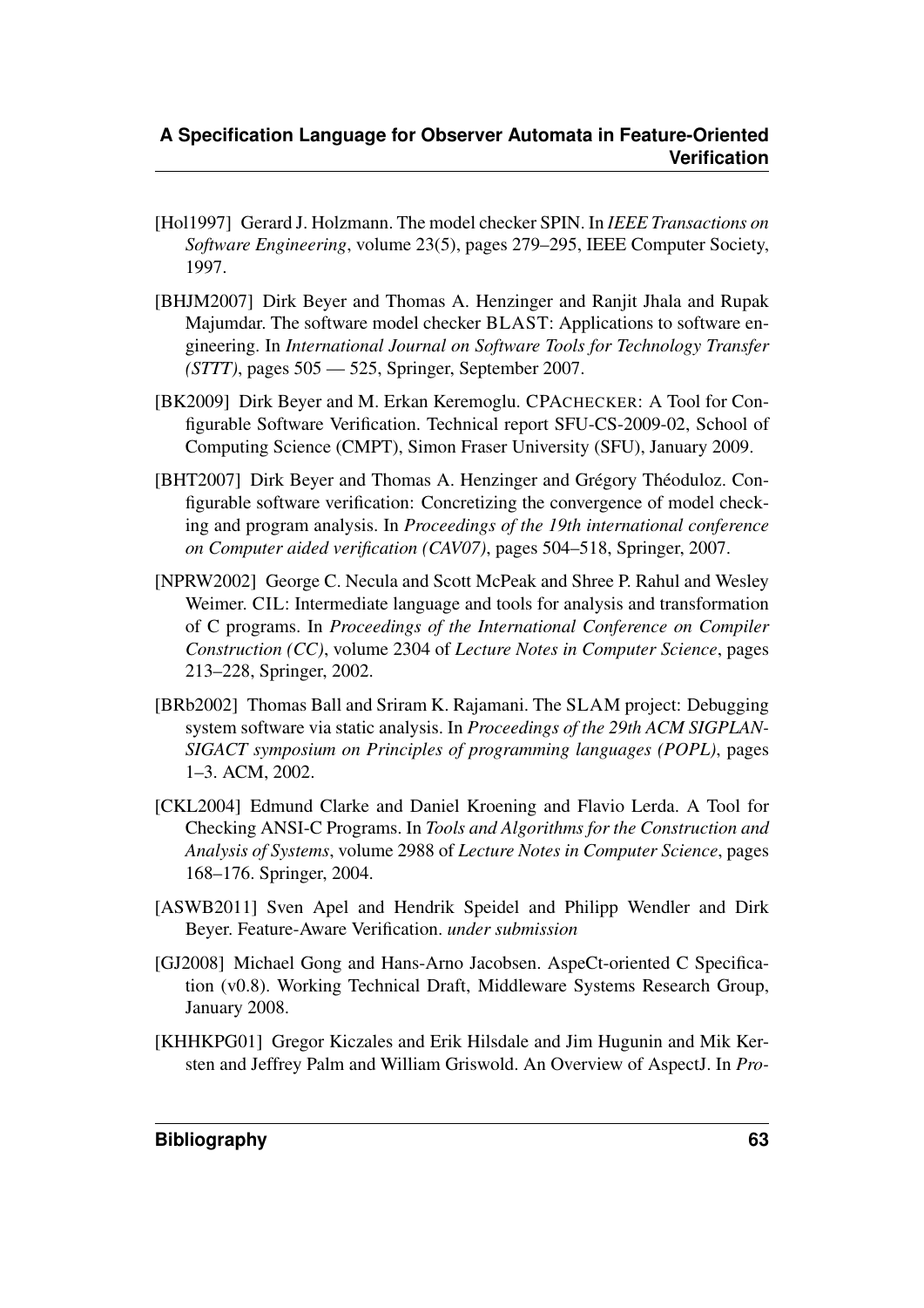[Hol1997] Gerard J. Holzmann. The model checker SPIN. In *IEEE Transactions on Software Engineering*, volume 23(5), pages 279–295, IEEE Computer Society, 1997.

[BHJM2007] Dirk Beyer and Thomas A. Henzinger and Ranjit Jhala and Rupak Majumdar. The software model checker BLAST: Applications to software engineering. In *International Journal on Software Tools for Technology Transfer (STTT)*, pages 505 — 525, Springer, September 2007.

[BK2009] Dirk Beyer and M. Erkan Keremoglu. CPACHECKER: A Tool for Configurable Software Verification. Technical report SFU-CS-2009-02, School of Computing Science (CMPT), Simon Fraser University (SFU), January 2009.

[BHT2007] Dirk Beyer and Thomas A. Henzinger and Grégory Théoduloz. Configurable software verification: Concretizing the convergence of model checking and program analysis. In *Proceedings of the 19th international conference on Computer aided verification (CAV07)*, pages 504–518, Springer, 2007.

[NPRW2002] George C. Necula and Scott McPeak and Shree P. Rahul and Wesley Weimer. CIL: Intermediate language and tools for analysis and transformation of C programs. In *Proceedings of the International Conference on Compiler Construction (CC)*, volume 2304 of *Lecture Notes in Computer Science*, pages 213–228, Springer, 2002.

[BRb2002] Thomas Ball and Sriram K. Rajamani. The SLAM project: Debugging system software via static analysis. In *Proceedings of the 29th ACM SIGPLAN-SIGACT symposium on Principles of programming languages (POPL)*, pages 1–3. ACM, 2002.

[CKL2004] Edmund Clarke and Daniel Kroening and Flavio Lerda. A Tool for Checking ANSI-C Programs. In *Tools and Algorithms for the Construction and Analysis of Systems*, volume 2988 of *Lecture Notes in Computer Science*, pages 168–176. Springer, 2004.

[ASWB2011] Sven Apel and Hendrik Speidel and Philipp Wendler and Dirk Beyer. Feature-Aware Verification. *under submission*

[GJ2008] Michael Gong and Hans-Arno Jacobsen. AspeCt-oriented C Specification (v0.8). Working Technical Draft, Middleware Systems Research Group, January 2008.

[KHHKPG01] Gregor Kiczales and Erik Hilsdale and Jim Hugunin and Mik Kersten and Jeffrey Palm and William Griswold. An Overview of AspectJ. In *Pro-*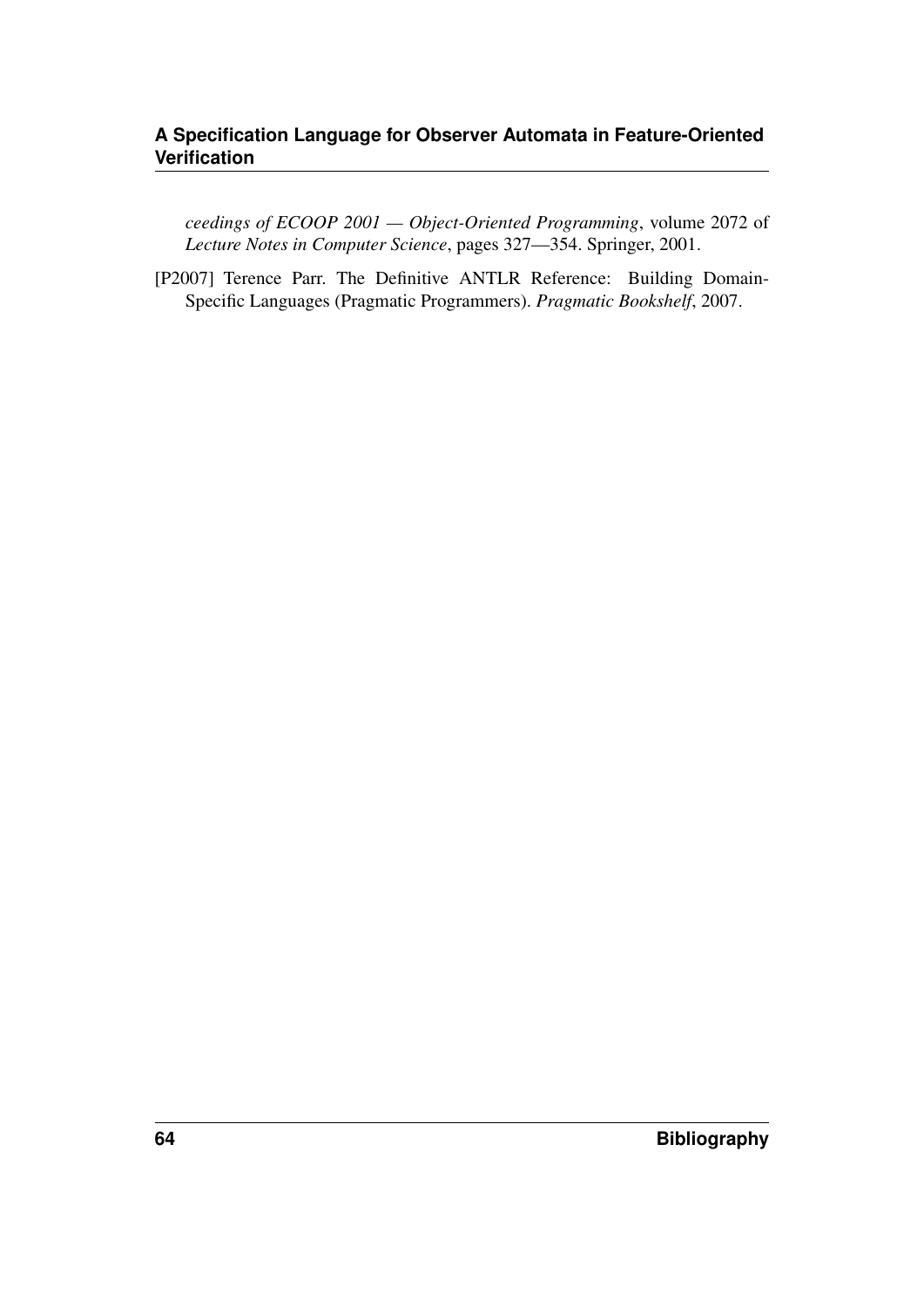*ceedings of ECOOP 2001 — Object-Oriented Programming*, volume 2072 of *Lecture Notes in Computer Science*, pages 327—354. Springer, 2001.

[P2007] Terence Parr. The Definitive ANTLR Reference: Building Domain-Specific Languages (Pragmatic Programmers). *Pragmatic Bookshelf*, 2007.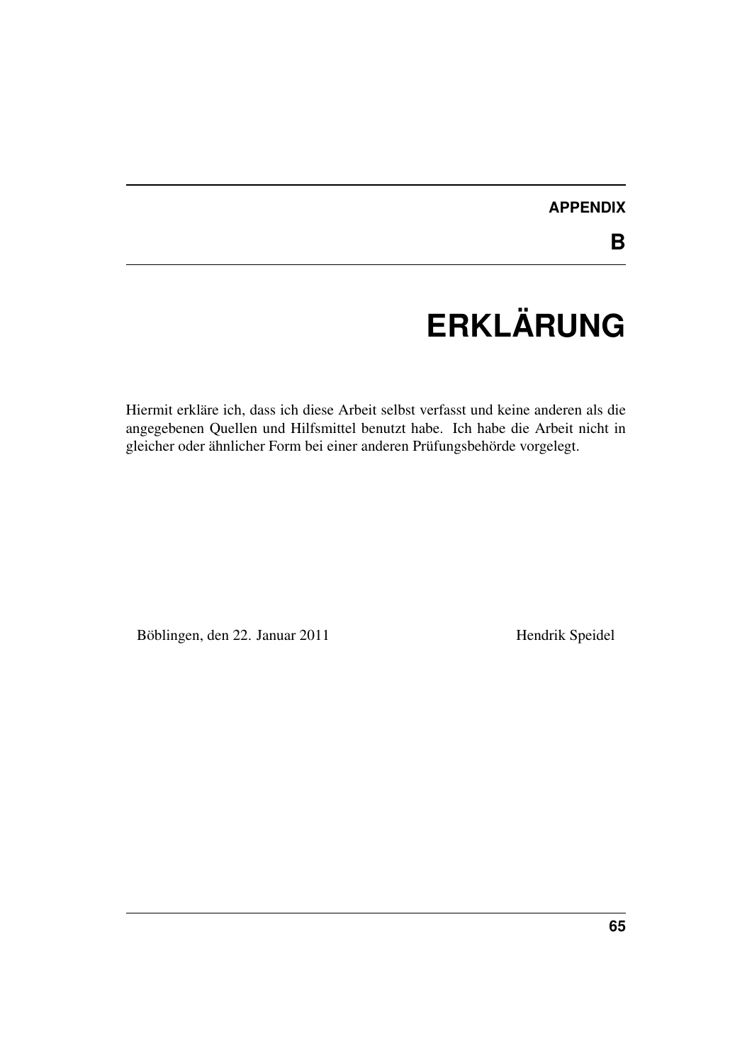# Appendix B

# ERKLÄRUNG

Hiermit erkläre ich, dass ich diese Arbeit selbst verfasst und keine anderen als die angegebenen Quellen und Hilfsmittel benutzt habe. Ich habe die Arbeit nicht in gleicher oder ähnlicher Form bei einer anderen Prüfungsbehörde vorgelegt.

Böblingen, den 22. Januar 2011

Hendrik Speidel